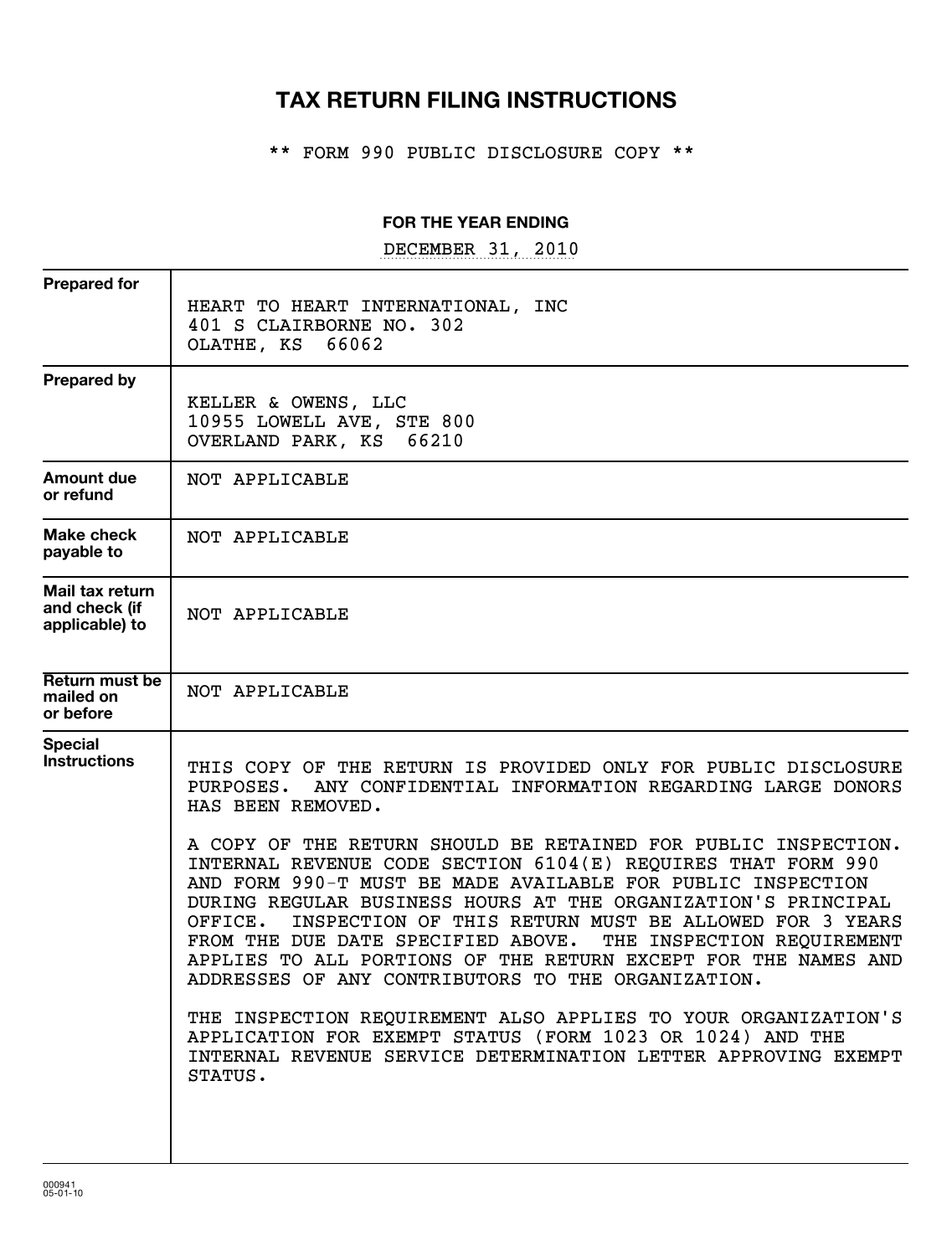# TAX RETURN FILING INSTRUCTIONS

** FORM 990 PUBLIC DISCLOSURE COPY **

**FOR THE YEAR ENDING**

DECEMBER 31, 2010

| | |
|---|---|
| **Prepared for** | HEART TO HEART INTERNATIONAL, INC<br>401 S CLAIRBORNE NO. 302<br>OLATHE, KS 66062 |
| **Prepared by** | KELLER & OWENS, LLC<br>10955 LOWELL AVE, STE 800<br>OVERLAND PARK, KS 66210 |
| **Amount due or refund** | NOT APPLICABLE |
| **Make check payable to** | NOT APPLICABLE |
| **Mail tax return and check (if applicable) to** | NOT APPLICABLE |
| **Return must be mailed on or before** | NOT APPLICABLE |
| **Special Instructions** | THIS COPY OF THE RETURN IS PROVIDED ONLY FOR PUBLIC DISCLOSURE PURPOSES. ANY CONFIDENTIAL INFORMATION REGARDING LARGE DONORS HAS BEEN REMOVED.<br><br>A COPY OF THE RETURN SHOULD BE RETAINED FOR PUBLIC INSPECTION. INTERNAL REVENUE CODE SECTION 6104(E) REQUIRES THAT FORM 990 AND FORM 990-T MUST BE MADE AVAILABLE FOR PUBLIC INSPECTION DURING REGULAR BUSINESS HOURS AT THE ORGANIZATION'S PRINCIPAL OFFICE. INSPECTION OF THIS RETURN MUST BE ALLOWED FOR 3 YEARS FROM THE DUE DATE SPECIFIED ABOVE. THE INSPECTION REQUIREMENT APPLIES TO ALL PORTIONS OF THE RETURN EXCEPT FOR THE NAMES AND ADDRESSES OF ANY CONTRIBUTORS TO THE ORGANIZATION.<br><br>THE INSPECTION REQUIREMENT ALSO APPLIES TO YOUR ORGANIZATION'S APPLICATION FOR EXEMPT STATUS (FORM 1023 OR 1024) AND THE INTERNAL REVENUE SERVICE DETERMINATION LETTER APPROVING EXEMPT STATUS. |

000941
05-01-10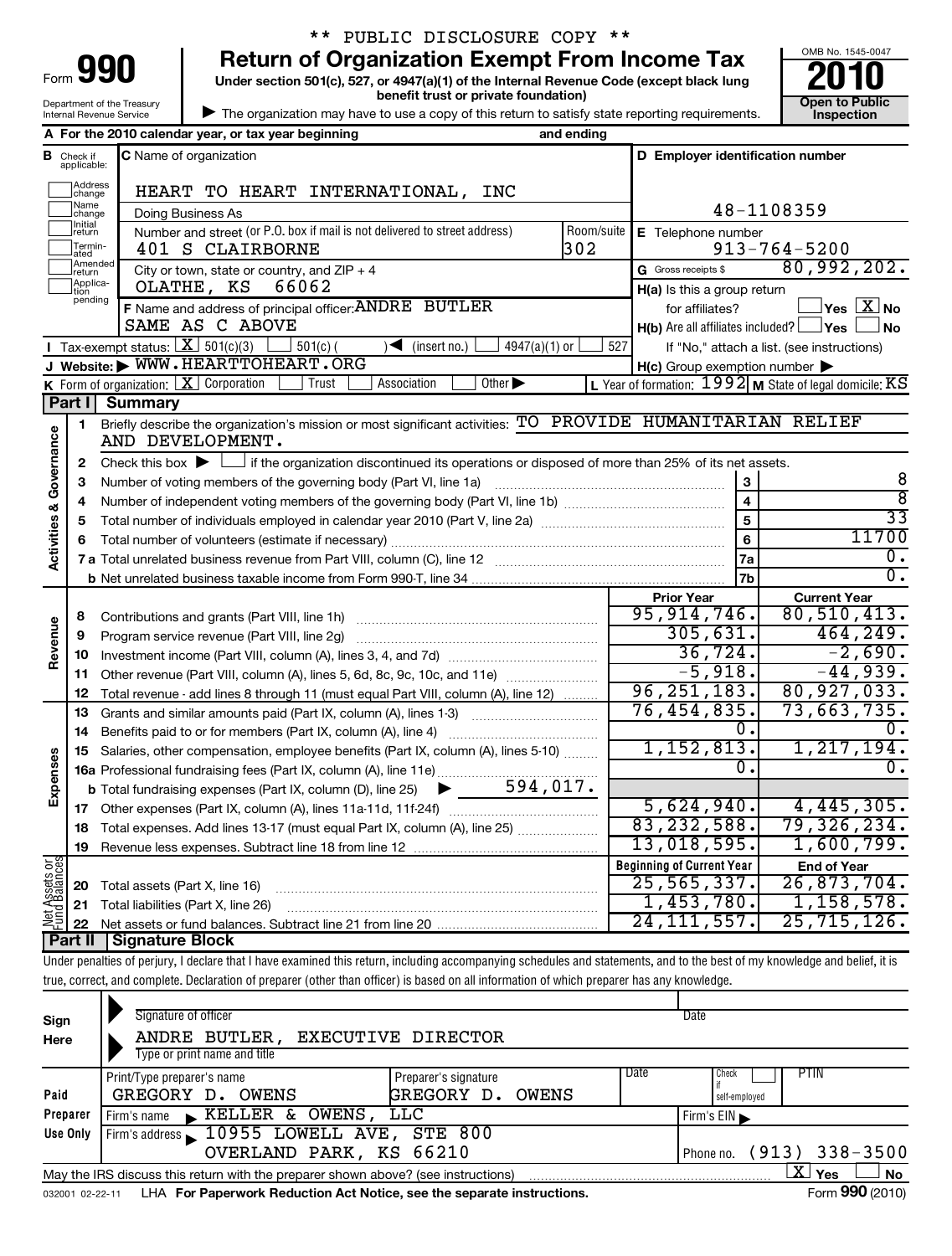** PUBLIC DISCLOSURE COPY **

# Form 990 — Return of Organization Exempt From Income Tax (2010)

Under section 501(c), 527, or 4947(a)(1) of the Internal Revenue Code (except black lung benefit trust or private foundation)

Department of the Treasury, Internal Revenue Service

▶ The organization may have to use a copy of this return to satisfy state reporting requirements.

OMB No. 1545-0047 — 2010 — Open to Public Inspection

**A** For the 2010 calendar year, or tax year beginning and ending

**B** Check if applicable: Address change, Name change, Initial return, Terminated, Amended return, Application pending

**C** Name of organization: HEART TO HEART INTERNATIONAL, INC

Doing Business As

Number and street (or P.O. box if mail is not delivered to street address): 401 S CLAIRBORNE — Room/suite: 302

City or town, state or country, and ZIP + 4: OLATHE, KS 66062

**D** Employer identification number: 48-1108359

**E** Telephone number: 913-764-5200

**G** Gross receipts $ 80,992,202.

**F** Name and address of principal officer: ANDRE BUTLER, SAME AS C ABOVE

**H(a)** Is this a group return for affiliates? Yes [ ] No [X]

**H(b)** Are all affiliates included? Yes [ ] No [ ] If "No," attach a list. (see instructions)

**H(c)** Group exemption number ▶

**I** Tax-exempt status: [X] 501(c)(3) [ ] 501(c) ( ) ◀ (insert no.) [ ] 4947(a)(1) or [ ] 527

**J** Website: ▶ WWW.HEARTTOHEART.ORG

**K** Form of organization: [X] Corporation [ ] Trust [ ] Association [ ] Other ▶

**L** Year of formation: 1992 **M** State of legal domicile: KS

## Part I Summary

**Activities & Governance**

1. Briefly describe the organization's mission or most significant activities: TO PROVIDE HUMANITARIAN RELIEF AND DEVELOPMENT.
2. Check this box ▶ [ ] if the organization discontinued its operations or disposed of more than 25% of its net assets.

| | | Line | |
|---|---|---|---|
| 3 | Number of voting members of the governing body (Part VI, line 1a) | 3 | 8 |
| 4 | Number of independent voting members of the governing body (Part VI, line 1b) | 4 | 8 |
| 5 | Total number of individuals employed in calendar year 2010 (Part V, line 2a) | 5 | 33 |
| 6 | Total number of volunteers (estimate if necessary) | 6 | 11700 |
| 7a | Total unrelated business revenue from Part VIII, column (C), line 12 | 7a | 0. |
| b | Net unrelated business taxable income from Form 990-T, line 34 | 7b | 0. |

| | | Prior Year | Current Year |
|---|---|---|---|
| **Revenue** | | | |
| 8 | Contributions and grants (Part VIII, line 1h) | 95,914,746. | 80,510,413. |
| 9 | Program service revenue (Part VIII, line 2g) | 305,631. | 464,249. |
| 10 | Investment income (Part VIII, column (A), lines 3, 4, and 7d) | 36,724. | -2,690. |
| 11 | Other revenue (Part VIII, column (A), lines 5, 6d, 8c, 9c, 10c, and 11e) | -5,918. | -44,939. |
| 12 | Total revenue - add lines 8 through 11 (must equal Part VIII, column (A), line 12) | 96,251,183. | 80,927,033. |
| **Expenses** | | | |
| 13 | Grants and similar amounts paid (Part IX, column (A), lines 1-3) | 76,454,835. | 73,663,735. |
| 14 | Benefits paid to or for members (Part IX, column (A), line 4) | 0. | 0. |
| 15 | Salaries, other compensation, employee benefits (Part IX, column (A), lines 5-10) | 1,152,813. | 1,217,194. |
| 16a | Professional fundraising fees (Part IX, column (A), line 11e) | 0. | 0. |
| b | Total fundraising expenses (Part IX, column (D), line 25) ▶ 594,017. | | |
| 17 | Other expenses (Part IX, column (A), lines 11a-11d, 11f-24f) | 5,624,940. | 4,445,305. |
| 18 | Total expenses. Add lines 13-17 (must equal Part IX, column (A), line 25) | 83,232,588. | 79,326,234. |
| 19 | Revenue less expenses. Subtract line 18 from line 12 | 13,018,595. | 1,600,799. |

| **Net Assets or Fund Balances** | | Beginning of Current Year | End of Year |
|---|---|---|---|
| 20 | Total assets (Part X, line 16) | 25,565,337. | 26,873,704. |
| 21 | Total liabilities (Part X, line 26) | 1,453,780. | 1,158,578. |
| 22 | Net assets or fund balances. Subtract line 21 from line 20 | 24,111,557. | 25,715,126. |

## Part II Signature Block

Under penalties of perjury, I declare that I have examined this return, including accompanying schedules and statements, and to the best of my knowledge and belief, it is true, correct, and complete. Declaration of preparer (other than officer) is based on all information of which preparer has any knowledge.

**Sign Here**

Signature of officer — Date

ANDRE BUTLER, EXECUTIVE DIRECTOR

Type or print name and title

**Paid Preparer Use Only**

| Print/Type preparer's name | Preparer's signature | Date | Check if self-employed | PTIN |
|---|---|---|---|---|
| GREGORY D. OWENS | GREGORY D. OWENS | | [ ] | |

Firm's name ▶ KELLER & OWENS, LLC — Firm's EIN ▶

Firm's address ▶ 10955 LOWELL AVE, STE 800, OVERLAND PARK, KS 66210 — Phone no. (913) 338-3500

May the IRS discuss this return with the preparer shown above? (see instructions) [X] Yes [ ] No

032001 02-22-11 LHA For Paperwork Reduction Act Notice, see the separate instructions. Form 990 (2010)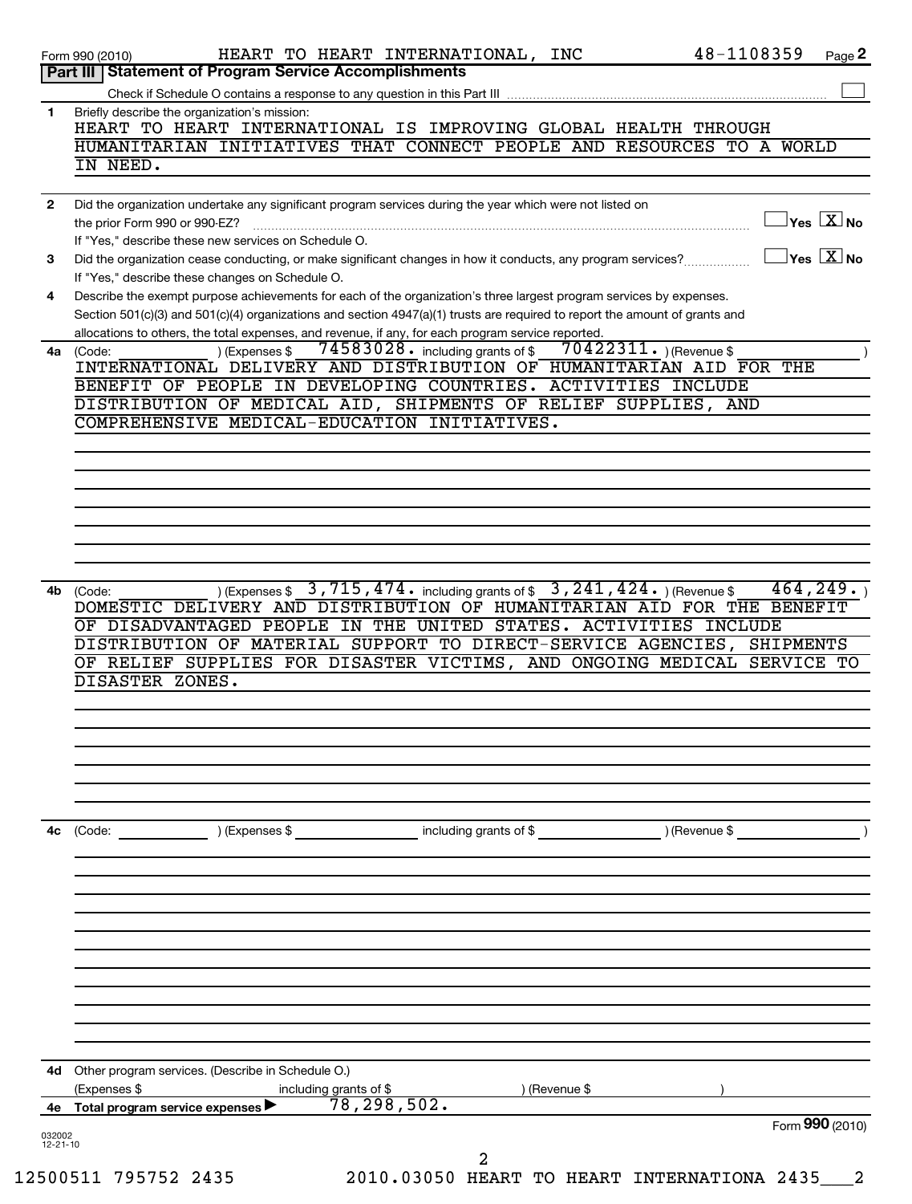Form 990 (2010) HEART TO HEART INTERNATIONAL, INC 48-1108359 Page **2**

**Part III | Statement of Program Service Accomplishments**

Check if Schedule O contains a response to any question in this Part III ☐

**1** Briefly describe the organization's mission:

HEART TO HEART INTERNATIONAL IS IMPROVING GLOBAL HEALTH THROUGH HUMANITARIAN INITIATIVES THAT CONNECT PEOPLE AND RESOURCES TO A WORLD IN NEED.

**2** Did the organization undertake any significant program services during the year which were not listed on the prior Form 990 or 990-EZ? ☐ Yes ☒ No

If "Yes," describe these new services on Schedule O.

**3** Did the organization cease conducting, or make significant changes in how it conducts, any program services? ☐ Yes ☒ No

If "Yes," describe these changes on Schedule O.

**4** Describe the exempt purpose achievements for each of the organization's three largest program services by expenses. Section 501(c)(3) and 501(c)(4) organizations and section 4947(a)(1) trusts are required to report the amount of grants and allocations to others, the total expenses, and revenue, if any, for each program service reported.

**4a** (Code: ) (Expenses $ 74583028. including grants of $ 70422311. ) (Revenue $ )

INTERNATIONAL DELIVERY AND DISTRIBUTION OF HUMANITARIAN AID FOR THE BENEFIT OF PEOPLE IN DEVELOPING COUNTRIES. ACTIVITIES INCLUDE DISTRIBUTION OF MEDICAL AID, SHIPMENTS OF RELIEF SUPPLIES, AND COMPREHENSIVE MEDICAL-EDUCATION INITIATIVES.

**4b** (Code: ) (Expenses $ 3,715,474. including grants of $ 3,241,424. ) (Revenue $ 464,249. )

DOMESTIC DELIVERY AND DISTRIBUTION OF HUMANITARIAN AID FOR THE BENEFIT OF DISADVANTAGED PEOPLE IN THE UNITED STATES. ACTIVITIES INCLUDE DISTRIBUTION OF MATERIAL SUPPORT TO DIRECT-SERVICE AGENCIES, SHIPMENTS OF RELIEF SUPPLIES FOR DISASTER VICTIMS, AND ONGOING MEDICAL SERVICE TO DISASTER ZONES.

**4c** (Code: ) (Expenses $ including grants of $ ) (Revenue $ )

**4d** Other program services. (Describe in Schedule O.)

(Expenses $ including grants of $ ) (Revenue $ )

**4e Total program service expenses ▶** 78,298,502.

Form **990** (2010)

032002 12-21-10

12500511 795752 2435 2010.03050 HEART TO HEART INTERNATIONA 2435___2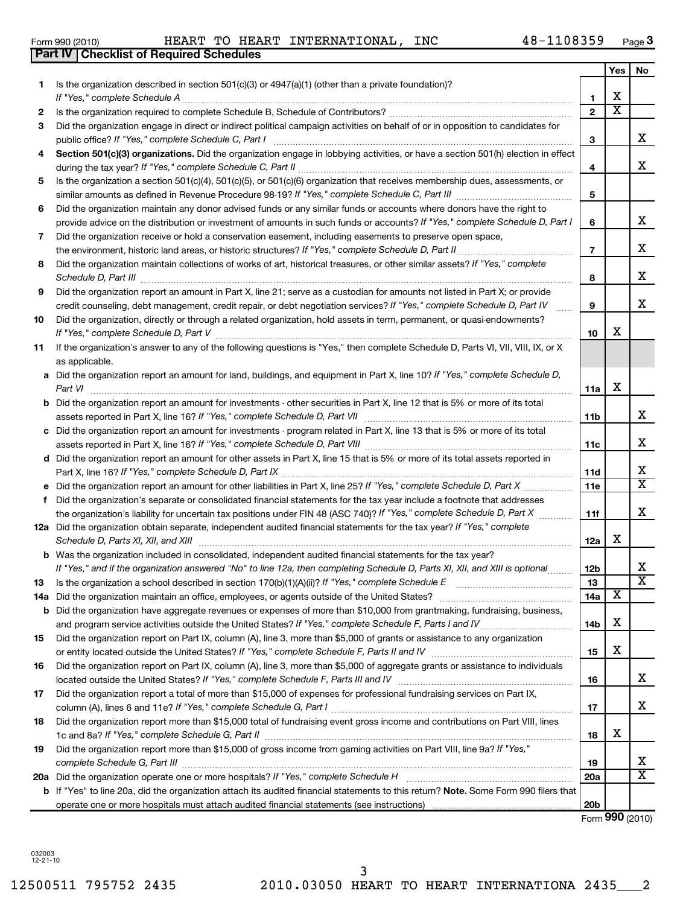Form 990 (2010) HEART TO HEART INTERNATIONAL, INC 48-1108359 Page **3**

## Part IV | Checklist of Required Schedules

| | | | Yes | No |
|---|---|---|---|---|
| **1** | Is the organization described in section 501(c)(3) or 4947(a)(1) (other than a private foundation)? *If "Yes," complete Schedule A* | **1** | X | |
| **2** | Is the organization required to complete Schedule B, Schedule of Contributors? | **2** | X | |
| **3** | Did the organization engage in direct or indirect political campaign activities on behalf of or in opposition to candidates for public office? *If "Yes," complete Schedule C, Part I* | **3** | | X |
| **4** | **Section 501(c)(3) organizations.** Did the organization engage in lobbying activities, or have a section 501(h) election in effect during the tax year? *If "Yes," complete Schedule C, Part II* | **4** | | X |
| **5** | Is the organization a section 501(c)(4), 501(c)(5), or 501(c)(6) organization that receives membership dues, assessments, or similar amounts as defined in Revenue Procedure 98-19? *If "Yes," complete Schedule C, Part III* | **5** | | |
| **6** | Did the organization maintain any donor advised funds or any similar funds or accounts where donors have the right to provide advice on the distribution or investment of amounts in such funds or accounts? *If "Yes," complete Schedule D, Part I* | **6** | | X |
| **7** | Did the organization receive or hold a conservation easement, including easements to preserve open space, the environment, historic land areas, or historic structures? *If "Yes," complete Schedule D, Part II* | **7** | | X |
| **8** | Did the organization maintain collections of works of art, historical treasures, or other similar assets? *If "Yes," complete Schedule D, Part III* | **8** | | X |
| **9** | Did the organization report an amount in Part X, line 21; serve as a custodian for amounts not listed in Part X; or provide credit counseling, debt management, credit repair, or debt negotiation services? *If "Yes," complete Schedule D, Part IV* | **9** | | X |
| **10** | Did the organization, directly or through a related organization, hold assets in term, permanent, or quasi-endowments? *If "Yes," complete Schedule D, Part V* | **10** | X | |
| **11** | If the organization's answer to any of the following questions is "Yes," then complete Schedule D, Parts VI, VII, VIII, IX, or X as applicable. | | | |
| **a** | Did the organization report an amount for land, buildings, and equipment in Part X, line 10? *If "Yes," complete Schedule D, Part VI* | **11a** | X | |
| **b** | Did the organization report an amount for investments - other securities in Part X, line 12 that is 5% or more of its total assets reported in Part X, line 16? *If "Yes," complete Schedule D, Part VII* | **11b** | | X |
| **c** | Did the organization report an amount for investments - program related in Part X, line 13 that is 5% or more of its total assets reported in Part X, line 16? *If "Yes," complete Schedule D, Part VIII* | **11c** | | X |
| **d** | Did the organization report an amount for other assets in Part X, line 15 that is 5% or more of its total assets reported in Part X, line 16? *If "Yes," complete Schedule D, Part IX* | **11d** | | X |
| **e** | Did the organization report an amount for other liabilities in Part X, line 25? *If "Yes," complete Schedule D, Part X* | **11e** | | X |
| **f** | Did the organization's separate or consolidated financial statements for the tax year include a footnote that addresses the organization's liability for uncertain tax positions under FIN 48 (ASC 740)? *If "Yes," complete Schedule D, Part X* | **11f** | | X |
| **12a** | Did the organization obtain separate, independent audited financial statements for the tax year? *If "Yes," complete Schedule D, Parts XI, XII, and XIII* | **12a** | X | |
| **b** | Was the organization included in consolidated, independent audited financial statements for the tax year? *If "Yes," and if the organization answered "No" to line 12a, then completing Schedule D, Parts XI, XII, and XIII is optional* | **12b** | | X |
| **13** | Is the organization a school described in section 170(b)(1)(A)(ii)? *If "Yes," complete Schedule E* | **13** | | X |
| **14a** | Did the organization maintain an office, employees, or agents outside of the United States? | **14a** | X | |
| **b** | Did the organization have aggregate revenues or expenses of more than $10,000 from grantmaking, fundraising, business, and program service activities outside the United States? *If "Yes," complete Schedule F, Parts I and IV* | **14b** | X | |
| **15** | Did the organization report on Part IX, column (A), line 3, more than $5,000 of grants or assistance to any organization or entity located outside the United States? *If "Yes," complete Schedule F, Parts II and IV* | **15** | X | |
| **16** | Did the organization report on Part IX, column (A), line 3, more than $5,000 of aggregate grants or assistance to individuals located outside the United States? *If "Yes," complete Schedule F, Parts III and IV* | **16** | | X |
| **17** | Did the organization report a total of more than $15,000 of expenses for professional fundraising services on Part IX, column (A), lines 6 and 11e? *If "Yes," complete Schedule G, Part I* | **17** | | X |
| **18** | Did the organization report more than $15,000 total of fundraising event gross income and contributions on Part VIII, lines 1c and 8a? *If "Yes," complete Schedule G, Part II* | **18** | X | |
| **19** | Did the organization report more than $15,000 of gross income from gaming activities on Part VIII, line 9a? *If "Yes," complete Schedule G, Part III* | **19** | | X |
| **20a** | Did the organization operate one or more hospitals? *If "Yes," complete Schedule H* | **20a** | | X |
| **b** | If "Yes" to line 20a, did the organization attach its audited financial statements to this return? **Note.** Some Form 990 filers that operate one or more hospitals must attach audited financial statements (see instructions) | **20b** | | |

Form **990** (2010)

032003 12-21-10

12500511 795752 2435 2010.03050 HEART TO HEART INTERNATIONA 2435___2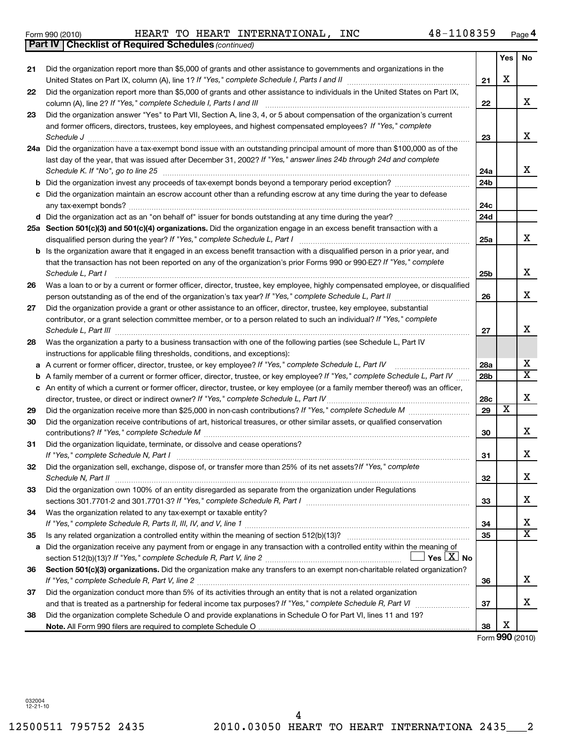Form 990 (2010) HEART TO HEART INTERNATIONAL, INC 48-1108359 Page 4

**Part IV Checklist of Required Schedules** *(continued)*

| | | | Yes | No |
|---|---|---|---|---|
| 21 | Did the organization report more than $5,000 of grants and other assistance to governments and organizations in the United States on Part IX, column (A), line 1? *If "Yes," complete Schedule I, Parts I and II* | 21 | X | |
| 22 | Did the organization report more than $5,000 of grants and other assistance to individuals in the United States on Part IX, column (A), line 2? *If "Yes," complete Schedule I, Parts I and III* | 22 | | X |
| 23 | Did the organization answer "Yes" to Part VII, Section A, line 3, 4, or 5 about compensation of the organization's current and former officers, directors, trustees, key employees, and highest compensated employees? *If "Yes," complete Schedule J* | 23 | | X |
| 24a | Did the organization have a tax-exempt bond issue with an outstanding principal amount of more than $100,000 as of the last day of the year, that was issued after December 31, 2002? *If "Yes," answer lines 24b through 24d and complete Schedule K. If "No", go to line 25* | 24a | | X |
| b | Did the organization invest any proceeds of tax-exempt bonds beyond a temporary period exception? | 24b | | |
| c | Did the organization maintain an escrow account other than a refunding escrow at any time during the year to defease any tax-exempt bonds? | 24c | | |
| d | Did the organization act as an "on behalf of" issuer for bonds outstanding at any time during the year? | 24d | | |
| 25a | **Section 501(c)(3) and 501(c)(4) organizations.** Did the organization engage in an excess benefit transaction with a disqualified person during the year? *If "Yes," complete Schedule L, Part I* | 25a | | X |
| b | Is the organization aware that it engaged in an excess benefit transaction with a disqualified person in a prior year, and that the transaction has not been reported on any of the organization's prior Forms 990 or 990-EZ? *If "Yes," complete Schedule L, Part I* | 25b | | X |
| 26 | Was a loan to or by a current or former officer, director, trustee, key employee, highly compensated employee, or disqualified person outstanding as of the end of the organization's tax year? *If "Yes," complete Schedule L, Part II* | 26 | | X |
| 27 | Did the organization provide a grant or other assistance to an officer, director, trustee, key employee, substantial contributor, or a grant selection committee member, or to a person related to such an individual? *If "Yes," complete Schedule L, Part III* | 27 | | X |
| 28 | Was the organization a party to a business transaction with one of the following parties (see Schedule L, Part IV instructions for applicable filing thresholds, conditions, and exceptions): | | | |
| a | A current or former officer, director, trustee, or key employee? *If "Yes," complete Schedule L, Part IV* | 28a | | X |
| b | A family member of a current or former officer, director, trustee, or key employee? *If "Yes," complete Schedule L, Part IV* | 28b | | X |
| c | An entity of which a current or former officer, director, trustee, or key employee (or a family member thereof) was an officer, director, trustee, or direct or indirect owner? *If "Yes," complete Schedule L, Part IV* | 28c | | X |
| 29 | Did the organization receive more than $25,000 in non-cash contributions? *If "Yes," complete Schedule M* | 29 | X | |
| 30 | Did the organization receive contributions of art, historical treasures, or other similar assets, or qualified conservation contributions? *If "Yes," complete Schedule M* | 30 | | X |
| 31 | Did the organization liquidate, terminate, or dissolve and cease operations? *If "Yes," complete Schedule N, Part I* | 31 | | X |
| 32 | Did the organization sell, exchange, dispose of, or transfer more than 25% of its net assets? *If "Yes," complete Schedule N, Part II* | 32 | | X |
| 33 | Did the organization own 100% of an entity disregarded as separate from the organization under Regulations sections 301.7701-2 and 301.7701-3? *If "Yes," complete Schedule R, Part I* | 33 | | X |
| 34 | Was the organization related to any tax-exempt or taxable entity? *If "Yes," complete Schedule R, Parts II, III, IV, and V, line 1* | 34 | | X |
| 35 | Is any related organization a controlled entity within the meaning of section 512(b)(13)? | 35 | | X |
| a | Did the organization receive any payment from or engage in any transaction with a controlled entity within the meaning of section 512(b)(13)? *If "Yes," complete Schedule R, Part V, line 2* ☐ Yes ☒ No | | | |
| 36 | **Section 501(c)(3) organizations.** Did the organization make any transfers to an exempt non-charitable related organization? *If "Yes," complete Schedule R, Part V, line 2* | 36 | | X |
| 37 | Did the organization conduct more than 5% of its activities through an entity that is not a related organization and that is treated as a partnership for federal income tax purposes? *If "Yes," complete Schedule R, Part VI* | 37 | | X |
| 38 | Did the organization complete Schedule O and provide explanations in Schedule O for Part VI, lines 11 and 19? **Note.** All Form 990 filers are required to complete Schedule O | 38 | X | |

Form **990** (2010)

032004
12-21-10

12500511 795752 2435 2010.03050 HEART TO HEART INTERNATIONA 2435___2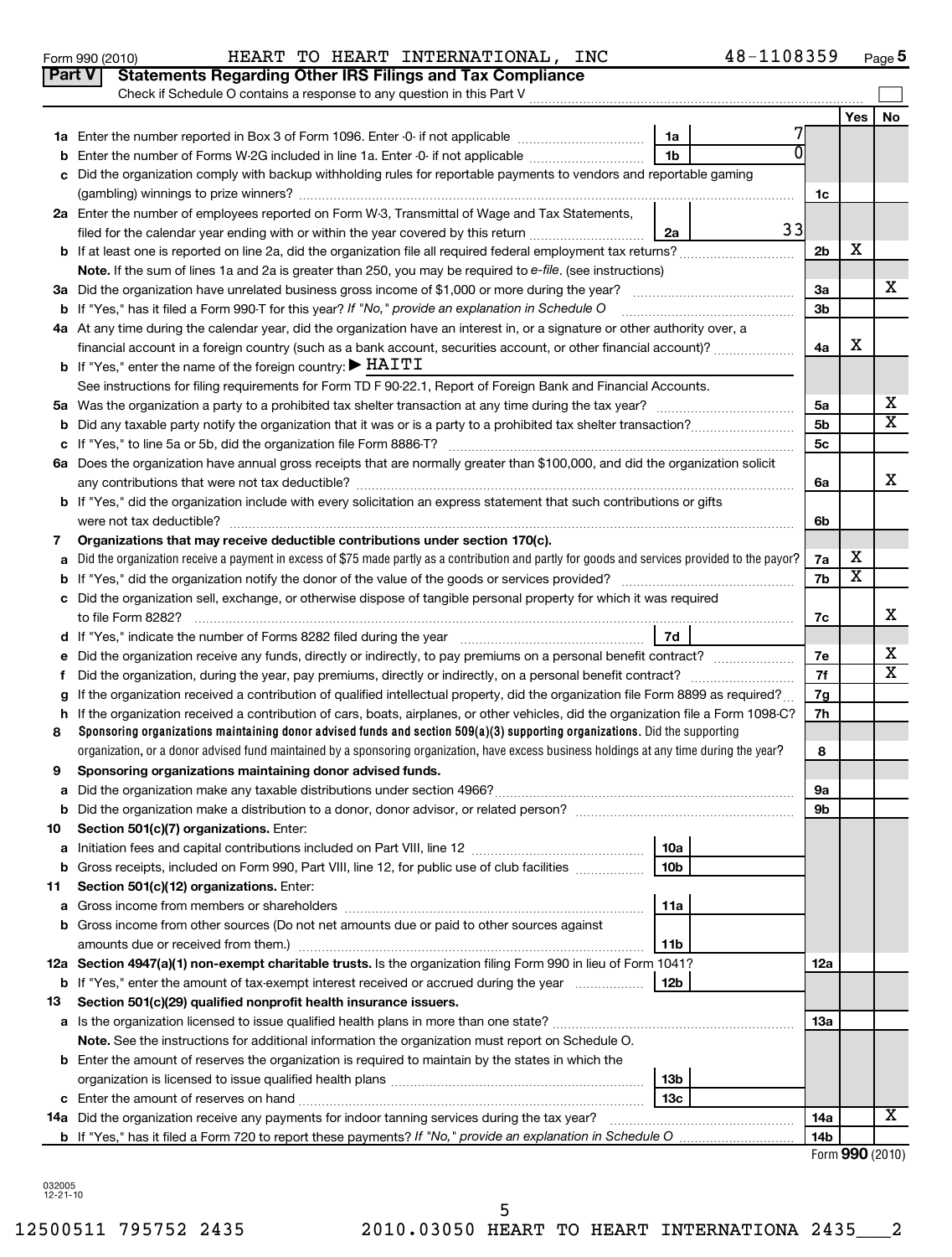Form 990 (2010) HEART TO HEART INTERNATIONAL, INC 48-1108359 Page **5**

## Part V Statements Regarding Other IRS Filings and Tax Compliance

Check if Schedule O contains a response to any question in this Part V

| | | | | | Yes | No |
|---|---|---|---|---|---|---|
| **1a** | Enter the number reported in Box 3 of Form 1096. Enter -0- if not applicable | 1a | 7 | | | |
| **b** | Enter the number of Forms W-2G included in line 1a. Enter -0- if not applicable | 1b | 0 | | | |
| **c** | Did the organization comply with backup withholding rules for reportable payments to vendors and reportable gaming (gambling) winnings to prize winners? | | | 1c | | |
| **2a** | Enter the number of employees reported on Form W-3, Transmittal of Wage and Tax Statements, filed for the calendar year ending with or within the year covered by this return | 2a | 33 | | | |
| **b** | If at least one is reported on line 2a, did the organization file all required federal employment tax returns? | | | 2b | X | |
| | **Note.** If the sum of lines 1a and 2a is greater than 250, you may be required to *e-file*. (see instructions) | | | | | |
| **3a** | Did the organization have unrelated business gross income of $1,000 or more during the year? | | | 3a | | X |
| **b** | If "Yes," has it filed a Form 990-T for this year? *If "No," provide an explanation in Schedule O* | | | 3b | | |
| **4a** | At any time during the calendar year, did the organization have an interest in, or a signature or other authority over, a financial account in a foreign country (such as a bank account, securities account, or other financial account)? | | | 4a | X | |
| **b** | If "Yes," enter the name of the foreign country: ▶ HAITI | | | | | |
| | See instructions for filing requirements for Form TD F 90-22.1, Report of Foreign Bank and Financial Accounts. | | | | | |
| **5a** | Was the organization a party to a prohibited tax shelter transaction at any time during the tax year? | | | 5a | | X |
| **b** | Did any taxable party notify the organization that it was or is a party to a prohibited tax shelter transaction? | | | 5b | | X |
| **c** | If "Yes," to line 5a or 5b, did the organization file Form 8886-T? | | | 5c | | |
| **6a** | Does the organization have annual gross receipts that are normally greater than $100,000, and did the organization solicit any contributions that were not tax deductible? | | | 6a | | X |
| **b** | If "Yes," did the organization include with every solicitation an express statement that such contributions or gifts were not tax deductible? | | | 6b | | |
| **7** | **Organizations that may receive deductible contributions under section 170(c).** | | | | | |
| **a** | Did the organization receive a payment in excess of $75 made partly as a contribution and partly for goods and services provided to the payor? | | | 7a | X | |
| **b** | If "Yes," did the organization notify the donor of the value of the goods or services provided? | | | 7b | X | |
| **c** | Did the organization sell, exchange, or otherwise dispose of tangible personal property for which it was required to file Form 8282? | | | 7c | | X |
| **d** | If "Yes," indicate the number of Forms 8282 filed during the year | 7d | | | | |
| **e** | Did the organization receive any funds, directly or indirectly, to pay premiums on a personal benefit contract? | | | 7e | | X |
| **f** | Did the organization, during the year, pay premiums, directly or indirectly, on a personal benefit contract? | | | 7f | | X |
| **g** | If the organization received a contribution of qualified intellectual property, did the organization file Form 8899 as required? | | | 7g | | |
| **h** | If the organization received a contribution of cars, boats, airplanes, or other vehicles, did the organization file a Form 1098-C? | | | 7h | | |
| **8** | **Sponsoring organizations maintaining donor advised funds and section 509(a)(3) supporting organizations.** Did the supporting organization, or a donor advised fund maintained by a sponsoring organization, have excess business holdings at any time during the year? | | | 8 | | |
| **9** | **Sponsoring organizations maintaining donor advised funds.** | | | | | |
| **a** | Did the organization make any taxable distributions under section 4966? | | | 9a | | |
| **b** | Did the organization make a distribution to a donor, donor advisor, or related person? | | | 9b | | |
| **10** | **Section 501(c)(7) organizations.** Enter: | | | | | |
| **a** | Initiation fees and capital contributions included on Part VIII, line 12 | 10a | | | | |
| **b** | Gross receipts, included on Form 990, Part VIII, line 12, for public use of club facilities | 10b | | | | |
| **11** | **Section 501(c)(12) organizations.** Enter: | | | | | |
| **a** | Gross income from members or shareholders | 11a | | | | |
| **b** | Gross income from other sources (Do not net amounts due or paid to other sources against amounts due or received from them.) | 11b | | | | |
| **12a** | **Section 4947(a)(1) non-exempt charitable trusts.** Is the organization filing Form 990 in lieu of Form 1041? | | | 12a | | |
| **b** | If "Yes," enter the amount of tax-exempt interest received or accrued during the year | 12b | | | | |
| **13** | **Section 501(c)(29) qualified nonprofit health insurance issuers.** | | | | | |
| **a** | Is the organization licensed to issue qualified health plans in more than one state? | | | 13a | | |
| | **Note.** See the instructions for additional information the organization must report on Schedule O. | | | | | |
| **b** | Enter the amount of reserves the organization is required to maintain by the states in which the organization is licensed to issue qualified health plans | 13b | | | | |
| **c** | Enter the amount of reserves on hand | 13c | | | | |
| **14a** | Did the organization receive any payments for indoor tanning services during the tax year? | | | 14a | | X |
| **b** | If "Yes," has it filed a Form 720 to report these payments? *If "No," provide an explanation in Schedule O* | | | 14b | | |

Form **990** (2010)

032005
12-21-10

12500511 795752 2435 2010.03050 HEART TO HEART INTERNATIONA 2435___2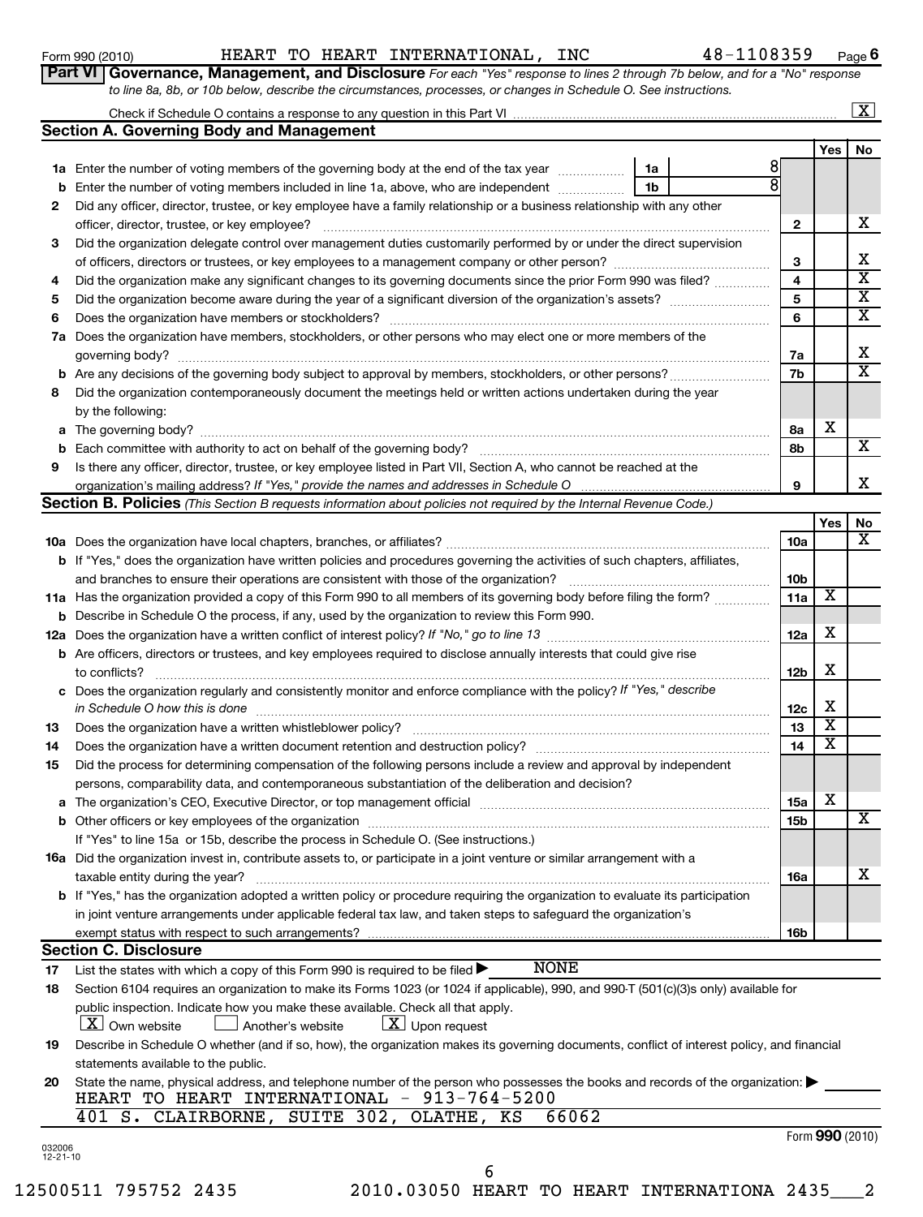Form 990 (2010) HEART TO HEART INTERNATIONAL, INC 48-1108359 Page 6

**Part VI** **Governance, Management, and Disclosure** *For each "Yes" response to lines 2 through 7b below, and for a "No" response to line 8a, 8b, or 10b below, describe the circumstances, processes, or changes in Schedule O. See instructions.*

Check if Schedule O contains a response to any question in this Part VI [X]

## Section A. Governing Body and Management

| | | | Yes | No |
|---|---|---|---|---|
| **1a** | Enter the number of voting members of the governing body at the end of the tax year — 1a: 8 | | | |
| **b** | Enter the number of voting members included in line 1a, above, who are independent — 1b: 8 | | | |
| **2** | Did any officer, director, trustee, or key employee have a family relationship or a business relationship with any other officer, director, trustee, or key employee? | 2 | | X |
| **3** | Did the organization delegate control over management duties customarily performed by or under the direct supervision of officers, directors or trustees, or key employees to a management company or other person? | 3 | | X |
| **4** | Did the organization make any significant changes to its governing documents since the prior Form 990 was filed? | 4 | | X |
| **5** | Did the organization become aware during the year of a significant diversion of the organization's assets? | 5 | | X |
| **6** | Does the organization have members or stockholders? | 6 | | X |
| **7a** | Does the organization have members, stockholders, or other persons who may elect one or more members of the governing body? | 7a | | X |
| **b** | Are any decisions of the governing body subject to approval by members, stockholders, or other persons? | 7b | | X |
| **8** | Did the organization contemporaneously document the meetings held or written actions undertaken during the year by the following: | | | |
| **a** | The governing body? | 8a | X | |
| **b** | Each committee with authority to act on behalf of the governing body? | 8b | | X |
| **9** | Is there any officer, director, trustee, or key employee listed in Part VII, Section A, who cannot be reached at the organization's mailing address? *If "Yes," provide the names and addresses in Schedule O* | 9 | | X |

## Section B. Policies *(This Section B requests information about policies not required by the Internal Revenue Code.)*

| | | | Yes | No |
|---|---|---|---|---|
| **10a** | Does the organization have local chapters, branches, or affiliates? | 10a | | X |
| **b** | If "Yes," does the organization have written policies and procedures governing the activities of such chapters, affiliates, and branches to ensure their operations are consistent with those of the organization? | 10b | | |
| **11a** | Has the organization provided a copy of this Form 990 to all members of its governing body before filing the form? | 11a | X | |
| **b** | Describe in Schedule O the process, if any, used by the organization to review this Form 990. | | | |
| **12a** | Does the organization have a written conflict of interest policy? *If "No," go to line 13* | 12a | X | |
| **b** | Are officers, directors or trustees, and key employees required to disclose annually interests that could give rise to conflicts? | 12b | X | |
| **c** | Does the organization regularly and consistently monitor and enforce compliance with the policy? *If "Yes," describe in Schedule O how this is done* | 12c | X | |
| **13** | Does the organization have a written whistleblower policy? | 13 | X | |
| **14** | Does the organization have a written document retention and destruction policy? | 14 | X | |
| **15** | Did the process for determining compensation of the following persons include a review and approval by independent persons, comparability data, and contemporaneous substantiation of the deliberation and decision? | | | |
| **a** | The organization's CEO, Executive Director, or top management official | 15a | X | |
| **b** | Other officers or key employees of the organization | 15b | | X |
| | If "Yes" to line 15a or 15b, describe the process in Schedule O. (See instructions.) | | | |
| **16a** | Did the organization invest in, contribute assets to, or participate in a joint venture or similar arrangement with a taxable entity during the year? | 16a | | X |
| **b** | If "Yes," has the organization adopted a written policy or procedure requiring the organization to evaluate its participation in joint venture arrangements under applicable federal tax law, and taken steps to safeguard the organization's exempt status with respect to such arrangements? | 16b | | |

## Section C. Disclosure

**17** List the states with which a copy of this Form 990 is required to be filed ▶ NONE

**18** Section 6104 requires an organization to make its Forms 1023 (or 1024 if applicable), 990, and 990-T (501(c)(3)s only) available for public inspection. Indicate how you make these available. Check all that apply.

[X] Own website [ ] Another's website [X] Upon request

**19** Describe in Schedule O whether (and if so, how), the organization makes its governing documents, conflict of interest policy, and financial statements available to the public.

**20** State the name, physical address, and telephone number of the person who possesses the books and records of the organization: ▶

HEART TO HEART INTERNATIONAL - 913-764-5200
401 S. CLAIRBORNE, SUITE 302, OLATHE, KS 66062

Form **990** (2010)

032006 12-21-10

12500511 795752 2435 2010.03050 HEART TO HEART INTERNATIONA 2435___2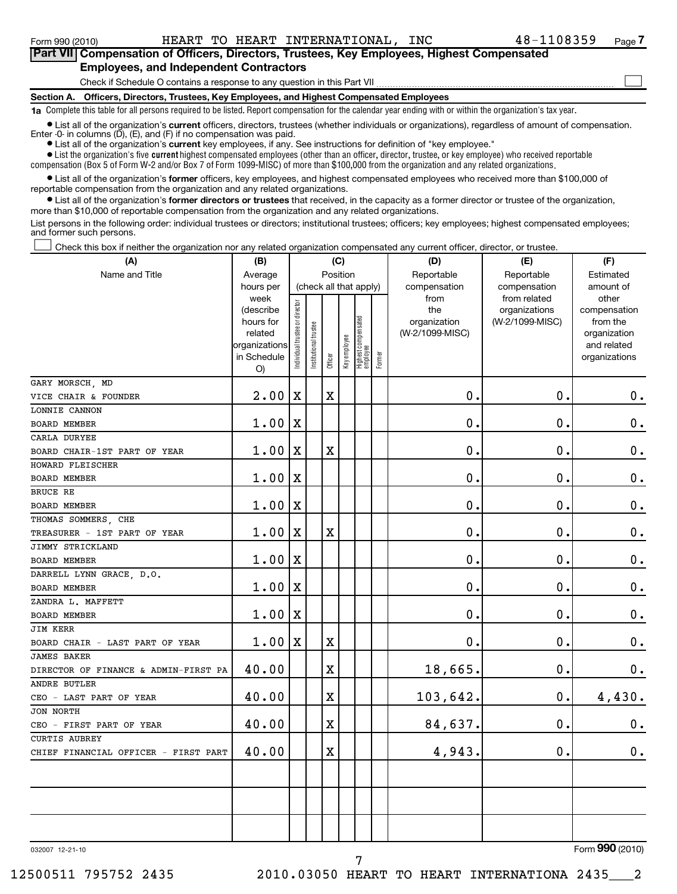Form 990 (2010) HEART TO HEART INTERNATIONAL, INC 48-1108359 Page 7

## Part VII Compensation of Officers, Directors, Trustees, Key Employees, Highest Compensated Employees, and Independent Contractors

Check if Schedule O contains a response to any question in this Part VII ☐

### Section A. Officers, Directors, Trustees, Key Employees, and Highest Compensated Employees

**1a** Complete this table for all persons required to be listed. Report compensation for the calendar year ending with or within the organization's tax year.

- List all of the organization's **current** officers, directors, trustees (whether individuals or organizations), regardless of amount of compensation. Enter -0- in columns (D), (E), and (F) if no compensation was paid.
- List all of the organization's **current** key employees, if any. See instructions for definition of "key employee."
- List the organization's five **current** highest compensated employees (other than an officer, director, trustee, or key employee) who received reportable compensation (Box 5 of Form W-2 and/or Box 7 of Form 1099-MISC) of more than $100,000 from the organization and any related organizations.
- List all of the organization's **former** officers, key employees, and highest compensated employees who received more than $100,000 of reportable compensation from the organization and any related organizations.
- List all of the organization's **former directors or trustees** that received, in the capacity as a former director or trustee of the organization, more than $10,000 of reportable compensation from the organization and any related organizations.

List persons in the following order: individual trustees or directors; institutional trustees; officers; key employees; highest compensated employees; and former such persons.

☐ Check this box if neither the organization nor any related organization compensated any current officer, director, or trustee.

| (A) Name and Title | (B) Average hours per week (describe hours for related organizations in Schedule O) | (C) Individual trustee or director | Institutional trustee | Officer | Key employee | Highest compensated employee | Former | (D) Reportable compensation from the organization (W-2/1099-MISC) | (E) Reportable compensation from related organizations (W-2/1099-MISC) | (F) Estimated amount of other compensation from the organization and related organizations |
|---|---|---|---|---|---|---|---|---|---|---|
| GARY MORSCH, MD<br>VICE CHAIR & FOUNDER | 2.00 | X | | X | | | | 0. | 0. | 0. |
| LONNIE CANNON<br>BOARD MEMBER | 1.00 | X | | | | | | 0. | 0. | 0. |
| CARLA DURYEE<br>BOARD CHAIR-1ST PART OF YEAR | 1.00 | X | | X | | | | 0. | 0. | 0. |
| HOWARD FLEISCHER<br>BOARD MEMBER | 1.00 | X | | | | | | 0. | 0. | 0. |
| BRUCE RE<br>BOARD MEMBER | 1.00 | X | | | | | | 0. | 0. | 0. |
| THOMAS SOMMERS, CHE<br>TREASURER - 1ST PART OF YEAR | 1.00 | X | | X | | | | 0. | 0. | 0. |
| JIMMY STRICKLAND<br>BOARD MEMBER | 1.00 | X | | | | | | 0. | 0. | 0. |
| DARRELL LYNN GRACE, D.O.<br>BOARD MEMBER | 1.00 | X | | | | | | 0. | 0. | 0. |
| ZANDRA L. MAFFETT<br>BOARD MEMBER | 1.00 | X | | | | | | 0. | 0. | 0. |
| JIM KERR<br>BOARD CHAIR - LAST PART OF YEAR | 1.00 | X | | X | | | | 0. | 0. | 0. |
| JAMES BAKER<br>DIRECTOR OF FINANCE & ADMIN-FIRST PA | 40.00 | | | X | | | | 18,665. | 0. | 0. |
| ANDRE BUTLER<br>CEO - LAST PART OF YEAR | 40.00 | | | X | | | | 103,642. | 0. | 4,430. |
| JON NORTH<br>CEO - FIRST PART OF YEAR | 40.00 | | | X | | | | 84,637. | 0. | 0. |
| CURTIS AUBREY<br>CHIEF FINANCIAL OFFICER - FIRST PART | 40.00 | | | X | | | | 4,943. | 0. | 0. |
| | | | | | | | | | | |
| | | | | | | | | | | |
| | | | | | | | | | | |

032007 12-21-10 Form **990** (2010)

12500511 795752 2435 2010.03050 HEART TO HEART INTERNATIONA 2435___2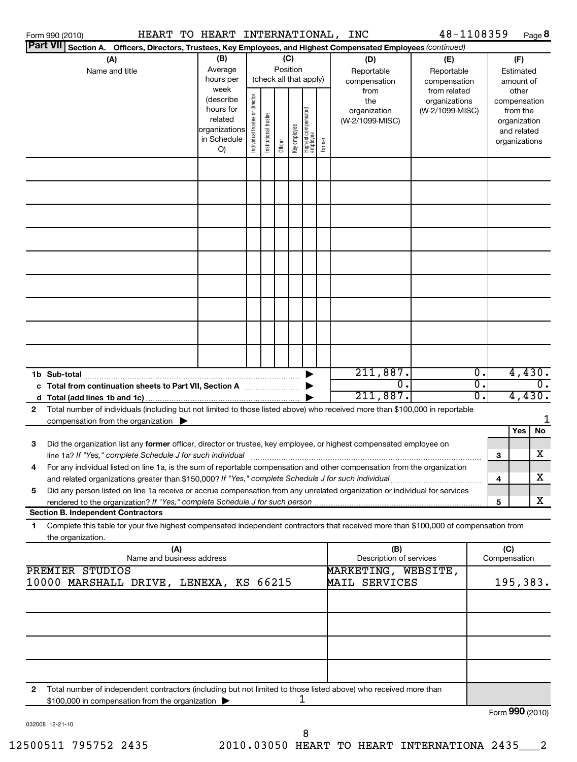Form 990 (2010) HEART TO HEART INTERNATIONAL, INC 48-1108359 Page 8

**Part VII** Section A. Officers, Directors, Trustees, Key Employees, and Highest Compensated Employees *(continued)*

| (A) Name and title | (B) Average hours per week (describe hours for related organizations in Schedule O) | (C) Position (check all that apply): Individual trustee or director | Institutional trustee | Officer | Key employee | Highest compensated employee | Former | (D) Reportable compensation from the organization (W-2/1099-MISC) | (E) Reportable compensation from related organizations (W-2/1099-MISC) | (F) Estimated amount of other compensation from the organization and related organizations |
|---|---|---|---|---|---|---|---|---|---|---|
| | | | | | | | | | | |
| | | | | | | | | | | |
| | | | | | | | | | | |
| | | | | | | | | | | |
| | | | | | | | | | | |
| | | | | | | | | | | |
| | | | | | | | | | | |
| | | | | | | | | | | |
| | | | | | | | | | | |
| **1b Sub-total** | | | | | | | ▶ | 211,887. | 0. | 4,430. |
| **c Total from continuation sheets to Part VII, Section A** | | | | | | | ▶ | 0. | 0. | 0. |
| **d Total (add lines 1b and 1c)** | | | | | | | ▶ | 211,887. | 0. | 4,430. |

**2** Total number of individuals (including but not limited to those listed above) who received more than $100,000 in reportable compensation from the organization ▶ 1

| | | | Yes | No |
|---|---|---|---|---|
| **3** | Did the organization list any **former** officer, director or trustee, key employee, or highest compensated employee on line 1a? *If "Yes," complete Schedule J for such individual* | 3 | | X |
| **4** | For any individual listed on line 1a, is the sum of reportable compensation and other compensation from the organization and related organizations greater than $150,000? *If "Yes," complete Schedule J for such individual* | 4 | | X |
| **5** | Did any person listed on line 1a receive or accrue compensation from any unrelated organization or individual for services rendered to the organization? *If "Yes," complete Schedule J for such person* | 5 | | X |

**Section B. Independent Contractors**

**1** Complete this table for your five highest compensated independent contractors that received more than $100,000 of compensation from the organization.

| (A) Name and business address | (B) Description of services | (C) Compensation |
|---|---|---|
| PREMIER STUDIOS<br>10000 MARSHALL DRIVE, LENEXA, KS 66215 | MARKETING, WEBSITE, MAIL SERVICES | 195,383. |
| | | |
| | | |
| | | |
| | | |

**2** Total number of independent contractors (including but not limited to those listed above) who received more than $100,000 in compensation from the organization ▶ 1

Form **990** (2010)

032008 12-21-10

12500511 795752 2435 2010.03050 HEART TO HEART INTERNATIONA 2435___2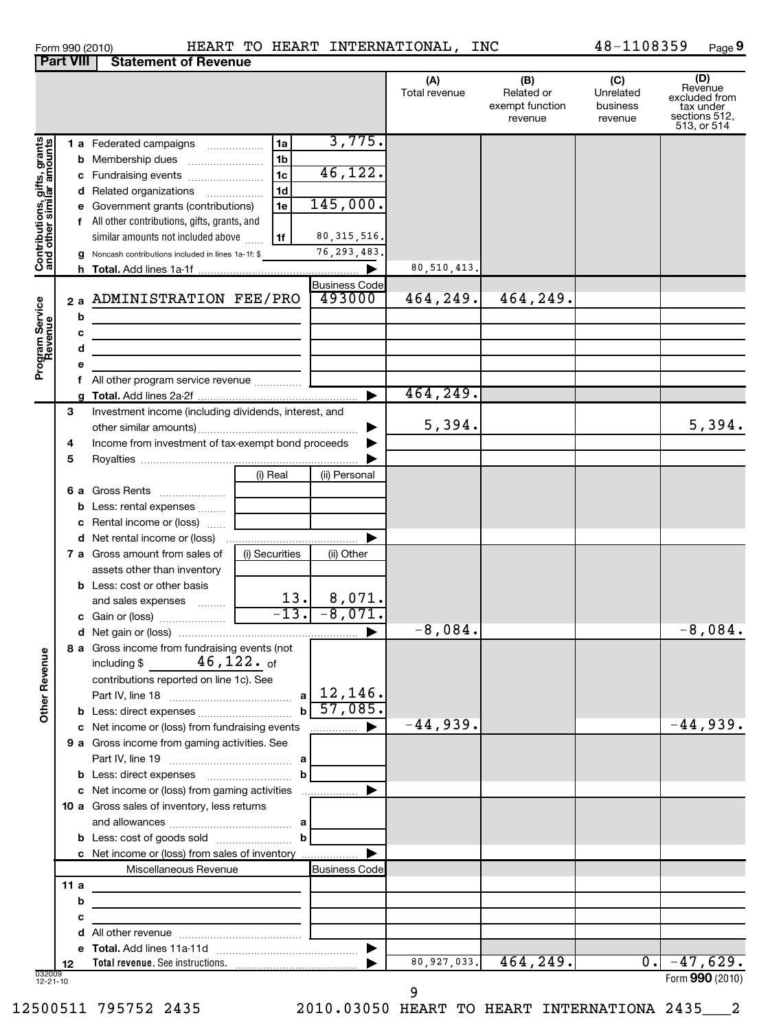Form 990 (2010) HEART TO HEART INTERNATIONAL, INC 48-1108359 Page **9**

**Part VIII Statement of Revenue**

| | | | (A) Total revenue | (B) Related or exempt function revenue | (C) Unrelated business revenue | (D) Revenue excluded from tax under sections 512, 513, or 514 |
|---|---|---|---|---|---|---|
| **Contributions, gifts, grants and other similar amounts** | | | | | | |
| 1 a Federated campaigns | 1a | 3,775. | | | | |
| b Membership dues | 1b | | | | | |
| c Fundraising events | 1c | 46,122. | | | | |
| d Related organizations | 1d | | | | | |
| e Government grants (contributions) | 1e | 145,000. | | | | |
| f All other contributions, gifts, grants, and similar amounts not included above | 1f | 80,315,516. | | | | |
| g Noncash contributions included in lines 1a-1f: $ | | 76,293,483. | | | | |
| h **Total.** Add lines 1a-1f | | | 80,510,413. | | | |
| **Program Service Revenue** | | Business Code | | | | |
| 2 a ADMINISTRATION FEE/PRO | | 493000 | 464,249. | 464,249. | | |
| b | | | | | | |
| c | | | | | | |
| d | | | | | | |
| e | | | | | | |
| f All other program service revenue | | | | | | |
| g **Total.** Add lines 2a-2f | | | 464,249. | | | |
| **Other Revenue** | | | | | | |
| 3 Investment income (including dividends, interest, and other similar amounts) | | | 5,394. | | | 5,394. |
| 4 Income from investment of tax-exempt bond proceeds | | | | | | |
| 5 Royalties | | | | | | |
| | (i) Real | (ii) Personal | | | | |
| 6 a Gross Rents | | | | | | |
| b Less: rental expenses | | | | | | |
| c Rental income or (loss) | | | | | | |
| d Net rental income or (loss) | | | | | | |
| 7 a Gross amount from sales of assets other than inventory | (i) Securities | (ii) Other | | | | |
| b Less: cost or other basis and sales expenses | 13. | 8,071. | | | | |
| c Gain or (loss) | -13. | -8,071. | | | | |
| d Net gain or (loss) | | | -8,084. | | | -8,084. |
| 8 a Gross income from fundraising events (not including $ 46,122. of contributions reported on line 1c). See Part IV, line 18 | a | 12,146. | | | | |
| b Less: direct expenses | b | 57,085. | | | | |
| c Net income or (loss) from fundraising events | | | -44,939. | | | -44,939. |
| 9 a Gross income from gaming activities. See Part IV, line 19 | a | | | | | |
| b Less: direct expenses | b | | | | | |
| c Net income or (loss) from gaming activities | | | | | | |
| 10 a Gross sales of inventory, less returns and allowances | a | | | | | |
| b Less: cost of goods sold | b | | | | | |
| c Net income or (loss) from sales of inventory | | | | | | |
| Miscellaneous Revenue | | Business Code | | | | |
| 11 a | | | | | | |
| b | | | | | | |
| c | | | | | | |
| d All other revenue | | | | | | |
| e **Total.** Add lines 11a-11d | | | | | | |
| 12 **Total revenue.** See instructions. | | | 80,927,033. | 464,249. | 0. | -47,629. |

032009 12-21-10

Form **990** (2010)

12500511 795752 2435 2010.03050 HEART TO HEART INTERNATIONA 2435___2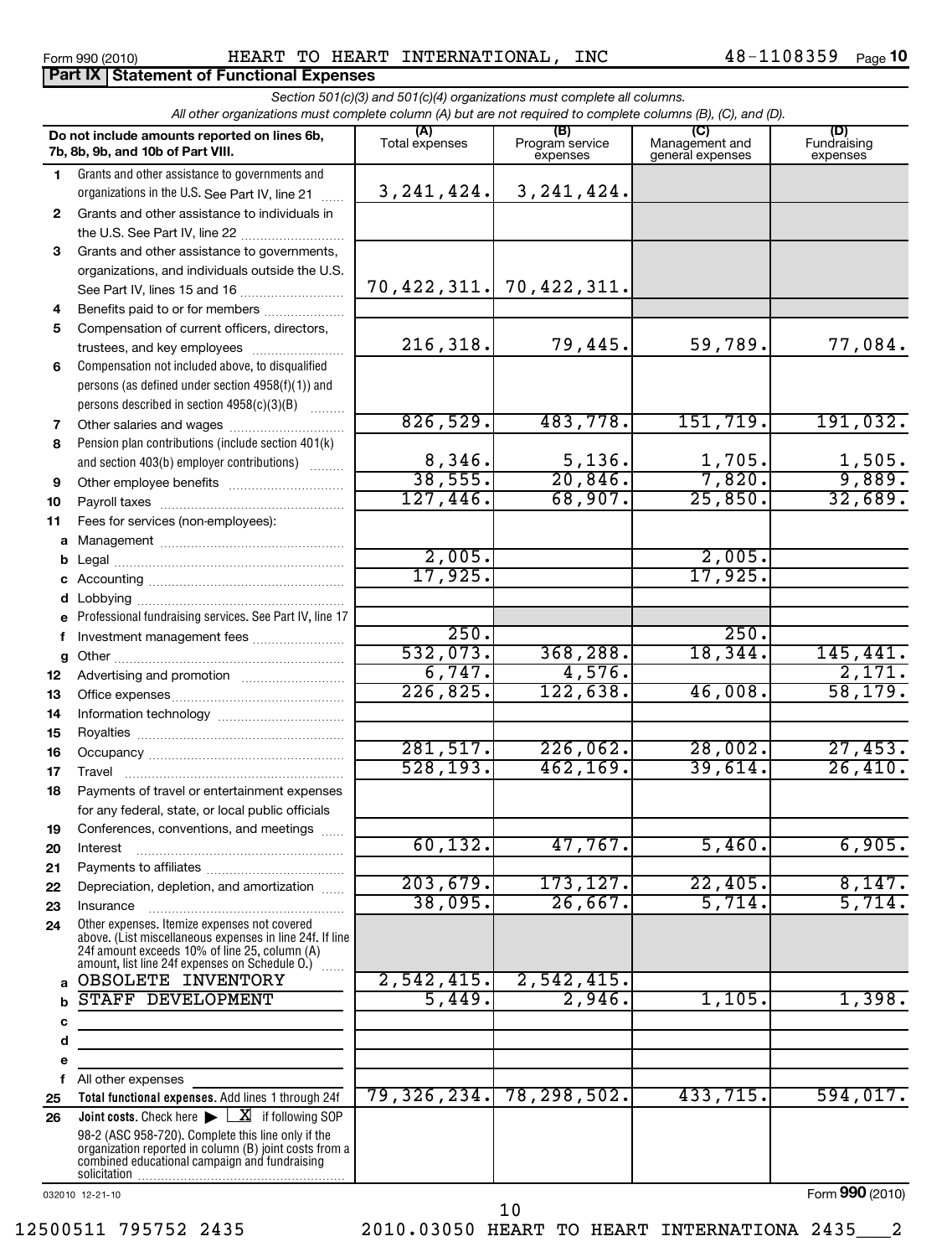Form 990 (2010) HEART TO HEART INTERNATIONAL, INC 48-1108359

## Part IX Statement of Functional Expenses

*Section 501(c)(3) and 501(c)(4) organizations must complete all columns.*
*All other organizations must complete column (A) but are not required to complete columns (B), (C), and (D).*

| | Do not include amounts reported on lines 6b, 7b, 8b, 9b, and 10b of Part VIII. | (A) Total expenses | (B) Program service expenses | (C) Management and general expenses | (D) Fundraising expenses |
|---|---|---|---|---|---|
| 1 | Grants and other assistance to governments and organizations in the U.S. See Part IV, line 21 | 3,241,424. | 3,241,424. | | |
| 2 | Grants and other assistance to individuals in the U.S. See Part IV, line 22 | | | | |
| 3 | Grants and other assistance to governments, organizations, and individuals outside the U.S. See Part IV, lines 15 and 16 | 70,422,311. | 70,422,311. | | |
| 4 | Benefits paid to or for members | | | | |
| 5 | Compensation of current officers, directors, trustees, and key employees | 216,318. | 79,445. | 59,789. | 77,084. |
| 6 | Compensation not included above, to disqualified persons (as defined under section 4958(f)(1)) and persons described in section 4958(c)(3)(B) | | | | |
| 7 | Other salaries and wages | 826,529. | 483,778. | 151,719. | 191,032. |
| 8 | Pension plan contributions (include section 401(k) and section 403(b) employer contributions) | 8,346. | 5,136. | 1,705. | 1,505. |
| 9 | Other employee benefits | 38,555. | 20,846. | 7,820. | 9,889. |
| 10 | Payroll taxes | 127,446. | 68,907. | 25,850. | 32,689. |
| 11 | Fees for services (non-employees): | | | | |
| a | Management | | | | |
| b | Legal | 2,005. | | 2,005. | |
| c | Accounting | 17,925. | | 17,925. | |
| d | Lobbying | | | | |
| e | Professional fundraising services. See Part IV, line 17 | | | | |
| f | Investment management fees | 250. | | 250. | |
| g | Other | 532,073. | 368,288. | 18,344. | 145,441. |
| 12 | Advertising and promotion | 6,747. | 4,576. | | 2,171. |
| 13 | Office expenses | 226,825. | 122,638. | 46,008. | 58,179. |
| 14 | Information technology | | | | |
| 15 | Royalties | | | | |
| 16 | Occupancy | 281,517. | 226,062. | 28,002. | 27,453. |
| 17 | Travel | 528,193. | 462,169. | 39,614. | 26,410. |
| 18 | Payments of travel or entertainment expenses for any federal, state, or local public officials | | | | |
| 19 | Conferences, conventions, and meetings | | | | |
| 20 | Interest | 60,132. | 47,767. | 5,460. | 6,905. |
| 21 | Payments to affiliates | | | | |
| 22 | Depreciation, depletion, and amortization | 203,679. | 173,127. | 22,405. | 8,147. |
| 23 | Insurance | 38,095. | 26,667. | 5,714. | 5,714. |
| 24 | Other expenses. Itemize expenses not covered above. (List miscellaneous expenses in line 24f. If line 24f amount exceeds 10% of line 25, column (A) amount, list line 24f expenses on Schedule O.) | | | | |
| a | OBSOLETE INVENTORY | 2,542,415. | 2,542,415. | | |
| b | STAFF DEVELOPMENT | 5,449. | 2,946. | 1,105. | 1,398. |
| c | | | | | |
| d | | | | | |
| e | | | | | |
| f | All other expenses | | | | |
| 25 | **Total functional expenses.** Add lines 1 through 24f | 79,326,234. | 78,298,502. | 433,715. | 594,017. |
| 26 | **Joint costs.** Check here ▶ [X] if following SOP 98-2 (ASC 958-720). Complete this line only if the organization reported in column (B) joint costs from a combined educational campaign and fundraising solicitation | | | | |

032010 12-21-10

Form **990** (2010)

12500511 795752 2435 2010.03050 HEART TO HEART INTERNATIONA 2435___2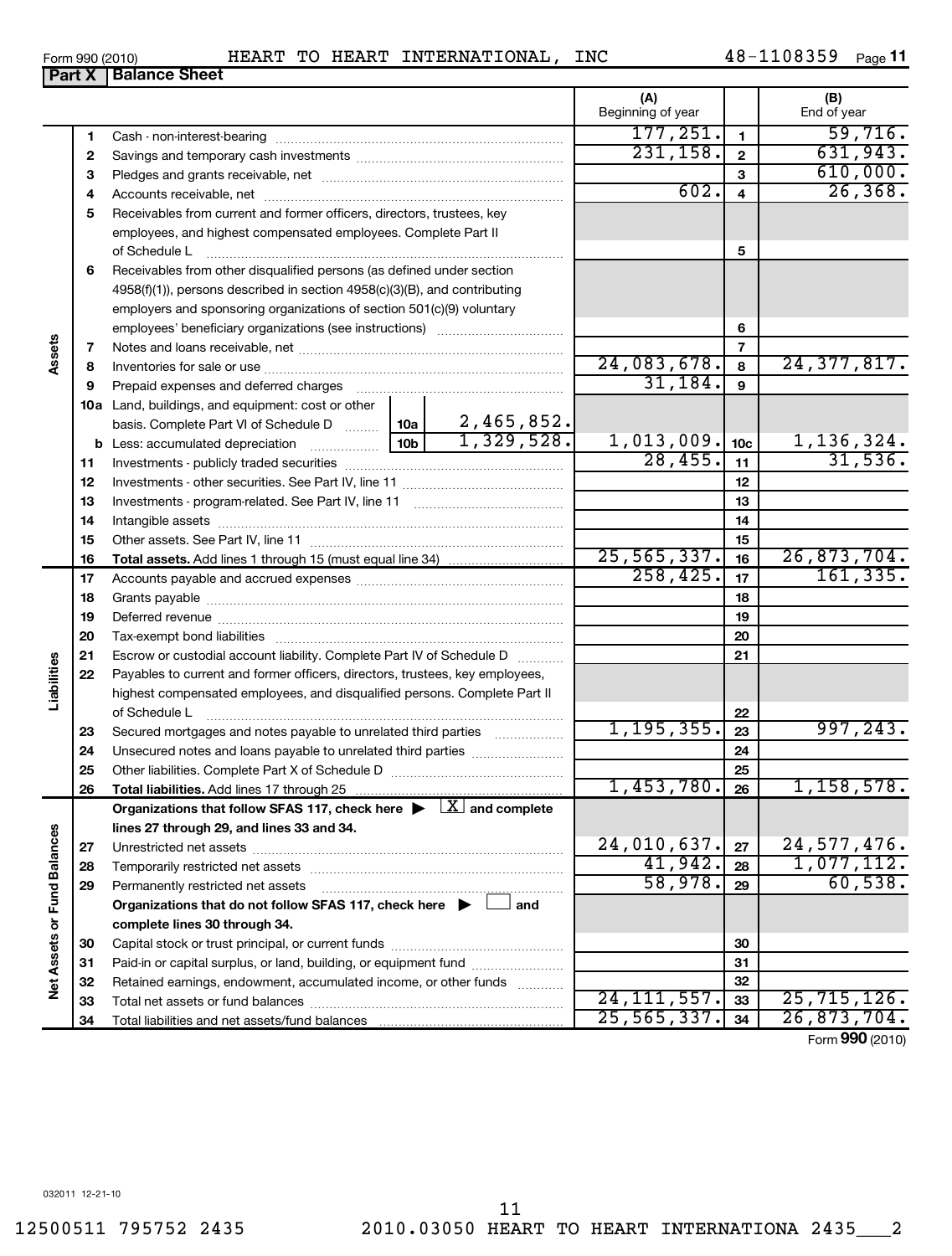Form 990 (2010) HEART TO HEART INTERNATIONAL, INC 48-1108359

## Part X Balance Sheet

| | | | | (A) Beginning of year | | (B) End of year |
|---|---|---|---|---|---|---|
| Assets | 1 | Cash - non-interest-bearing | | 177,251. | 1 | 59,716. |
| | 2 | Savings and temporary cash investments | | 231,158. | 2 | 631,943. |
| | 3 | Pledges and grants receivable, net | | | 3 | 610,000. |
| | 4 | Accounts receivable, net | | 602. | 4 | 26,368. |
| | 5 | Receivables from current and former officers, directors, trustees, key employees, and highest compensated employees. Complete Part II of Schedule L | | | 5 | |
| | 6 | Receivables from other disqualified persons (as defined under section 4958(f)(1)), persons described in section 4958(c)(3)(B), and contributing employers and sponsoring organizations of section 501(c)(9) voluntary employees' beneficiary organizations (see instructions) | | | 6 | |
| | 7 | Notes and loans receivable, net | | | 7 | |
| | 8 | Inventories for sale or use | | 24,083,678. | 8 | 24,377,817. |
| | 9 | Prepaid expenses and deferred charges | | 31,184. | 9 | |
| | 10a | Land, buildings, and equipment: cost or other basis. Complete Part VI of Schedule D | 10a 2,465,852. | | | |
| | b | Less: accumulated depreciation | 10b 1,329,528. | 1,013,009. | 10c | 1,136,324. |
| | 11 | Investments - publicly traded securities | | 28,455. | 11 | 31,536. |
| | 12 | Investments - other securities. See Part IV, line 11 | | | 12 | |
| | 13 | Investments - program-related. See Part IV, line 11 | | | 13 | |
| | 14 | Intangible assets | | | 14 | |
| | 15 | Other assets. See Part IV, line 11 | | | 15 | |
| | 16 | **Total assets.** Add lines 1 through 15 (must equal line 34) | | 25,565,337. | 16 | 26,873,704. |
| Liabilities | 17 | Accounts payable and accrued expenses | | 258,425. | 17 | 161,335. |
| | 18 | Grants payable | | | 18 | |
| | 19 | Deferred revenue | | | 19 | |
| | 20 | Tax-exempt bond liabilities | | | 20 | |
| | 21 | Escrow or custodial account liability. Complete Part IV of Schedule D | | | 21 | |
| | 22 | Payables to current and former officers, directors, trustees, key employees, highest compensated employees, and disqualified persons. Complete Part II of Schedule L | | | 22 | |
| | 23 | Secured mortgages and notes payable to unrelated third parties | | 1,195,355. | 23 | 997,243. |
| | 24 | Unsecured notes and loans payable to unrelated third parties | | | 24 | |
| | 25 | Other liabilities. Complete Part X of Schedule D | | | 25 | |
| | 26 | **Total liabilities.** Add lines 17 through 25 | | 1,453,780. | 26 | 1,158,578. |
| Net Assets or Fund Balances | | **Organizations that follow SFAS 117, check here ▶ [X] and complete lines 27 through 29, and lines 33 and 34.** | | | | |
| | 27 | Unrestricted net assets | | 24,010,637. | 27 | 24,577,476. |
| | 28 | Temporarily restricted net assets | | 41,942. | 28 | 1,077,112. |
| | 29 | Permanently restricted net assets | | 58,978. | 29 | 60,538. |
| | | **Organizations that do not follow SFAS 117, check here ▶ [ ] and complete lines 30 through 34.** | | | | |
| | 30 | Capital stock or trust principal, or current funds | | | 30 | |
| | 31 | Paid-in or capital surplus, or land, building, or equipment fund | | | 31 | |
| | 32 | Retained earnings, endowment, accumulated income, or other funds | | | 32 | |
| | 33 | Total net assets or fund balances | | 24,111,557. | 33 | 25,715,126. |
| | 34 | Total liabilities and net assets/fund balances | | 25,565,337. | 34 | 26,873,704. |

Form **990** (2010)

032011 12-21-10

12500511 795752 2435 2010.03050 HEART TO HEART INTERNATIONA 2435___2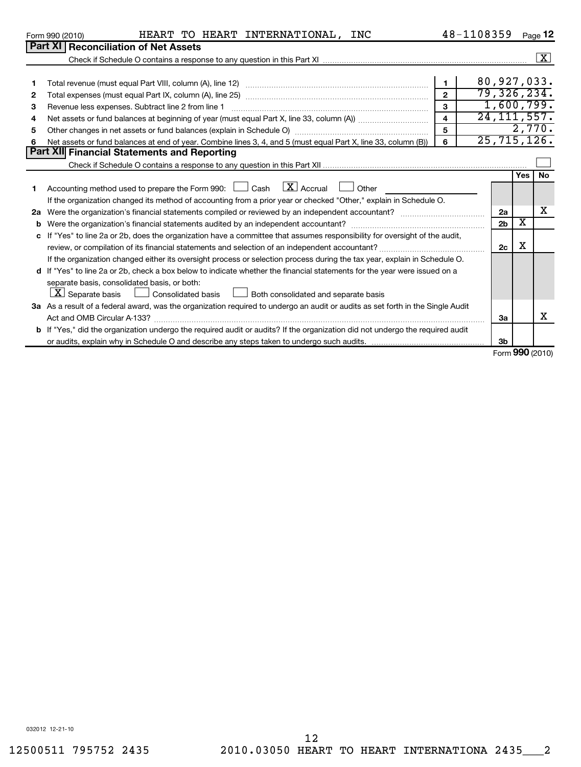Form 990 (2010) HEART TO HEART INTERNATIONAL, INC 48-1108359 Page 12

## Part XI Reconciliation of Net Assets

Check if Schedule O contains a response to any question in this Part XI .................. [X]

| | | | |
|---|---|---|---|
| 1 | Total revenue (must equal Part VIII, column (A), line 12) | 1 | 80,927,033. |
| 2 | Total expenses (must equal Part IX, column (A), line 25) | 2 | 79,326,234. |
| 3 | Revenue less expenses. Subtract line 2 from line 1 | 3 | 1,600,799. |
| 4 | Net assets or fund balances at beginning of year (must equal Part X, line 33, column (A)) | 4 | 24,111,557. |
| 5 | Other changes in net assets or fund balances (explain in Schedule O) | 5 | 2,770. |
| 6 | Net assets or fund balances at end of year. Combine lines 3, 4, and 5 (must equal Part X, line 33, column (B)) | 6 | 25,715,126. |

## Part XII Financial Statements and Reporting

Check if Schedule O contains a response to any question in this Part XII .................. [ ]

| | | | Yes | No |
|---|---|---|---|---|
| 1 | Accounting method used to prepare the Form 990: [ ] Cash [X] Accrual [ ] Other<br>If the organization changed its method of accounting from a prior year or checked "Other," explain in Schedule O. | | | |
| 2a | Were the organization's financial statements compiled or reviewed by an independent accountant? | 2a | | X |
| b | Were the organization's financial statements audited by an independent accountant? | 2b | X | |
| c | If "Yes" to line 2a or 2b, does the organization have a committee that assumes responsibility for oversight of the audit, review, or compilation of its financial statements and selection of an independent accountant? | 2c | X | |
| | If the organization changed either its oversight process or selection process during the tax year, explain in Schedule O. | | | |
| d | If "Yes" to line 2a or 2b, check a box below to indicate whether the financial statements for the year were issued on a separate basis, consolidated basis, or both:<br>[X] Separate basis [ ] Consolidated basis [ ] Both consolidated and separate basis | | | |
| 3a | As a result of a federal award, was the organization required to undergo an audit or audits as set forth in the Single Audit Act and OMB Circular A-133? | 3a | | X |
| b | If "Yes," did the organization undergo the required audit or audits? If the organization did not undergo the required audit or audits, explain why in Schedule O and describe any steps taken to undergo such audits. | 3b | | |

Form 990 (2010)

032012 12-21-10

12500511 795752 2435 2010.03050 HEART TO HEART INTERNATIONA 2435___2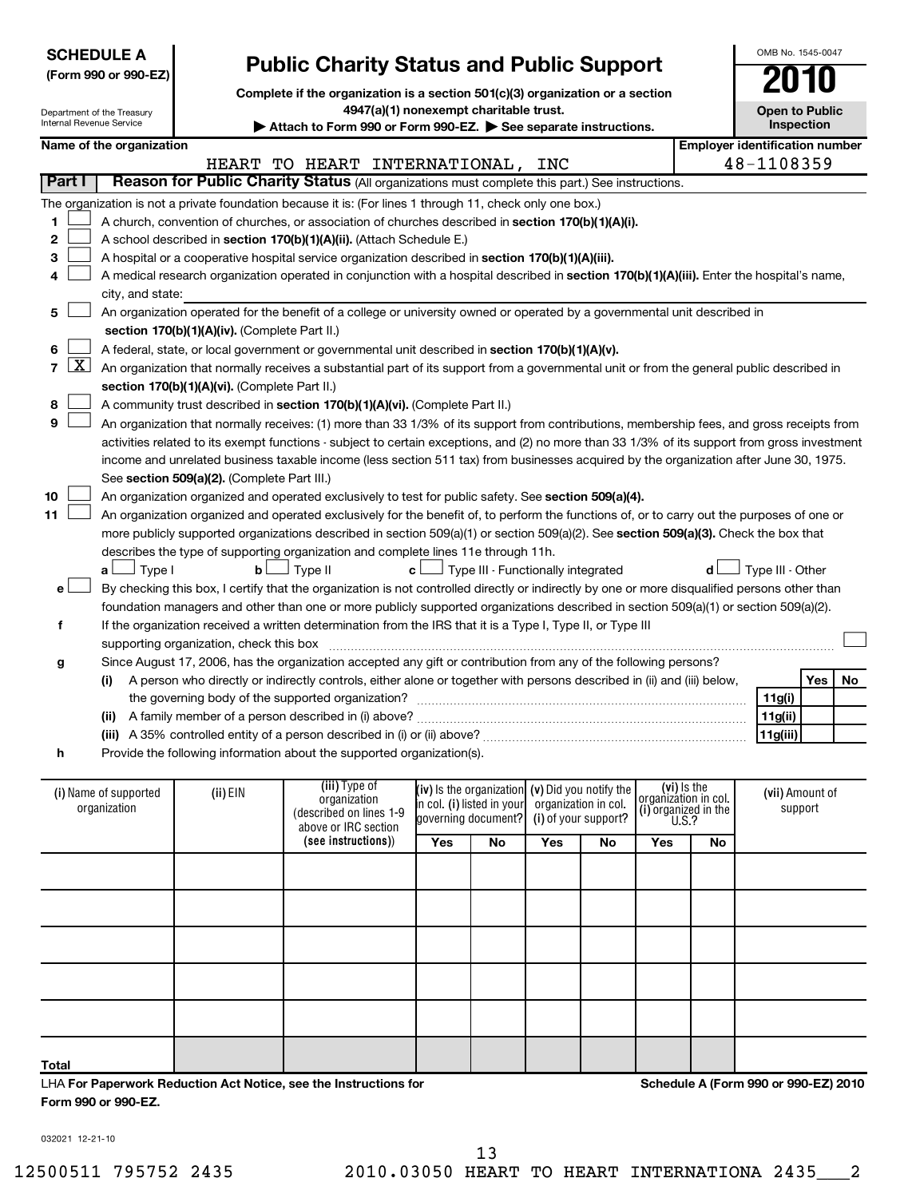**SCHEDULE A**
**(Form 990 or 990-EZ)**

Department of the Treasury
Internal Revenue Service

# Public Charity Status and Public Support

**Complete if the organization is a section 501(c)(3) organization or a section 4947(a)(1) nonexempt charitable trust.**

**▶ Attach to Form 990 or Form 990-EZ. ▶ See separate instructions.**

OMB No. 1545-0047

**2010**

**Open to Public Inspection**

**Name of the organization**: HEART TO HEART INTERNATIONAL, INC

**Employer identification number**: 48-1108359

**Part I** **Reason for Public Charity Status** (All organizations must complete this part.) See instructions.

The organization is not a private foundation because it is: (For lines 1 through 11, check only one box.)

1 ☐ A church, convention of churches, or association of churches described in **section 170(b)(1)(A)(i).**

2 ☐ A school described in **section 170(b)(1)(A)(ii).** (Attach Schedule E.)

3 ☐ A hospital or a cooperative hospital service organization described in **section 170(b)(1)(A)(iii).**

4 ☐ A medical research organization operated in conjunction with a hospital described in **section 170(b)(1)(A)(iii).** Enter the hospital's name, city, and state:

5 ☐ An organization operated for the benefit of a college or university owned or operated by a governmental unit described in **section 170(b)(1)(A)(iv).** (Complete Part II.)

6 ☐ A federal, state, or local government or governmental unit described in **section 170(b)(1)(A)(v).**

7 ☒ An organization that normally receives a substantial part of its support from a governmental unit or from the general public described in **section 170(b)(1)(A)(vi).** (Complete Part II.)

8 ☐ A community trust described in **section 170(b)(1)(A)(vi).** (Complete Part II.)

9 ☐ An organization that normally receives: (1) more than 33 1/3% of its support from contributions, membership fees, and gross receipts from activities related to its exempt functions - subject to certain exceptions, and (2) no more than 33 1/3% of its support from gross investment income and unrelated business taxable income (less section 511 tax) from businesses acquired by the organization after June 30, 1975. See **section 509(a)(2).** (Complete Part III.)

10 ☐ An organization organized and operated exclusively to test for public safety. See **section 509(a)(4).**

11 ☐ An organization organized and operated exclusively for the benefit of, to perform the functions of, or to carry out the purposes of one or more publicly supported organizations described in section 509(a)(1) or section 509(a)(2). See **section 509(a)(3).** Check the box that describes the type of supporting organization and complete lines 11e through 11h.

**a** ☐ Type I  **b** ☐ Type II  **c** ☐ Type III - Functionally integrated  **d** ☐ Type III - Other

**e** ☐ By checking this box, I certify that the organization is not controlled directly or indirectly by one or more disqualified persons other than foundation managers and other than one or more publicly supported organizations described in section 509(a)(1) or section 509(a)(2).

**f** If the organization received a written determination from the IRS that it is a Type I, Type II, or Type III supporting organization, check this box ☐

**g** Since August 17, 2006, has the organization accepted any gift or contribution from any of the following persons?

| | | Yes | No |
|---|---|---|---|
| **(i)** A person who directly or indirectly controls, either alone or together with persons described in (ii) and (iii) below, the governing body of the supported organization? | **11g(i)** | | |
| **(ii)** A family member of a person described in (i) above? | **11g(ii)** | | |
| **(iii)** A 35% controlled entity of a person described in (i) or (ii) above? | **11g(iii)** | | |

**h** Provide the following information about the supported organization(s).

| (i) Name of supported organization | (ii) EIN | (iii) Type of organization (described on lines 1-9 above or IRC section (see instructions)) | (iv) Is the organization in col. (i) listed in your governing document? Yes | No | (v) Did you notify the organization in col. (i) of your support? Yes | No | (vi) Is the organization in col. (i) organized in the U.S.? Yes | No | (vii) Amount of support |
|---|---|---|---|---|---|---|---|---|---|
| | | | | | | | | | |
| | | | | | | | | | |
| | | | | | | | | | |
| | | | | | | | | | |
| | | | | | | | | | |
| **Total** | | | | | | | | | |

LHA **For Paperwork Reduction Act Notice, see the Instructions for Form 990 or 990-EZ.**

**Schedule A (Form 990 or 990-EZ) 2010**

032021 12-21-10

12500511 795752 2435    2010.03050 HEART TO HEART INTERNATIONA 2435___2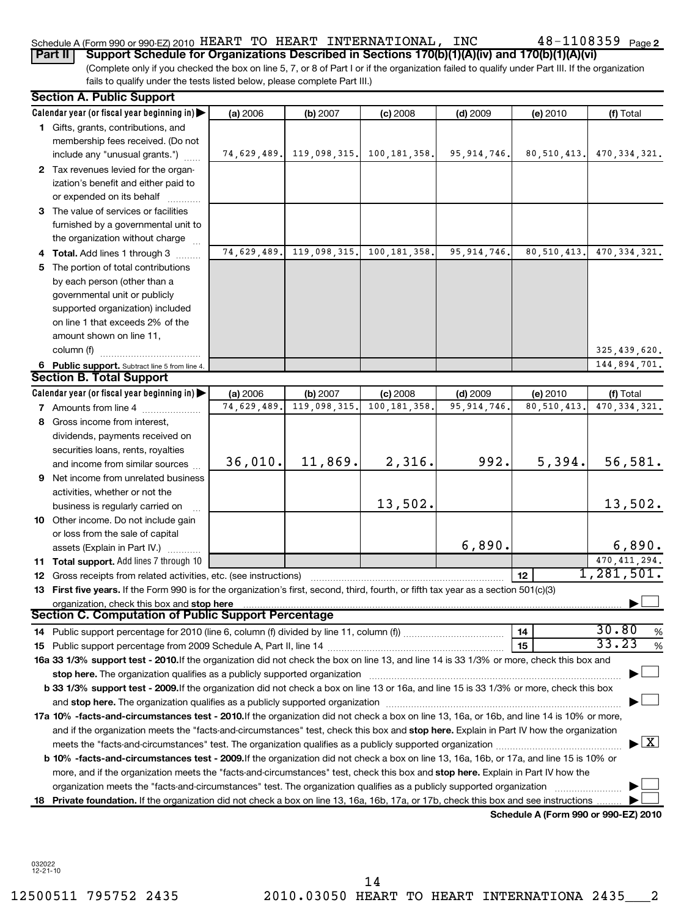Schedule A (Form 990 or 990-EZ) 2010 HEART TO HEART INTERNATIONAL, INC 48-1108359 Page 2

**Part II** **Support Schedule for Organizations Described in Sections 170(b)(1)(A)(iv) and 170(b)(1)(A)(vi)**

(Complete only if you checked the box on line 5, 7, or 8 of Part I or if the organization failed to qualify under Part III. If the organization fails to qualify under the tests listed below, please complete Part III.)

## Section A. Public Support

| Calendar year (or fiscal year beginning in) | (a) 2006 | (b) 2007 | (c) 2008 | (d) 2009 | (e) 2010 | (f) Total |
|---|---|---|---|---|---|---|
| **1** Gifts, grants, contributions, and membership fees received. (Do not include any "unusual grants.") | 74,629,489. | 119,098,315. | 100,181,358. | 95,914,746. | 80,510,413. | 470,334,321. |
| **2** Tax revenues levied for the organization's benefit and either paid to or expended on its behalf | | | | | | |
| **3** The value of services or facilities furnished by a governmental unit to the organization without charge | | | | | | |
| **4 Total.** Add lines 1 through 3 | 74,629,489. | 119,098,315. | 100,181,358. | 95,914,746. | 80,510,413. | 470,334,321. |
| **5** The portion of total contributions by each person (other than a governmental unit or publicly supported organization) included on line 1 that exceeds 2% of the amount shown on line 11, column (f) | | | | | | 325,439,620. |
| **6 Public support.** Subtract line 5 from line 4. | | | | | | 144,894,701. |

## Section B. Total Support

| Calendar year (or fiscal year beginning in) | (a) 2006 | (b) 2007 | (c) 2008 | (d) 2009 | (e) 2010 | (f) Total |
|---|---|---|---|---|---|---|
| **7** Amounts from line 4 | 74,629,489. | 119,098,315. | 100,181,358. | 95,914,746. | 80,510,413. | 470,334,321. |
| **8** Gross income from interest, dividends, payments received on securities loans, rents, royalties and income from similar sources | 36,010. | 11,869. | 2,316. | 992. | 5,394. | 56,581. |
| **9** Net income from unrelated business activities, whether or not the business is regularly carried on | | | 13,502. | | | 13,502. |
| **10** Other income. Do not include gain or loss from the sale of capital assets (Explain in Part IV.) | | | | 6,890. | | 6,890. |
| **11 Total support.** Add lines 7 through 10 | | | | | | 470,411,294. |

**12** Gross receipts from related activities, etc. (see instructions) **12** 1,281,501.

**13 First five years.** If the Form 990 is for the organization's first, second, third, fourth, or fifth tax year as a section 501(c)(3) organization, check this box and **stop here** ☐

## Section C. Computation of Public Support Percentage

**14** Public support percentage for 2010 (line 6, column (f) divided by line 11, column (f)) **14** 30.80 %

**15** Public support percentage from 2009 Schedule A, Part II, line 14 **15** 33.23 %

**16a 33 1/3% support test - 2010.** If the organization did not check the box on line 13, and line 14 is 33 1/3% or more, check this box and **stop here.** The organization qualifies as a publicly supported organization ☐

**b 33 1/3% support test - 2009.** If the organization did not check a box on line 13 or 16a, and line 15 is 33 1/3% or more, check this box and **stop here.** The organization qualifies as a publicly supported organization ☐

**17a 10% -facts-and-circumstances test - 2010.** If the organization did not check a box on line 13, 16a, or 16b, and line 14 is 10% or more, and if the organization meets the "facts-and-circumstances" test, check this box and **stop here.** Explain in Part IV how the organization meets the "facts-and-circumstances" test. The organization qualifies as a publicly supported organization ☒

**b 10% -facts-and-circumstances test - 2009.** If the organization did not check a box on line 13, 16a, 16b, or 17a, and line 15 is 10% or more, and if the organization meets the "facts-and-circumstances" test, check this box and **stop here.** Explain in Part IV how the organization meets the "facts-and-circumstances" test. The organization qualifies as a publicly supported organization ☐

**18 Private foundation.** If the organization did not check a box on line 13, 16a, 16b, 17a, or 17b, check this box and see instructions ☐

**Schedule A (Form 990 or 990-EZ) 2010**

032022 12-21-10

12500511 795752 2435 2010.03050 HEART TO HEART INTERNATIONA 2435___2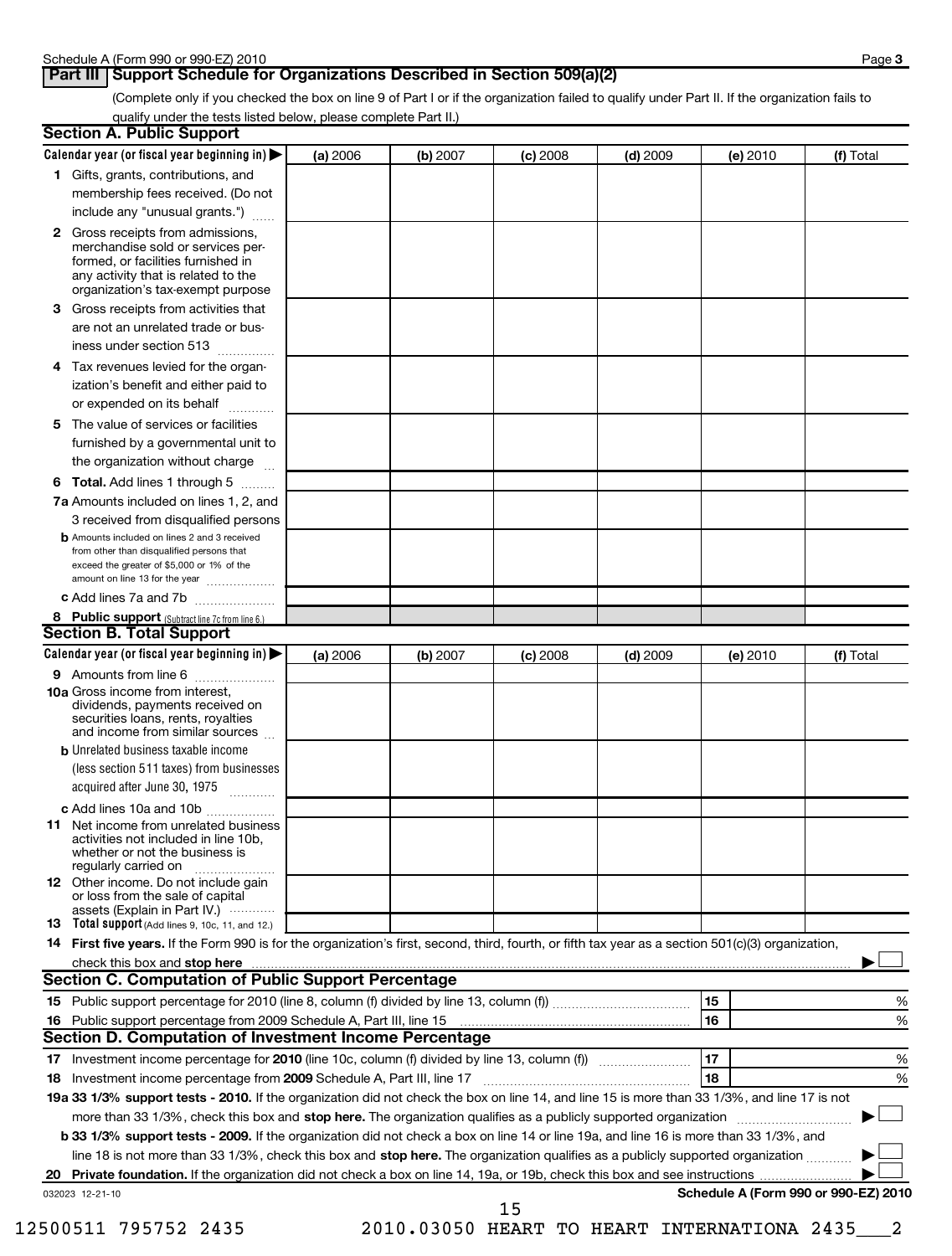# Part III Support Schedule for Organizations Described in Section 509(a)(2)

(Complete only if you checked the box on line 9 of Part I or if the organization failed to qualify under Part II. If the organization fails to qualify under the tests listed below, please complete Part II.)

## Section A. Public Support

| Calendar year (or fiscal year beginning in) ▶ | (a) 2006 | (b) 2007 | (c) 2008 | (d) 2009 | (e) 2010 | (f) Total |
|---|---|---|---|---|---|---|
| **1** Gifts, grants, contributions, and membership fees received. (Do not include any "unusual grants.") | | | | | | |
| **2** Gross receipts from admissions, merchandise sold or services performed, or facilities furnished in any activity that is related to the organization's tax-exempt purpose | | | | | | |
| **3** Gross receipts from activities that are not an unrelated trade or business under section 513 | | | | | | |
| **4** Tax revenues levied for the organization's benefit and either paid to or expended on its behalf | | | | | | |
| **5** The value of services or facilities furnished by a governmental unit to the organization without charge | | | | | | |
| **6 Total.** Add lines 1 through 5 | | | | | | |
| **7a** Amounts included on lines 1, 2, and 3 received from disqualified persons | | | | | | |
| **b** Amounts included on lines 2 and 3 received from other than disqualified persons that exceed the greater of $5,000 or 1% of the amount on line 13 for the year | | | | | | |
| **c** Add lines 7a and 7b | | | | | | |
| **8 Public support** (Subtract line 7c from line 6.) | | | | | | |

## Section B. Total Support

| Calendar year (or fiscal year beginning in) ▶ | (a) 2006 | (b) 2007 | (c) 2008 | (d) 2009 | (e) 2010 | (f) Total |
|---|---|---|---|---|---|---|
| **9** Amounts from line 6 | | | | | | |
| **10a** Gross income from interest, dividends, payments received on securities loans, rents, royalties and income from similar sources | | | | | | |
| **b** Unrelated business taxable income (less section 511 taxes) from businesses acquired after June 30, 1975 | | | | | | |
| **c** Add lines 10a and 10b | | | | | | |
| **11** Net income from unrelated business activities not included in line 10b, whether or not the business is regularly carried on | | | | | | |
| **12** Other income. Do not include gain or loss from the sale of capital assets (Explain in Part IV.) | | | | | | |
| **13 Total support** (Add lines 9, 10c, 11, and 12.) | | | | | | |

**14 First five years.** If the Form 990 is for the organization's first, second, third, fourth, or fifth tax year as a section 501(c)(3) organization, check this box and **stop here** ▶ ☐

## Section C. Computation of Public Support Percentage

| | | | |
|---|---|---|---|
| **15** | Public support percentage for 2010 (line 8, column (f) divided by line 13, column (f)) | 15 | % |
| **16** | Public support percentage from 2009 Schedule A, Part III, line 15 | 16 | % |

## Section D. Computation of Investment Income Percentage

| | | | |
|---|---|---|---|
| **17** | Investment income percentage for **2010** (line 10c, column (f) divided by line 13, column (f)) | 17 | % |
| **18** | Investment income percentage from **2009** Schedule A, Part III, line 17 | 18 | % |

**19a 33 1/3% support tests - 2010.** If the organization did not check the box on line 14, and line 15 is more than 33 1/3%, and line 17 is not more than 33 1/3%, check this box and **stop here.** The organization qualifies as a publicly supported organization ▶ ☐

**b 33 1/3% support tests - 2009.** If the organization did not check a box on line 14 or line 19a, and line 16 is more than 33 1/3%, and line 18 is not more than 33 1/3%, check this box and **stop here.** The organization qualifies as a publicly supported organization ▶ ☐

**20 Private foundation.** If the organization did not check a box on line 14, 19a, or 19b, check this box and see instructions ▶ ☐

032023 12-21-10

**Schedule A (Form 990 or 990-EZ) 2010**

12500511 795752 2435 2010.03050 HEART TO HEART INTERNATIONA 2435___2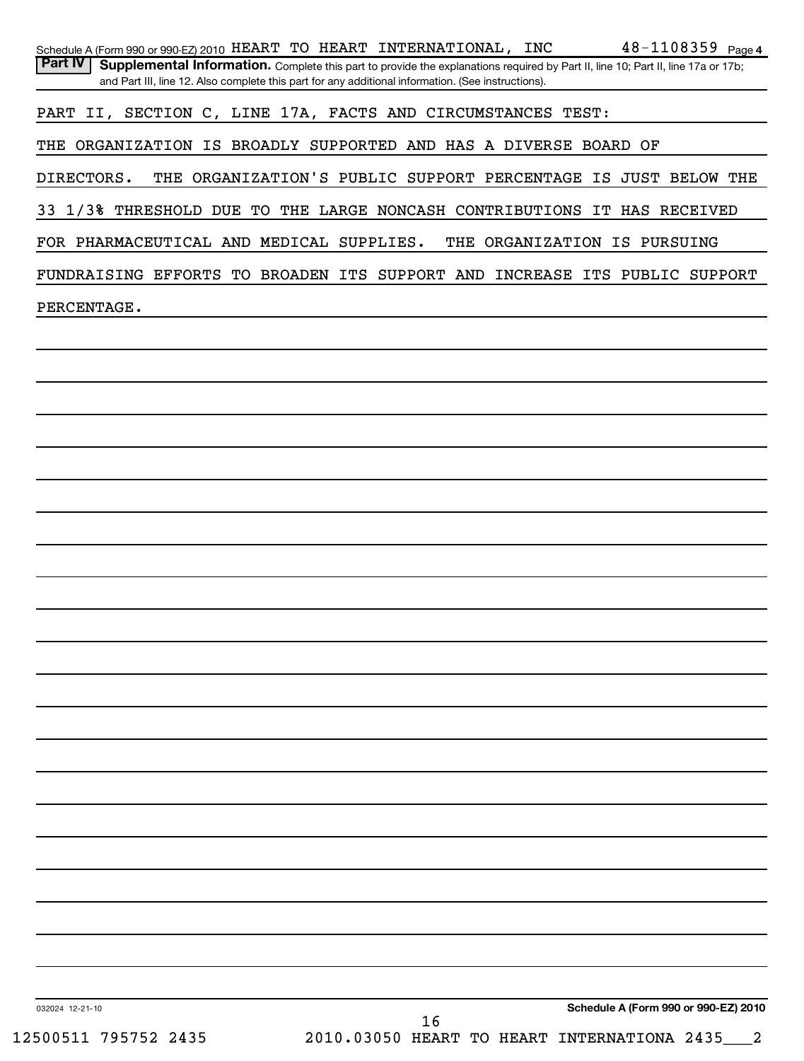Schedule A (Form 990 or 990-EZ) 2010 HEART TO HEART INTERNATIONAL, INC 48-1108359 Page 4

**Part IV Supplemental Information.** Complete this part to provide the explanations required by Part II, line 10; Part II, line 17a or 17b; and Part III, line 12. Also complete this part for any additional information. (See instructions).

PART II, SECTION C, LINE 17A, FACTS AND CIRCUMSTANCES TEST:

THE ORGANIZATION IS BROADLY SUPPORTED AND HAS A DIVERSE BOARD OF DIRECTORS. THE ORGANIZATION'S PUBLIC SUPPORT PERCENTAGE IS JUST BELOW THE 33 1/3% THRESHOLD DUE TO THE LARGE NONCASH CONTRIBUTIONS IT HAS RECEIVED FOR PHARMACEUTICAL AND MEDICAL SUPPLIES. THE ORGANIZATION IS PURSUING FUNDRAISING EFFORTS TO BROADEN ITS SUPPORT AND INCREASE ITS PUBLIC SUPPORT PERCENTAGE.

032024 12-21-10

**Schedule A (Form 990 or 990-EZ) 2010**

12500511 795752 2435 2010.03050 HEART TO HEART INTERNATIONA 2435___2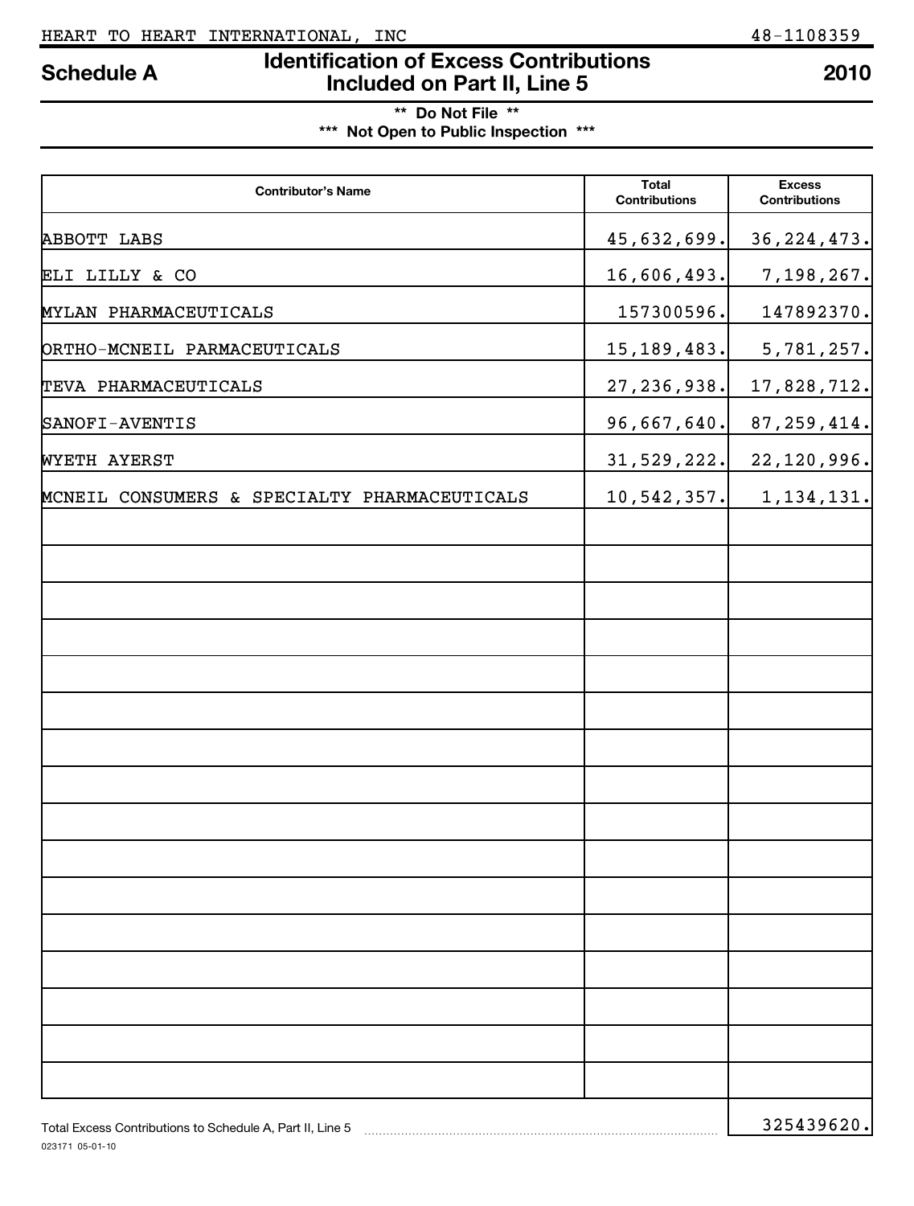HEART TO HEART INTERNATIONAL, INC 48-1108359

# Schedule A — Identification of Excess Contributions Included on Part II, Line 5 — 2010

**\*\* Do Not File \*\***

**\*\*\* Not Open to Public Inspection \*\*\***

| Contributor's Name | Total Contributions | Excess Contributions |
|---|---|---|
| ABBOTT LABS | 45,632,699. | 36,224,473. |
| ELI LILLY & CO | 16,606,493. | 7,198,267. |
| MYLAN PHARMACEUTICALS | 157300596. | 147892370. |
| ORTHO-MCNEIL PARMACEUTICALS | 15,189,483. | 5,781,257. |
| TEVA PHARMACEUTICALS | 27,236,938. | 17,828,712. |
| SANOFI-AVENTIS | 96,667,640. | 87,259,414. |
| WYETH AYERST | 31,529,222. | 22,120,996. |
| MCNEIL CONSUMERS & SPECIALTY PHARMACEUTICALS | 10,542,357. | 1,134,131. |
| | | |
| | | |
| | | |
| | | |
| | | |
| | | |
| | | |
| | | |
| | | |
| | | |
| | | |
| | | |
| | | |
| | | |
| | | |
| | | |
| | | |

Total Excess Contributions to Schedule A, Part II, Line 5 ........ 325439620.

023171 05-01-10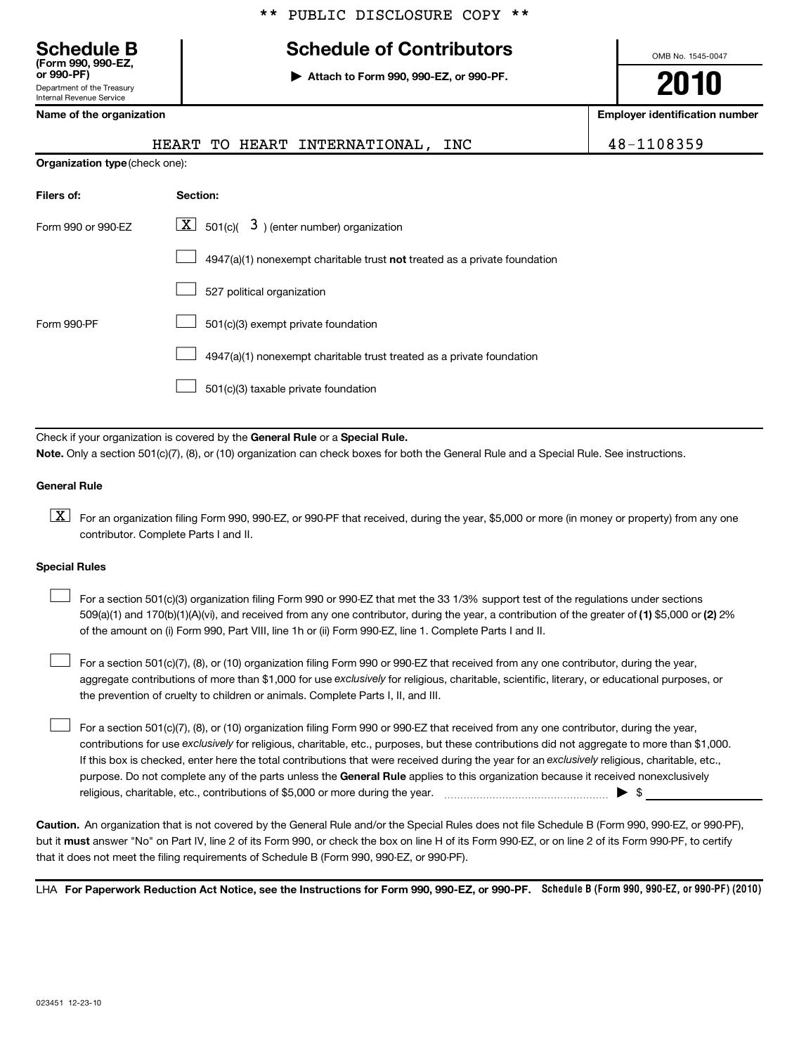** PUBLIC DISCLOSURE COPY **

# Schedule B

**(Form 990, 990-EZ, or 990-PF)**

Department of the Treasury
Internal Revenue Service

## Schedule of Contributors

▶ **Attach to Form 990, 990-EZ, or 990-PF.**

OMB No. 1545-0047

**2010**

| Name of the organization | Employer identification number |
| --- | --- |
| HEART TO HEART INTERNATIONAL, INC | 48-1108359 |

**Organization type** (check one):

| Filers of: | Section: |
| --- | --- |
| Form 990 or 990-EZ | [X] 501(c)( 3 ) (enter number) organization |
| | [ ] 4947(a)(1) nonexempt charitable trust **not** treated as a private foundation |
| | [ ] 527 political organization |
| Form 990-PF | [ ] 501(c)(3) exempt private foundation |
| | [ ] 4947(a)(1) nonexempt charitable trust treated as a private foundation |
| | [ ] 501(c)(3) taxable private foundation |

Check if your organization is covered by the **General Rule** or a **Special Rule.**

**Note.** Only a section 501(c)(7), (8), or (10) organization can check boxes for both the General Rule and a Special Rule. See instructions.

**General Rule**

[X] For an organization filing Form 990, 990-EZ, or 990-PF that received, during the year, $5,000 or more (in money or property) from any one contributor. Complete Parts I and II.

**Special Rules**

[ ] For a section 501(c)(3) organization filing Form 990 or 990-EZ that met the 33 1/3% support test of the regulations under sections 509(a)(1) and 170(b)(1)(A)(vi), and received from any one contributor, during the year, a contribution of the greater of **(1)** $5,000 or **(2)** 2% of the amount on (i) Form 990, Part VIII, line 1h or (ii) Form 990-EZ, line 1. Complete Parts I and II.

[ ] For a section 501(c)(7), (8), or (10) organization filing Form 990 or 990-EZ that received from any one contributor, during the year, aggregate contributions of more than $1,000 for use *exclusively* for religious, charitable, scientific, literary, or educational purposes, or the prevention of cruelty to children or animals. Complete Parts I, II, and III.

[ ] For a section 501(c)(7), (8), or (10) organization filing Form 990 or 990-EZ that received from any one contributor, during the year, contributions for use *exclusively* for religious, charitable, etc., purposes, but these contributions did not aggregate to more than $1,000. If this box is checked, enter here the total contributions that were received during the year for an *exclusively* religious, charitable, etc., purpose. Do not complete any of the parts unless the **General Rule** applies to this organization because it received nonexclusively religious, charitable, etc., contributions of $5,000 or more during the year. ▶ $ ____________

**Caution.** An organization that is not covered by the General Rule and/or the Special Rules does not file Schedule B (Form 990, 990-EZ, or 990-PF), but it **must** answer "No" on Part IV, line 2 of its Form 990, or check the box on line H of its Form 990-EZ, or on line 2 of its Form 990-PF, to certify that it does not meet the filing requirements of Schedule B (Form 990, 990-EZ, or 990-PF).

LHA **For Paperwork Reduction Act Notice, see the Instructions for Form 990, 990-EZ, or 990-PF.** **Schedule B (Form 990, 990-EZ, or 990-PF) (2010)**

023451 12-23-10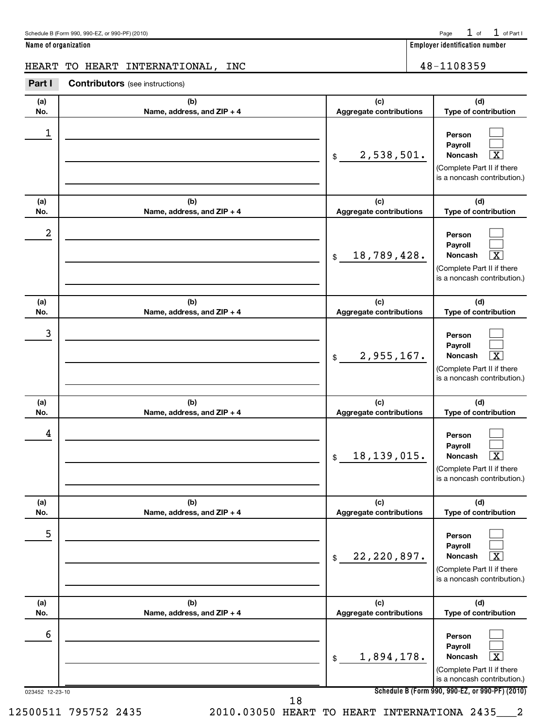**Name of organization**

HEART TO HEART INTERNATIONAL, INC

**Employer identification number**

48-1108359

**Part I** **Contributors** (see instructions)

| (a) No. | (b) Name, address, and ZIP + 4 | (c) Aggregate contributions | (d) Type of contribution |
|---|---|---|---|
| 1 | | $ 2,538,501. | Person [ ] Payroll [ ] Noncash [X] (Complete Part II if there is a noncash contribution.) |
| 2 | | $ 18,789,428. | Person [ ] Payroll [ ] Noncash [X] (Complete Part II if there is a noncash contribution.) |
| 3 | | $ 2,955,167. | Person [ ] Payroll [ ] Noncash [X] (Complete Part II if there is a noncash contribution.) |
| 4 | | $ 18,139,015. | Person [ ] Payroll [ ] Noncash [X] (Complete Part II if there is a noncash contribution.) |
| 5 | | $ 22,220,897. | Person [ ] Payroll [ ] Noncash [X] (Complete Part II if there is a noncash contribution.) |
| 6 | | $ 1,894,178. | Person [ ] Payroll [ ] Noncash [X] (Complete Part II if there is a noncash contribution.) |

023452 12-23-10

12500511 795752 2435 2010.03050 HEART TO HEART INTERNATIONA 2435___2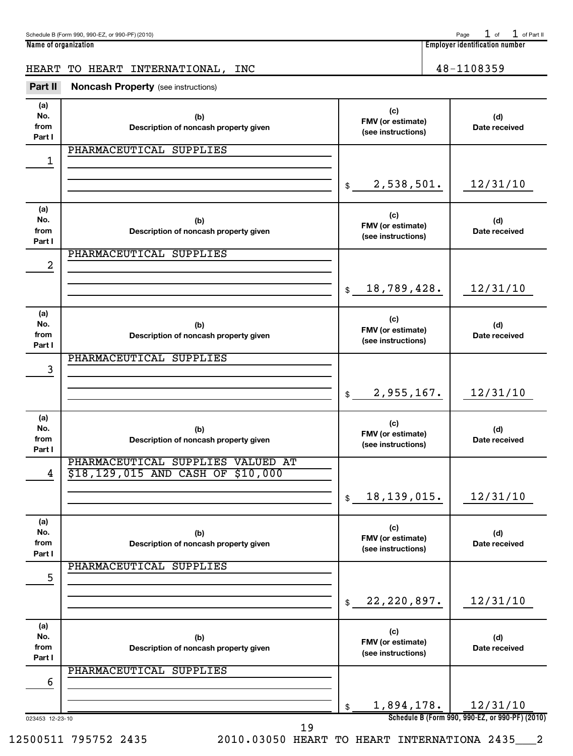**Name of organization**

HEART TO HEART INTERNATIONAL, INC

**Employer identification number**

48-1108359

## Part II Noncash Property (see instructions)

| (a) No. from Part I | (b) Description of noncash property given | (c) FMV (or estimate) (see instructions) | (d) Date received |
|---|---|---|---|
| 1 | PHARMACEUTICAL SUPPLIES | $ 2,538,501. | 12/31/10 |
| 2 | PHARMACEUTICAL SUPPLIES | $ 18,789,428. | 12/31/10 |
| 3 | PHARMACEUTICAL SUPPLIES | $ 2,955,167. | 12/31/10 |
| 4 | PHARMACEUTICAL SUPPLIES VALUED AT $18,129,015 AND CASH OF $10,000 | $ 18,139,015. | 12/31/10 |
| 5 | PHARMACEUTICAL SUPPLIES | $ 22,220,897. | 12/31/10 |
| 6 | PHARMACEUTICAL SUPPLIES | $ 1,894,178. | 12/31/10 |

Schedule B (Form 990, 990-EZ, or 990-PF) (2010)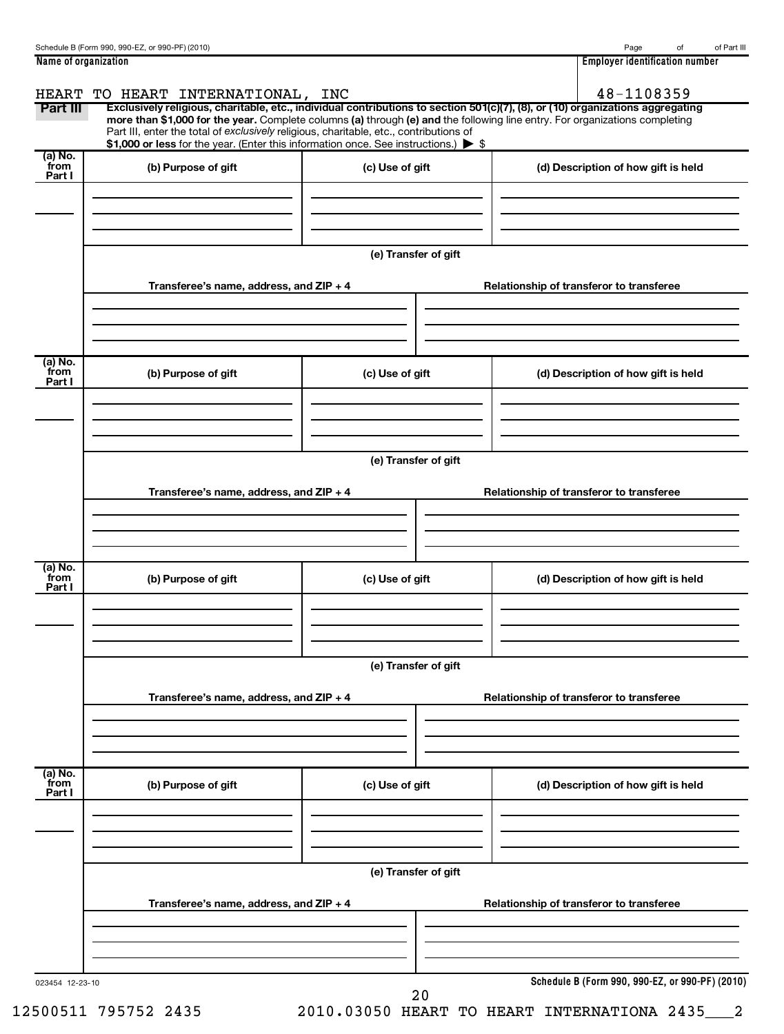Schedule B (Form 990, 990-EZ, or 990-PF) (2010) Page of of Part III

| Name of organization | Employer identification number |
|---|---|
| HEART TO HEART INTERNATIONAL, INC | 48-1108359 |

**Part III** **Exclusively religious, charitable, etc., individual contributions to section 501(c)(7), (8), or (10) organizations aggregating more than $1,000 for the year.** Complete columns **(a)** through **(e) and** the following line entry. For organizations completing Part III, enter the total of *exclusively* religious, charitable, etc., contributions of **$1,000 or less** for the year. (Enter this information once. See instructions.) ▶ $

| (a) No. from Part I | (b) Purpose of gift | (c) Use of gift | (d) Description of how gift is held |
|---|---|---|---|
| | | | |

**(e) Transfer of gift**

| Transferee's name, address, and ZIP + 4 | Relationship of transferor to transferee |
|---|---|
| | |

| (a) No. from Part I | (b) Purpose of gift | (c) Use of gift | (d) Description of how gift is held |
|---|---|---|---|
| | | | |

**(e) Transfer of gift**

| Transferee's name, address, and ZIP + 4 | Relationship of transferor to transferee |
|---|---|
| | |

| (a) No. from Part I | (b) Purpose of gift | (c) Use of gift | (d) Description of how gift is held |
|---|---|---|---|
| | | | |

**(e) Transfer of gift**

| Transferee's name, address, and ZIP + 4 | Relationship of transferor to transferee |
|---|---|
| | |

| (a) No. from Part I | (b) Purpose of gift | (c) Use of gift | (d) Description of how gift is held |
|---|---|---|---|
| | | | |

**(e) Transfer of gift**

| Transferee's name, address, and ZIP + 4 | Relationship of transferor to transferee |
|---|---|
| | |

023454 12-23-10

**Schedule B (Form 990, 990-EZ, or 990-PF) (2010)**

12500511 795752 2435 2010.03050 HEART TO HEART INTERNATIONA 2435___2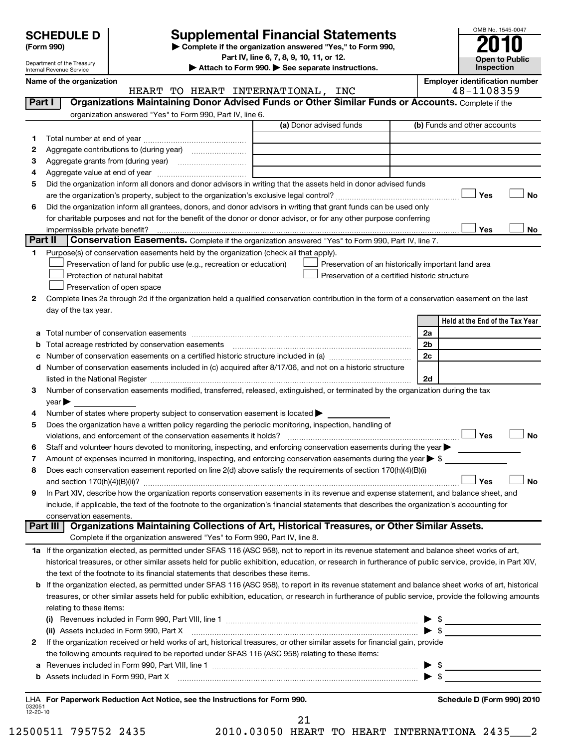**SCHEDULE D** (Form 990)

Department of the Treasury
Internal Revenue Service

# Supplemental Financial Statements

▶ Complete if the organization answered "Yes," to Form 990, Part IV, line 6, 7, 8, 9, 10, 11, or 12.
▶ Attach to Form 990. ▶ See separate instructions.

OMB No. 1545-0047
**2010**
**Open to Public Inspection**

**Name of the organization:** HEART TO HEART INTERNATIONAL, INC
**Employer identification number:** 48-1108359

## Part I — Organizations Maintaining Donor Advised Funds or Other Similar Funds or Accounts.
Complete if the organization answered "Yes" to Form 990, Part IV, line 6.

| | | (a) Donor advised funds | (b) Funds and other accounts |
|---|---|---|---|
| 1 | Total number at end of year | | |
| 2 | Aggregate contributions to (during year) | | |
| 3 | Aggregate grants from (during year) | | |
| 4 | Aggregate value at end of year | | |

5 Did the organization inform all donors and donor advisors in writing that the assets held in donor advised funds are the organization's property, subject to the organization's exclusive legal control? ☐ Yes ☐ No

6 Did the organization inform all grantees, donors, and donor advisors in writing that grant funds can be used only for charitable purposes and not for the benefit of the donor or donor advisor, or for any other purpose conferring impermissible private benefit? ☐ Yes ☐ No

## Part II — Conservation Easements.
Complete if the organization answered "Yes" to Form 990, Part IV, line 7.

1 Purpose(s) of conservation easements held by the organization (check all that apply).
- ☐ Preservation of land for public use (e.g., recreation or education)
- ☐ Preservation of an historically important land area
- ☐ Protection of natural habitat
- ☐ Preservation of a certified historic structure
- ☐ Preservation of open space

2 Complete lines 2a through 2d if the organization held a qualified conservation contribution in the form of a conservation easement on the last day of the tax year.

| | | | Held at the End of the Tax Year |
|---|---|---|---|
| a | Total number of conservation easements | 2a | |
| b | Total acreage restricted by conservation easements | 2b | |
| c | Number of conservation easements on a certified historic structure included in (a) | 2c | |
| d | Number of conservation easements included in (c) acquired after 8/17/06, and not on a historic structure listed in the National Register | 2d | |

3 Number of conservation easements modified, transferred, released, extinguished, or terminated by the organization during the tax year ▶

4 Number of states where property subject to conservation easement is located ▶

5 Does the organization have a written policy regarding the periodic monitoring, inspection, handling of violations, and enforcement of the conservation easements it holds? ☐ Yes ☐ No

6 Staff and volunteer hours devoted to monitoring, inspecting, and enforcing conservation easements during the year ▶

7 Amount of expenses incurred in monitoring, inspecting, and enforcing conservation easements during the year ▶ $

8 Does each conservation easement reported on line 2(d) above satisfy the requirements of section 170(h)(4)(B)(i) and section 170(h)(4)(B)(ii)? ☐ Yes ☐ No

9 In Part XIV, describe how the organization reports conservation easements in its revenue and expense statement, and balance sheet, and include, if applicable, the text of the footnote to the organization's financial statements that describes the organization's accounting for conservation easements.

## Part III — Organizations Maintaining Collections of Art, Historical Treasures, or Other Similar Assets.
Complete if the organization answered "Yes" to Form 990, Part IV, line 8.

1a If the organization elected, as permitted under SFAS 116 (ASC 958), not to report in its revenue statement and balance sheet works of art, historical treasures, or other similar assets held for public exhibition, education, or research in furtherance of public service, provide, in Part XIV, the text of the footnote to its financial statements that describes these items.

b If the organization elected, as permitted under SFAS 116 (ASC 958), to report in its revenue statement and balance sheet works of art, historical treasures, or other similar assets held for public exhibition, education, or research in furtherance of public service, provide the following amounts relating to these items:

(i) Revenues included in Form 990, Part VIII, line 1 ▶ $

(ii) Assets included in Form 990, Part X ▶ $

2 If the organization received or held works of art, historical treasures, or other similar assets for financial gain, provide the following amounts required to be reported under SFAS 116 (ASC 958) relating to these items:

a Revenues included in Form 990, Part VIII, line 1 ▶ $

b Assets included in Form 990, Part X ▶ $

LHA **For Paperwork Reduction Act Notice, see the Instructions for Form 990.**
032051 12-20-10
**Schedule D (Form 990) 2010**

21
12500511 795752 2435 2010.03050 HEART TO HEART INTERNATIONA 2435___2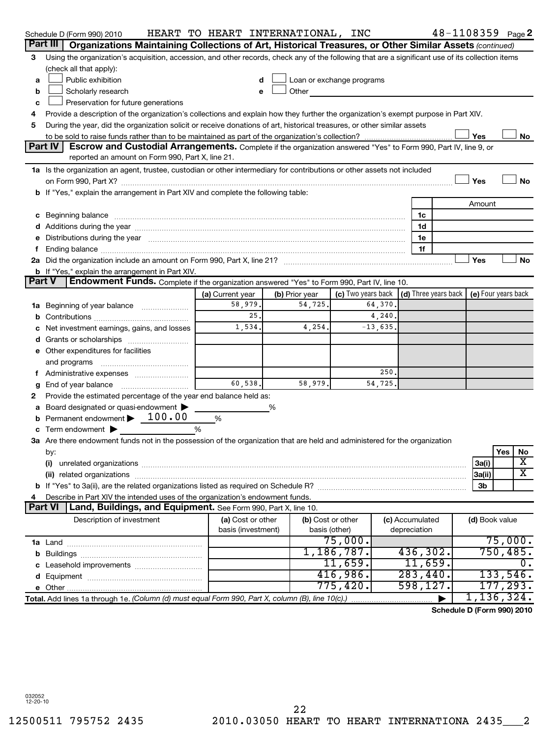Schedule D (Form 990) 2010 HEART TO HEART INTERNATIONAL, INC 48-1108359 Page 2

## Part III Organizations Maintaining Collections of Art, Historical Treasures, or Other Similar Assets *(continued)*

3 Using the organization's acquisition, accession, and other records, check any of the following that are a significant use of its collection items (check all that apply):

a ☐ Public exhibition
b ☐ Scholarly research
c ☐ Preservation for future generations
d ☐ Loan or exchange programs
e ☐ Other

4 Provide a description of the organization's collections and explain how they further the organization's exempt purpose in Part XIV.

5 During the year, did the organization solicit or receive donations of art, historical treasures, or other similar assets to be sold to raise funds rather than to be maintained as part of the organization's collection? ☐ Yes ☐ No

## Part IV Escrow and Custodial Arrangements. 

Complete if the organization answered "Yes" to Form 990, Part IV, line 9, or reported an amount on Form 990, Part X, line 21.

1a Is the organization an agent, trustee, custodian or other intermediary for contributions or other assets not included on Form 990, Part X? ☐ Yes ☐ No

b If "Yes," explain the arrangement in Part XIV and complete the following table:

| | | Amount |
|---|---|---|
| c Beginning balance | 1c | |
| d Additions during the year | 1d | |
| e Distributions during the year | 1e | |
| f Ending balance | 1f | |

2a Did the organization include an amount on Form 990, Part X, line 21? ☐ Yes ☐ No

b If "Yes," explain the arrangement in Part XIV.

## Part V Endowment Funds. 

Complete if the organization answered "Yes" to Form 990, Part IV, line 10.

| | (a) Current year | (b) Prior year | (c) Two years back | (d) Three years back | (e) Four years back |
|---|---|---|---|---|---|
| 1a Beginning of year balance | 58,979. | 54,725. | 64,370. | | |
| b Contributions | 25. | | 4,240. | | |
| c Net investment earnings, gains, and losses | 1,534. | 4,254. | -13,635. | | |
| d Grants or scholarships | | | | | |
| e Other expenditures for facilities and programs | | | | | |
| f Administrative expenses | | | 250. | | |
| g End of year balance | 60,538. | 58,979. | 54,725. | | |

2 Provide the estimated percentage of the year end balance held as:

a Board designated or quasi-endowment ▶ ______ %

b Permanent endowment ▶ 100.00 %

c Term endowment ▶ ______ %

3a Are there endowment funds not in the possession of the organization that are held and administered for the organization by:

| | | Yes | No |
|---|---|---|---|
| (i) unrelated organizations | 3a(i) | | X |
| (ii) related organizations | 3a(ii) | | X |
| b If "Yes" to 3a(ii), are the related organizations listed as required on Schedule R? | 3b | | |

4 Describe in Part XIV the intended uses of the organization's endowment funds.

## Part VI Land, Buildings, and Equipment. 

See Form 990, Part X, line 10.

| Description of investment | (a) Cost or other basis (investment) | (b) Cost or other basis (other) | (c) Accumulated depreciation | (d) Book value |
|---|---|---|---|---|
| 1a Land | | 75,000. | | 75,000. |
| b Buildings | | 1,186,787. | 436,302. | 750,485. |
| c Leasehold improvements | | 11,659. | 11,659. | 0. |
| d Equipment | | 416,986. | 283,440. | 133,546. |
| e Other | | 775,420. | 598,127. | 177,293. |
| **Total.** Add lines 1a through 1e. *(Column (d) must equal Form 990, Part X, column (B), line 10(c).)* | | | ▶ | 1,136,324. |

Schedule D (Form 990) 2010

032052
12-20-10

12500511 795752 2435 2010.03050 HEART TO HEART INTERNATIONA 2435___2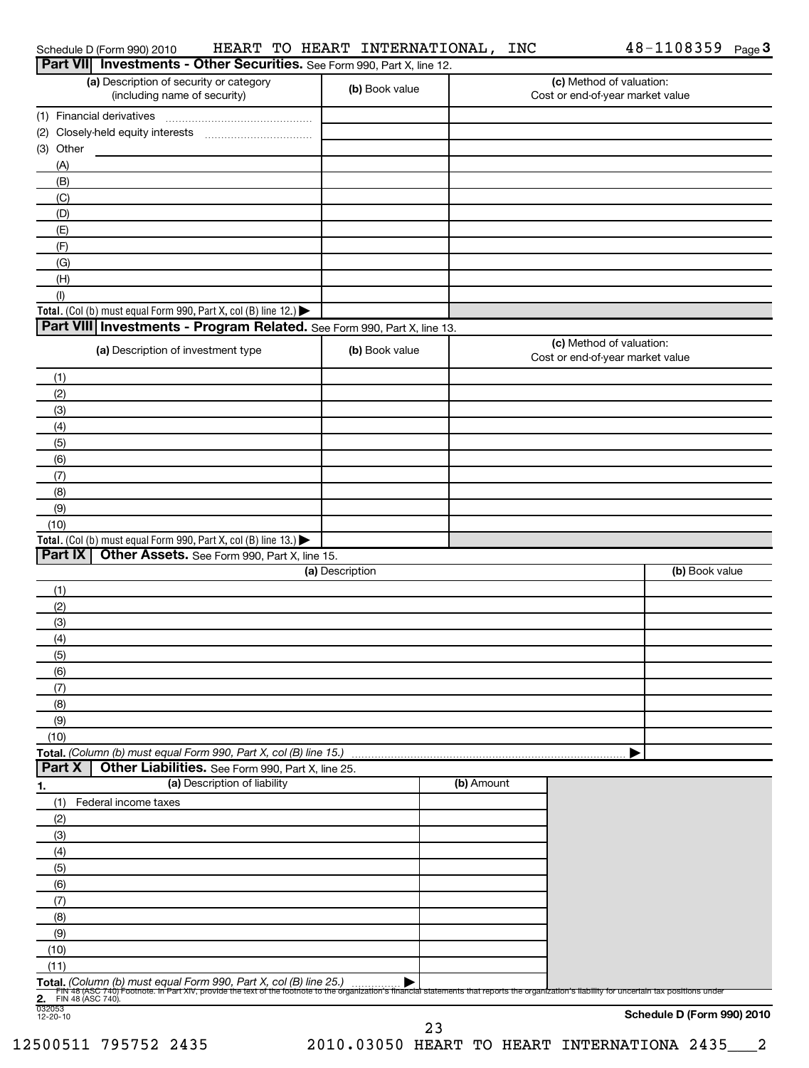Schedule D (Form 990) 2010 HEART TO HEART INTERNATIONAL, INC 48-1108359 Page 3

## Part VII Investments - Other Securities. See Form 990, Part X, line 12.

| (a) Description of security or category (including name of security) | (b) Book value | (c) Method of valuation: Cost or end-of-year market value |
|---|---|---|
| (1) Financial derivatives | | |
| (2) Closely-held equity interests | | |
| (3) Other | | |
| (A) | | |
| (B) | | |
| (C) | | |
| (D) | | |
| (E) | | |
| (F) | | |
| (G) | | |
| (H) | | |
| (I) | | |
| **Total.** (Col (b) must equal Form 990, Part X, col (B) line 12.) ▶ | | |

## Part VIII Investments - Program Related. See Form 990, Part X, line 13.

| (a) Description of investment type | (b) Book value | (c) Method of valuation: Cost or end-of-year market value |
|---|---|---|
| (1) | | |
| (2) | | |
| (3) | | |
| (4) | | |
| (5) | | |
| (6) | | |
| (7) | | |
| (8) | | |
| (9) | | |
| (10) | | |
| **Total.** (Col (b) must equal Form 990, Part X, col (B) line 13.) ▶ | | |

## Part IX Other Assets. See Form 990, Part X, line 15.

| (a) Description | (b) Book value |
|---|---|
| (1) | |
| (2) | |
| (3) | |
| (4) | |
| (5) | |
| (6) | |
| (7) | |
| (8) | |
| (9) | |
| (10) | |
| **Total.** *(Column (b) must equal Form 990, Part X, col (B) line 15.)* ▶ | |

## Part X Other Liabilities. See Form 990, Part X, line 25.

| 1. (a) Description of liability | (b) Amount |
|---|---|
| (1) Federal income taxes | |
| (2) | |
| (3) | |
| (4) | |
| (5) | |
| (6) | |
| (7) | |
| (8) | |
| (9) | |
| (10) | |
| (11) | |
| **Total.** *(Column (b) must equal Form 990, Part X, col (B) line 25.)* ▶ | |

**2.** FIN 48 (ASC 740) Footnote. In Part XIV, provide the text of the footnote to the organization's financial statements that reports the organization's liability for uncertain tax positions under FIN 48 (ASC 740).

032053
12-20-10

**Schedule D (Form 990) 2010**

12500511 795752 2435 2010.03050 HEART TO HEART INTERNATIONA 2435___2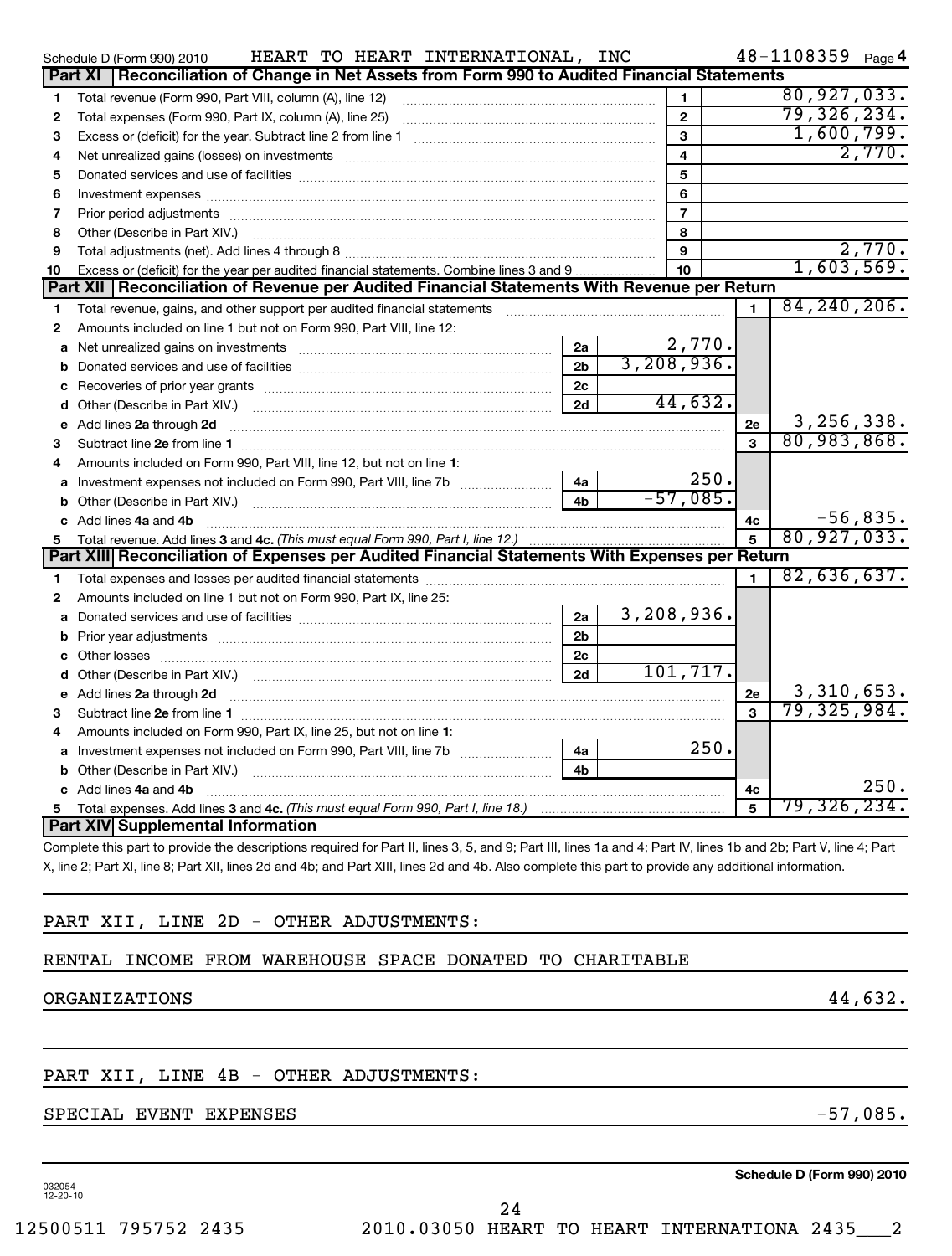Schedule D (Form 990) 2010 HEART TO HEART INTERNATIONAL, INC 48-1108359 Page 4

## Part XI Reconciliation of Change in Net Assets from Form 990 to Audited Financial Statements

| | | | |
|---|---|---|---|
| 1 | Total revenue (Form 990, Part VIII, column (A), line 12) | 1 | 80,927,033. |
| 2 | Total expenses (Form 990, Part IX, column (A), line 25) | 2 | 79,326,234. |
| 3 | Excess or (deficit) for the year. Subtract line 2 from line 1 | 3 | 1,600,799. |
| 4 | Net unrealized gains (losses) on investments | 4 | 2,770. |
| 5 | Donated services and use of facilities | 5 | |
| 6 | Investment expenses | 6 | |
| 7 | Prior period adjustments | 7 | |
| 8 | Other (Describe in Part XIV.) | 8 | |
| 9 | Total adjustments (net). Add lines 4 through 8 | 9 | 2,770. |
| 10 | Excess or (deficit) for the year per audited financial statements. Combine lines 3 and 9 | 10 | 1,603,569. |

## Part XII Reconciliation of Revenue per Audited Financial Statements With Revenue per Return

| | | | | | |
|---|---|---|---|---|---|
| 1 | Total revenue, gains, and other support per audited financial statements | | | 1 | 84,240,206. |
| 2 | Amounts included on line 1 but not on Form 990, Part VIII, line 12: | | | | |
| a | Net unrealized gains on investments | 2a | 2,770. | | |
| b | Donated services and use of facilities | 2b | 3,208,936. | | |
| c | Recoveries of prior year grants | 2c | | | |
| d | Other (Describe in Part XIV.) | 2d | 44,632. | | |
| e | Add lines 2a through 2d | | | 2e | 3,256,338. |
| 3 | Subtract line 2e from line 1 | | | 3 | 80,983,868. |
| 4 | Amounts included on Form 990, Part VIII, line 12, but not on line 1: | | | | |
| a | Investment expenses not included on Form 990, Part VIII, line 7b | 4a | 250. | | |
| b | Other (Describe in Part XIV.) | 4b | -57,085. | | |
| c | Add lines 4a and 4b | | | 4c | -56,835. |
| 5 | Total revenue. Add lines 3 and 4c. *(This must equal Form 990, Part I, line 12.)* | | | 5 | 80,927,033. |

## Part XIII Reconciliation of Expenses per Audited Financial Statements With Expenses per Return

| | | | | | |
|---|---|---|---|---|---|
| 1 | Total expenses and losses per audited financial statements | | | 1 | 82,636,637. |
| 2 | Amounts included on line 1 but not on Form 990, Part IX, line 25: | | | | |
| a | Donated services and use of facilities | 2a | 3,208,936. | | |
| b | Prior year adjustments | 2b | | | |
| c | Other losses | 2c | | | |
| d | Other (Describe in Part XIV.) | 2d | 101,717. | | |
| e | Add lines 2a through 2d | | | 2e | 3,310,653. |
| 3 | Subtract line 2e from line 1 | | | 3 | 79,325,984. |
| 4 | Amounts included on Form 990, Part IX, line 25, but not on line 1: | | | | |
| a | Investment expenses not included on Form 990, Part VIII, line 7b | 4a | 250. | | |
| b | Other (Describe in Part XIV.) | 4b | | | |
| c | Add lines 4a and 4b | | | 4c | 250. |
| 5 | Total expenses. Add lines 3 and 4c. *(This must equal Form 990, Part I, line 18.)* | | | 5 | 79,326,234. |

## Part XIV Supplemental Information

Complete this part to provide the descriptions required for Part II, lines 3, 5, and 9; Part III, lines 1a and 4; Part IV, lines 1b and 2b; Part V, line 4; Part X, line 2; Part XI, line 8; Part XII, lines 2d and 4b; and Part XIII, lines 2d and 4b. Also complete this part to provide any additional information.

PART XII, LINE 2D - OTHER ADJUSTMENTS:

RENTAL INCOME FROM WAREHOUSE SPACE DONATED TO CHARITABLE ORGANIZATIONS 44,632.

PART XII, LINE 4B - OTHER ADJUSTMENTS:

SPECIAL EVENT EXPENSES -57,085.

Schedule D (Form 990) 2010

032054 12-20-10

12500511 795752 2435 2010.03050 HEART TO HEART INTERNATIONA 2435___2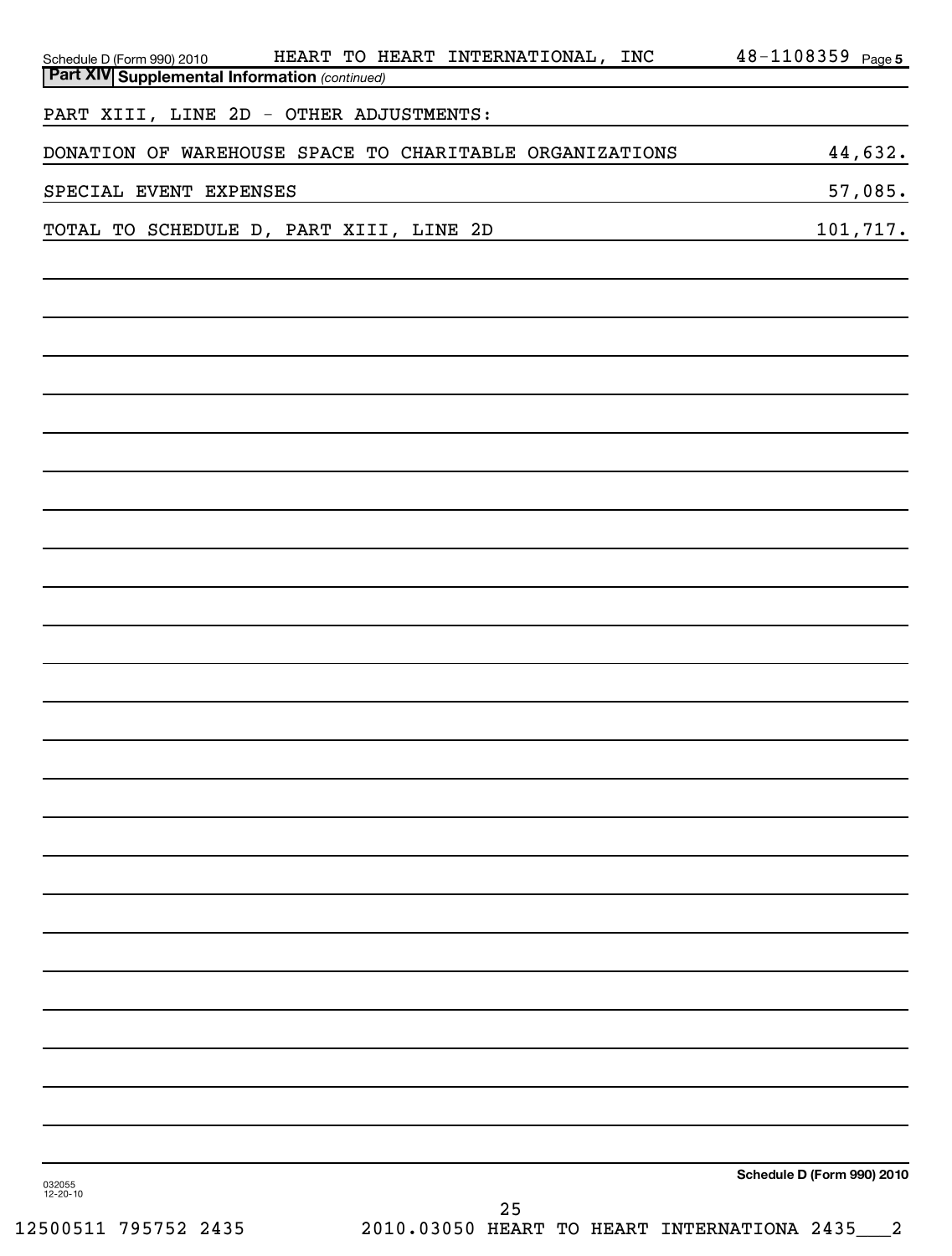## Part XIV Supplemental Information *(continued)*

PART XIII, LINE 2D - OTHER ADJUSTMENTS:

| | |
|---|---|
| DONATION OF WAREHOUSE SPACE TO CHARITABLE ORGANIZATIONS | 44,632. |
| SPECIAL EVENT EXPENSES | 57,085. |
| TOTAL TO SCHEDULE D, PART XIII, LINE 2D | 101,717. |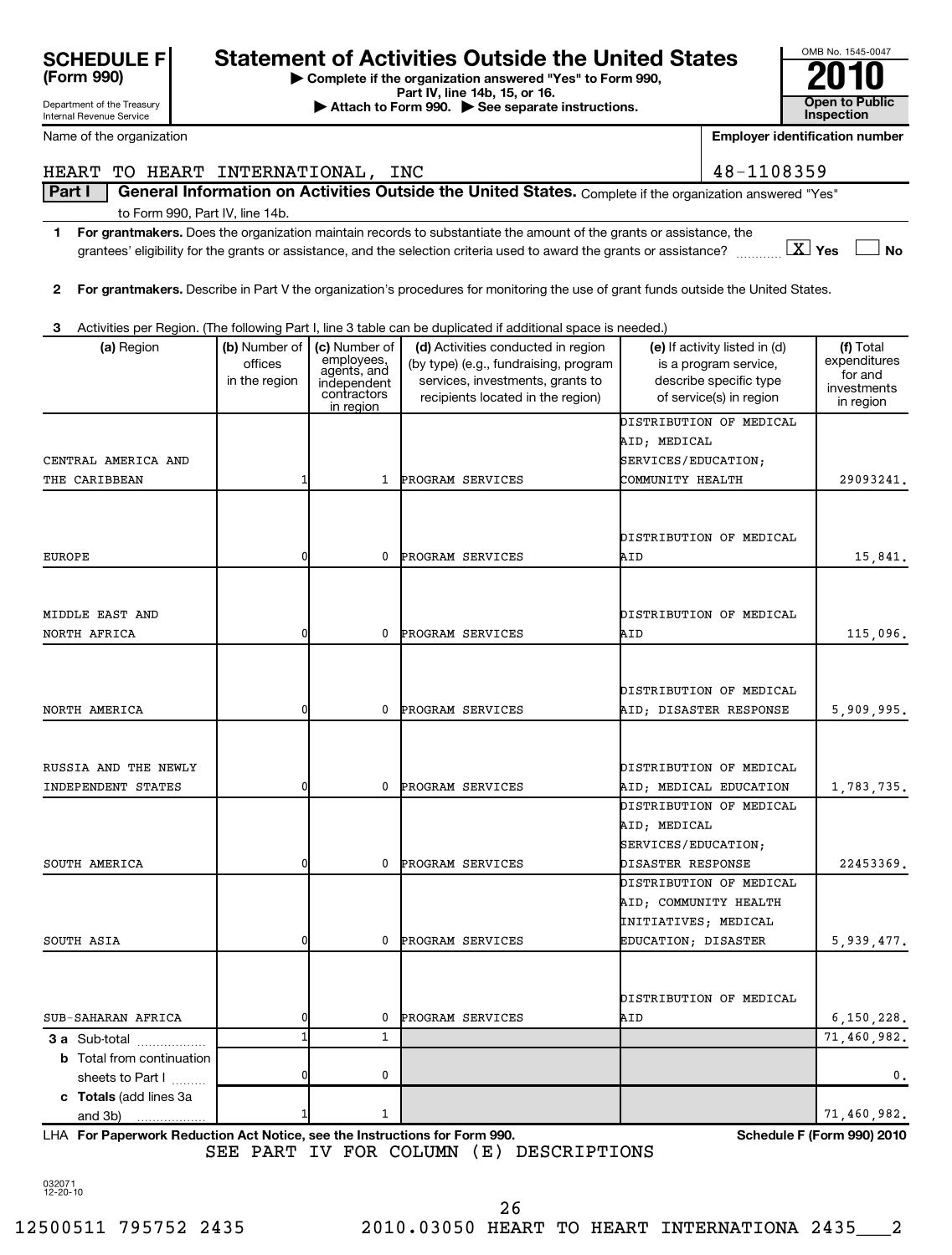**SCHEDULE F (Form 990)**

Department of the Treasury
Internal Revenue Service

# Statement of Activities Outside the United States

▶ Complete if the organization answered "Yes" to Form 990, Part IV, line 14b, 15, or 16.
▶ Attach to Form 990. ▶ See separate instructions.

OMB No. 1545-0047
**2010**
**Open to Public Inspection**

Name of the organization: HEART TO HEART INTERNATIONAL, INC

Employer identification number: 48-1108359

**Part I** **General Information on Activities Outside the United States.** Complete if the organization answered "Yes" to Form 990, Part IV, line 14b.

**1** **For grantmakers.** Does the organization maintain records to substantiate the amount of the grants or assistance, the grantees' eligibility for the grants or assistance, and the selection criteria used to award the grants or assistance? ☒ Yes ☐ No

**2** **For grantmakers.** Describe in Part V the organization's procedures for monitoring the use of grant funds outside the United States.

**3** Activities per Region. (The following Part I, line 3 table can be duplicated if additional space is needed.)

| (a) Region | (b) Number of offices in the region | (c) Number of employees, agents, and independent contractors in region | (d) Activities conducted in region (by type) (e.g., fundraising, program services, investments, grants to recipients located in the region) | (e) If activity listed in (d) is a program service, describe specific type of service(s) in region | (f) Total expenditures for and investments in region |
|---|---|---|---|---|---|
| CENTRAL AMERICA AND THE CARIBBEAN | 1 | 1 | PROGRAM SERVICES | DISTRIBUTION OF MEDICAL AID; MEDICAL SERVICES/EDUCATION; COMMUNITY HEALTH | 29093241. |
| EUROPE | 0 | 0 | PROGRAM SERVICES | DISTRIBUTION OF MEDICAL AID | 15,841. |
| MIDDLE EAST AND NORTH AFRICA | 0 | 0 | PROGRAM SERVICES | DISTRIBUTION OF MEDICAL AID | 115,096. |
| NORTH AMERICA | 0 | 0 | PROGRAM SERVICES | DISTRIBUTION OF MEDICAL AID; DISASTER RESPONSE | 5,909,995. |
| RUSSIA AND THE NEWLY INDEPENDENT STATES | 0 | 0 | PROGRAM SERVICES | DISTRIBUTION OF MEDICAL AID; MEDICAL EDUCATION | 1,783,735. |
| SOUTH AMERICA | 0 | 0 | PROGRAM SERVICES | DISTRIBUTION OF MEDICAL AID; MEDICAL SERVICES/EDUCATION; DISASTER RESPONSE | 22453369. |
| SOUTH ASIA | 0 | 0 | PROGRAM SERVICES | DISTRIBUTION OF MEDICAL AID; COMMUNITY HEALTH INITIATIVES; MEDICAL EDUCATION; DISASTER | 5,939,477. |
| SUB-SAHARAN AFRICA | 0 | 0 | PROGRAM SERVICES | DISTRIBUTION OF MEDICAL AID | 6,150,228. |
| **3 a** Sub-total | 1 | 1 | | | 71,460,982. |
| **b** Total from continuation sheets to Part I | 0 | 0 | | | 0. |
| **c Totals** (add lines 3a and 3b) | 1 | 1 | | | 71,460,982. |

LHA **For Paperwork Reduction Act Notice, see the Instructions for Form 990.** **Schedule F (Form 990) 2010**

SEE PART IV FOR COLUMN (E) DESCRIPTIONS

032071 12-20-10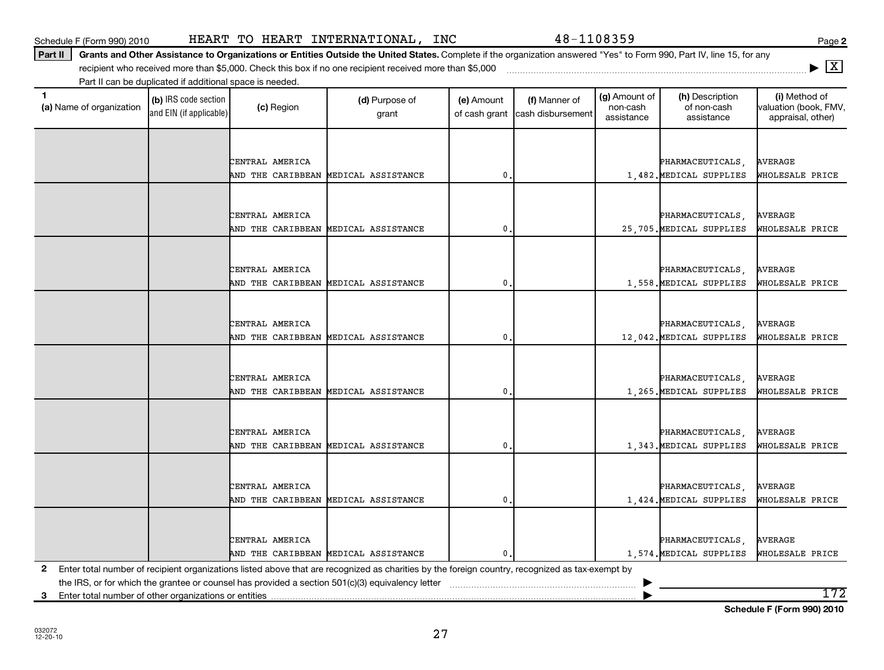Schedule F (Form 990) 2010 HEART TO HEART INTERNATIONAL, INC 48-1108359

**Part II** **Grants and Other Assistance to Organizations or Entities Outside the United States.** Complete if the organization answered "Yes" to Form 990, Part IV, line 15, for any recipient who received more than $5,000. Check this box if no one recipient received more than $5,000 ▶ [X]
Part II can be duplicated if additional space is needed.

| 1 (a) Name of organization | (b) IRS code section and EIN (if applicable) | (c) Region | (d) Purpose of grant | (e) Amount of cash grant | (f) Manner of cash disbursement | (g) Amount of non-cash assistance | (h) Description of non-cash assistance | (i) Method of valuation (book, FMV, appraisal, other) |
|---|---|---|---|---|---|---|---|---|
| | | CENTRAL AMERICA AND THE CARIBBEAN | MEDICAL ASSISTANCE | 0. | | 1,482. | PHARMACEUTICALS, MEDICAL SUPPLIES | AVERAGE WHOLESALE PRICE |
| | | CENTRAL AMERICA AND THE CARIBBEAN | MEDICAL ASSISTANCE | 0. | | 25,705. | PHARMACEUTICALS, MEDICAL SUPPLIES | AVERAGE WHOLESALE PRICE |
| | | CENTRAL AMERICA AND THE CARIBBEAN | MEDICAL ASSISTANCE | 0. | | 1,558. | PHARMACEUTICALS, MEDICAL SUPPLIES | AVERAGE WHOLESALE PRICE |
| | | CENTRAL AMERICA AND THE CARIBBEAN | MEDICAL ASSISTANCE | 0. | | 12,042. | PHARMACEUTICALS, MEDICAL SUPPLIES | AVERAGE WHOLESALE PRICE |
| | | CENTRAL AMERICA AND THE CARIBBEAN | MEDICAL ASSISTANCE | 0. | | 1,265. | PHARMACEUTICALS, MEDICAL SUPPLIES | AVERAGE WHOLESALE PRICE |
| | | CENTRAL AMERICA AND THE CARIBBEAN | MEDICAL ASSISTANCE | 0. | | 1,343. | PHARMACEUTICALS, MEDICAL SUPPLIES | AVERAGE WHOLESALE PRICE |
| | | CENTRAL AMERICA AND THE CARIBBEAN | MEDICAL ASSISTANCE | 0. | | 1,424. | PHARMACEUTICALS, MEDICAL SUPPLIES | AVERAGE WHOLESALE PRICE |
| | | CENTRAL AMERICA AND THE CARIBBEAN | MEDICAL ASSISTANCE | 0. | | 1,574. | PHARMACEUTICALS, MEDICAL SUPPLIES | AVERAGE WHOLESALE PRICE |

**2** Enter total number of recipient organizations listed above that are recognized as charities by the foreign country, recognized as tax-exempt by the IRS, or for which the grantee or counsel has provided a section 501(c)(3) equivalency letter ▶

**3** Enter total number of other organizations or entities ▶ 172

**Schedule F (Form 990) 2010**

032072
12-20-10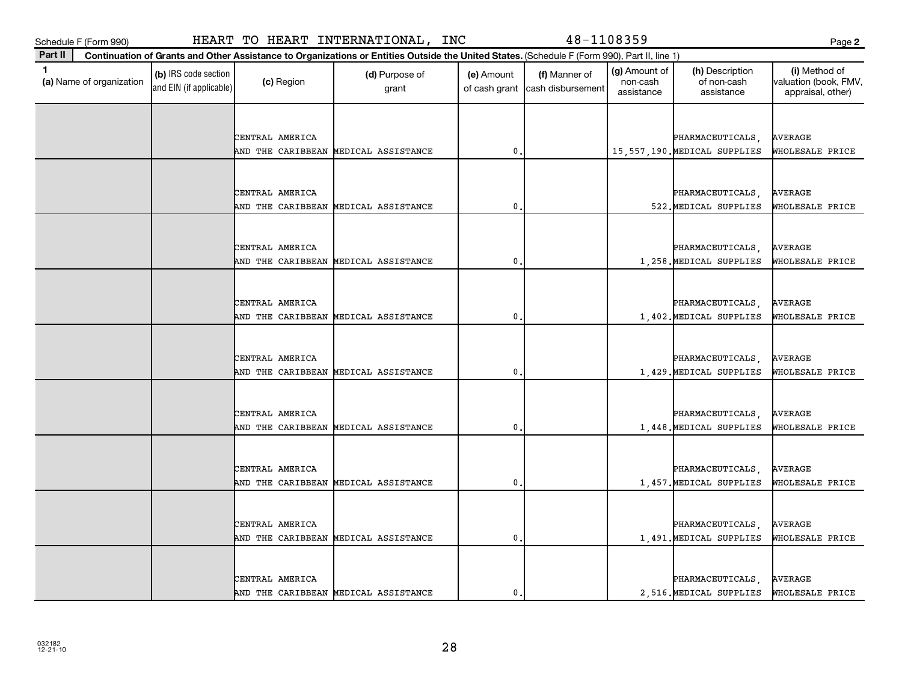Schedule F (Form 990) HEART TO HEART INTERNATIONAL, INC 48-1108359

**Part II** **Continuation of Grants and Other Assistance to Organizations or Entities Outside the United States.** (Schedule F (Form 990), Part II, line 1)

| 1 (a) Name of organization | (b) IRS code section and EIN (if applicable) | (c) Region | (d) Purpose of grant | (e) Amount of cash grant | (f) Manner of cash disbursement | (g) Amount of non-cash assistance | (h) Description of non-cash assistance | (i) Method of valuation (book, FMV, appraisal, other) |
|---|---|---|---|---|---|---|---|---|
| | | CENTRAL AMERICA AND THE CARIBBEAN | MEDICAL ASSISTANCE | 0. | | 15,557,190. | PHARMACEUTICALS, MEDICAL SUPPLIES | AVERAGE WHOLESALE PRICE |
| | | CENTRAL AMERICA AND THE CARIBBEAN | MEDICAL ASSISTANCE | 0. | | 522. | PHARMACEUTICALS, MEDICAL SUPPLIES | AVERAGE WHOLESALE PRICE |
| | | CENTRAL AMERICA AND THE CARIBBEAN | MEDICAL ASSISTANCE | 0. | | 1,258. | PHARMACEUTICALS, MEDICAL SUPPLIES | AVERAGE WHOLESALE PRICE |
| | | CENTRAL AMERICA AND THE CARIBBEAN | MEDICAL ASSISTANCE | 0. | | 1,402. | PHARMACEUTICALS, MEDICAL SUPPLIES | AVERAGE WHOLESALE PRICE |
| | | CENTRAL AMERICA AND THE CARIBBEAN | MEDICAL ASSISTANCE | 0. | | 1,429. | PHARMACEUTICALS, MEDICAL SUPPLIES | AVERAGE WHOLESALE PRICE |
| | | CENTRAL AMERICA AND THE CARIBBEAN | MEDICAL ASSISTANCE | 0. | | 1,448. | PHARMACEUTICALS, MEDICAL SUPPLIES | AVERAGE WHOLESALE PRICE |
| | | CENTRAL AMERICA AND THE CARIBBEAN | MEDICAL ASSISTANCE | 0. | | 1,457. | PHARMACEUTICALS, MEDICAL SUPPLIES | AVERAGE WHOLESALE PRICE |
| | | CENTRAL AMERICA AND THE CARIBBEAN | MEDICAL ASSISTANCE | 0. | | 1,491. | PHARMACEUTICALS, MEDICAL SUPPLIES | AVERAGE WHOLESALE PRICE |
| | | CENTRAL AMERICA AND THE CARIBBEAN | MEDICAL ASSISTANCE | 0. | | 2,516. | PHARMACEUTICALS, MEDICAL SUPPLIES | AVERAGE WHOLESALE PRICE |

032182 12-21-10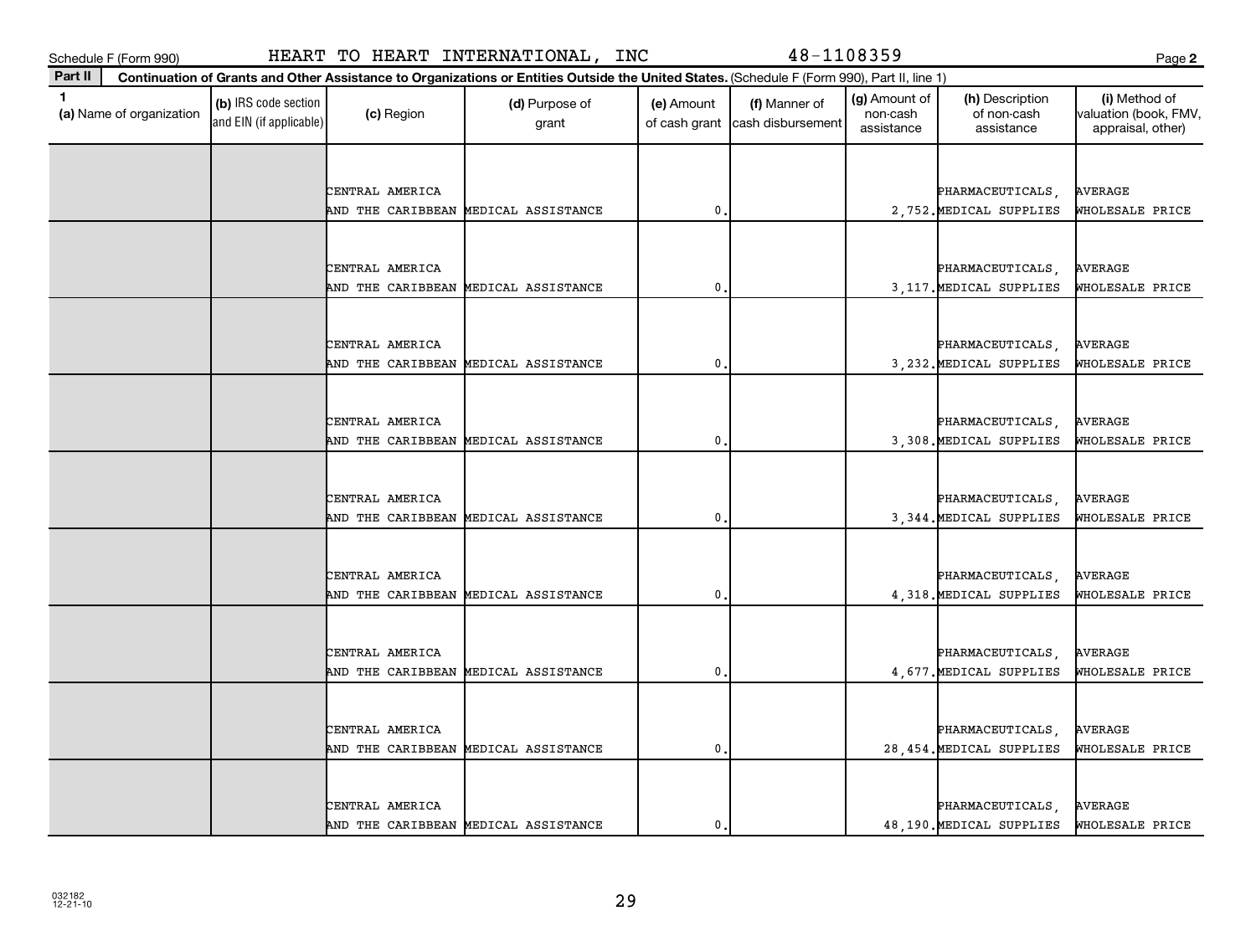Schedule F (Form 990) HEART TO HEART INTERNATIONAL, INC 48-1108359

**Part II** Continuation of Grants and Other Assistance to Organizations or Entities Outside the United States. (Schedule F (Form 990), Part II, line 1)

| 1 (a) Name of organization | (b) IRS code section and EIN (if applicable) | (c) Region | (d) Purpose of grant | (e) Amount of cash grant | (f) Manner of cash disbursement | (g) Amount of non-cash assistance | (h) Description of non-cash assistance | (i) Method of valuation (book, FMV, appraisal, other) |
|---|---|---|---|---|---|---|---|---|
| | | CENTRAL AMERICA AND THE CARIBBEAN | MEDICAL ASSISTANCE | 0. | | 2,752. | PHARMACEUTICALS, MEDICAL SUPPLIES | AVERAGE WHOLESALE PRICE |
| | | CENTRAL AMERICA AND THE CARIBBEAN | MEDICAL ASSISTANCE | 0. | | 3,117. | PHARMACEUTICALS, MEDICAL SUPPLIES | AVERAGE WHOLESALE PRICE |
| | | CENTRAL AMERICA AND THE CARIBBEAN | MEDICAL ASSISTANCE | 0. | | 3,232. | PHARMACEUTICALS, MEDICAL SUPPLIES | AVERAGE WHOLESALE PRICE |
| | | CENTRAL AMERICA AND THE CARIBBEAN | MEDICAL ASSISTANCE | 0. | | 3,308. | PHARMACEUTICALS, MEDICAL SUPPLIES | AVERAGE WHOLESALE PRICE |
| | | CENTRAL AMERICA AND THE CARIBBEAN | MEDICAL ASSISTANCE | 0. | | 3,344. | PHARMACEUTICALS, MEDICAL SUPPLIES | AVERAGE WHOLESALE PRICE |
| | | CENTRAL AMERICA AND THE CARIBBEAN | MEDICAL ASSISTANCE | 0. | | 4,318. | PHARMACEUTICALS, MEDICAL SUPPLIES | AVERAGE WHOLESALE PRICE |
| | | CENTRAL AMERICA AND THE CARIBBEAN | MEDICAL ASSISTANCE | 0. | | 4,677. | PHARMACEUTICALS, MEDICAL SUPPLIES | AVERAGE WHOLESALE PRICE |
| | | CENTRAL AMERICA AND THE CARIBBEAN | MEDICAL ASSISTANCE | 0. | | 28,454. | PHARMACEUTICALS, MEDICAL SUPPLIES | AVERAGE WHOLESALE PRICE |
| | | CENTRAL AMERICA AND THE CARIBBEAN | MEDICAL ASSISTANCE | 0. | | 48,190. | PHARMACEUTICALS, MEDICAL SUPPLIES | AVERAGE WHOLESALE PRICE |

032182 12-21-10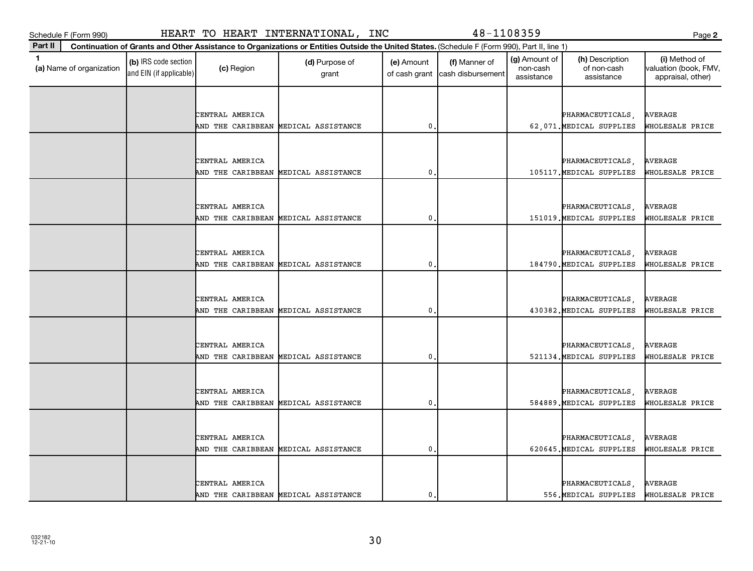Schedule F (Form 990) HEART TO HEART INTERNATIONAL, INC 48-1108359

**Part II** **Continuation of Grants and Other Assistance to Organizations or Entities Outside the United States.** (Schedule F (Form 990), Part II, line 1)

| 1 (a) Name of organization | (b) IRS code section and EIN (if applicable) | (c) Region | (d) Purpose of grant | (e) Amount of cash grant | (f) Manner of cash disbursement | (g) Amount of non-cash assistance | (h) Description of non-cash assistance | (i) Method of valuation (book, FMV, appraisal, other) |
|---|---|---|---|---|---|---|---|---|
| | | CENTRAL AMERICA AND THE CARIBBEAN | MEDICAL ASSISTANCE | 0. | | 62,071. | PHARMACEUTICALS, MEDICAL SUPPLIES | AVERAGE WHOLESALE PRICE |
| | | CENTRAL AMERICA AND THE CARIBBEAN | MEDICAL ASSISTANCE | 0. | | 105117. | PHARMACEUTICALS, MEDICAL SUPPLIES | AVERAGE WHOLESALE PRICE |
| | | CENTRAL AMERICA AND THE CARIBBEAN | MEDICAL ASSISTANCE | 0. | | 151019. | PHARMACEUTICALS, MEDICAL SUPPLIES | AVERAGE WHOLESALE PRICE |
| | | CENTRAL AMERICA AND THE CARIBBEAN | MEDICAL ASSISTANCE | 0. | | 184790. | PHARMACEUTICALS, MEDICAL SUPPLIES | AVERAGE WHOLESALE PRICE |
| | | CENTRAL AMERICA AND THE CARIBBEAN | MEDICAL ASSISTANCE | 0. | | 430382. | PHARMACEUTICALS, MEDICAL SUPPLIES | AVERAGE WHOLESALE PRICE |
| | | CENTRAL AMERICA AND THE CARIBBEAN | MEDICAL ASSISTANCE | 0. | | 521134. | PHARMACEUTICALS, MEDICAL SUPPLIES | AVERAGE WHOLESALE PRICE |
| | | CENTRAL AMERICA AND THE CARIBBEAN | MEDICAL ASSISTANCE | 0. | | 584889. | PHARMACEUTICALS, MEDICAL SUPPLIES | AVERAGE WHOLESALE PRICE |
| | | CENTRAL AMERICA AND THE CARIBBEAN | MEDICAL ASSISTANCE | 0. | | 620645. | PHARMACEUTICALS, MEDICAL SUPPLIES | AVERAGE WHOLESALE PRICE |
| | | CENTRAL AMERICA AND THE CARIBBEAN | MEDICAL ASSISTANCE | 0. | | 556. | PHARMACEUTICALS, MEDICAL SUPPLIES | AVERAGE WHOLESALE PRICE |

032182 12-21-10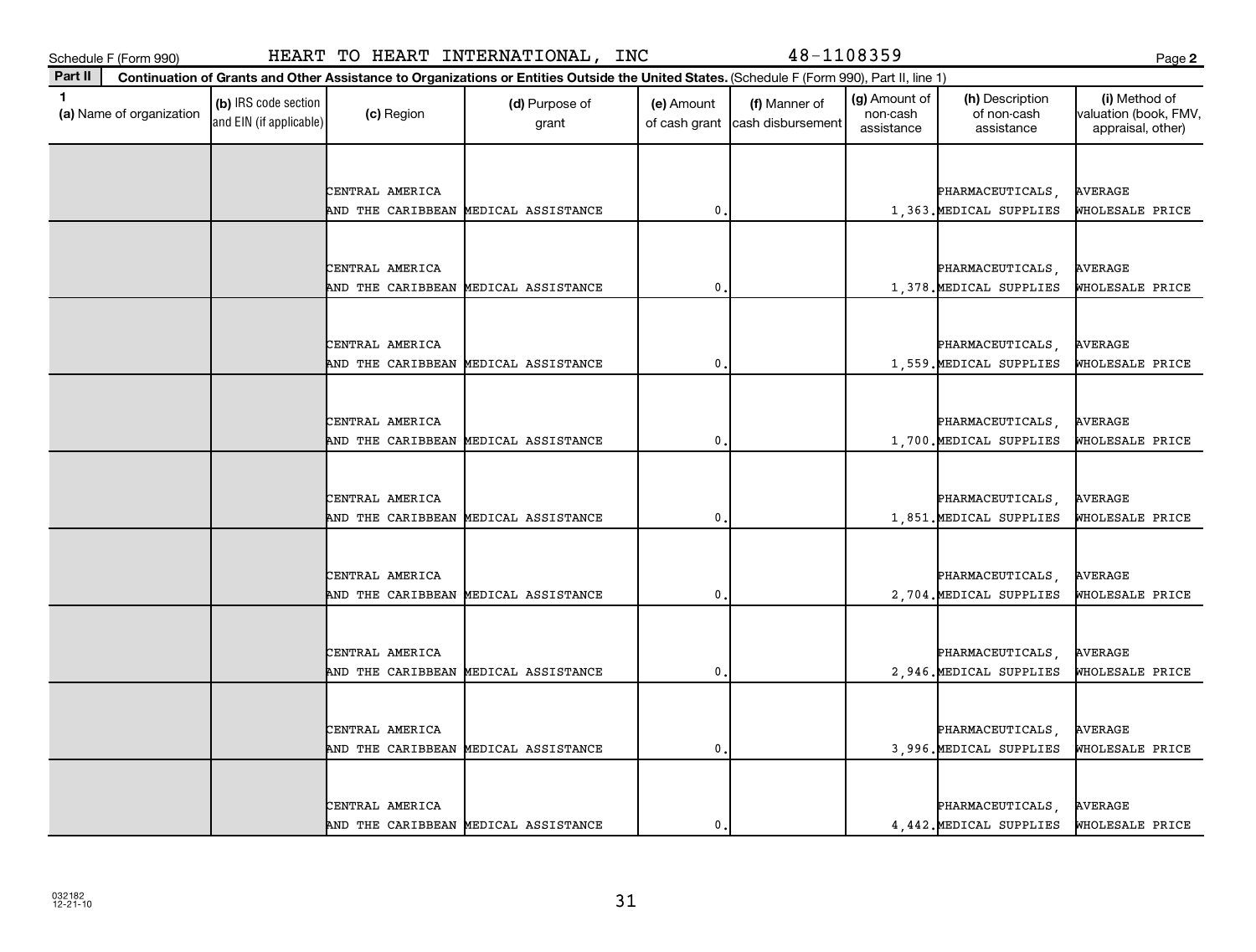Schedule F (Form 990) HEART TO HEART INTERNATIONAL, INC 48-1108359

**Part II** **Continuation of Grants and Other Assistance to Organizations or Entities Outside the United States.** (Schedule F (Form 990), Part II, line 1)

| 1 (a) Name of organization | (b) IRS code section and EIN (if applicable) | (c) Region | (d) Purpose of grant | (e) Amount of cash grant | (f) Manner of cash disbursement | (g) Amount of non-cash assistance | (h) Description of non-cash assistance | (i) Method of valuation (book, FMV, appraisal, other) |
|---|---|---|---|---|---|---|---|---|
| | | CENTRAL AMERICA AND THE CARIBBEAN | MEDICAL ASSISTANCE | 0. | | 1,363. | PHARMACEUTICALS, MEDICAL SUPPLIES | AVERAGE WHOLESALE PRICE |
| | | CENTRAL AMERICA AND THE CARIBBEAN | MEDICAL ASSISTANCE | 0. | | 1,378. | PHARMACEUTICALS, MEDICAL SUPPLIES | AVERAGE WHOLESALE PRICE |
| | | CENTRAL AMERICA AND THE CARIBBEAN | MEDICAL ASSISTANCE | 0. | | 1,559. | PHARMACEUTICALS, MEDICAL SUPPLIES | AVERAGE WHOLESALE PRICE |
| | | CENTRAL AMERICA AND THE CARIBBEAN | MEDICAL ASSISTANCE | 0. | | 1,700. | PHARMACEUTICALS, MEDICAL SUPPLIES | AVERAGE WHOLESALE PRICE |
| | | CENTRAL AMERICA AND THE CARIBBEAN | MEDICAL ASSISTANCE | 0. | | 1,851. | PHARMACEUTICALS, MEDICAL SUPPLIES | AVERAGE WHOLESALE PRICE |
| | | CENTRAL AMERICA AND THE CARIBBEAN | MEDICAL ASSISTANCE | 0. | | 2,704. | PHARMACEUTICALS, MEDICAL SUPPLIES | AVERAGE WHOLESALE PRICE |
| | | CENTRAL AMERICA AND THE CARIBBEAN | MEDICAL ASSISTANCE | 0. | | 2,946. | PHARMACEUTICALS, MEDICAL SUPPLIES | AVERAGE WHOLESALE PRICE |
| | | CENTRAL AMERICA AND THE CARIBBEAN | MEDICAL ASSISTANCE | 0. | | 3,996. | PHARMACEUTICALS, MEDICAL SUPPLIES | AVERAGE WHOLESALE PRICE |
| | | CENTRAL AMERICA AND THE CARIBBEAN | MEDICAL ASSISTANCE | 0. | | 4,442. | PHARMACEUTICALS, MEDICAL SUPPLIES | AVERAGE WHOLESALE PRICE |

032182 12-21-10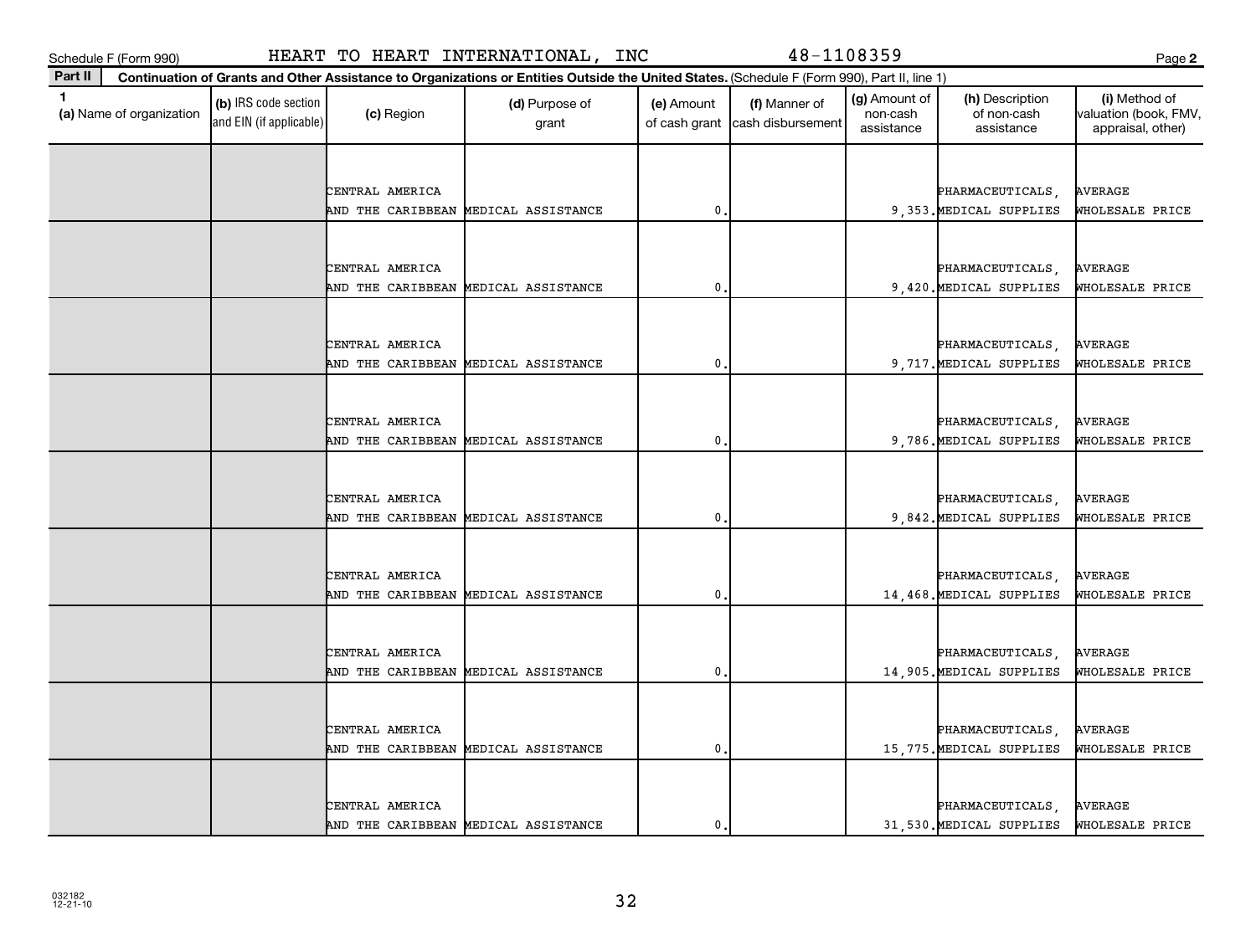Schedule F (Form 990) HEART TO HEART INTERNATIONAL, INC 48-1108359

**Part II** **Continuation of Grants and Other Assistance to Organizations or Entities Outside the United States.** (Schedule F (Form 990), Part II, line 1)

| 1 (a) Name of organization | (b) IRS code section and EIN (if applicable) | (c) Region | (d) Purpose of grant | (e) Amount of cash grant | (f) Manner of cash disbursement | (g) Amount of non-cash assistance | (h) Description of non-cash assistance | (i) Method of valuation (book, FMV, appraisal, other) |
|---|---|---|---|---|---|---|---|---|
| | | CENTRAL AMERICA AND THE CARIBBEAN | MEDICAL ASSISTANCE | 0. | | 9,353. | PHARMACEUTICALS, MEDICAL SUPPLIES | AVERAGE WHOLESALE PRICE |
| | | CENTRAL AMERICA AND THE CARIBBEAN | MEDICAL ASSISTANCE | 0. | | 9,420. | PHARMACEUTICALS, MEDICAL SUPPLIES | AVERAGE WHOLESALE PRICE |
| | | CENTRAL AMERICA AND THE CARIBBEAN | MEDICAL ASSISTANCE | 0. | | 9,717. | PHARMACEUTICALS, MEDICAL SUPPLIES | AVERAGE WHOLESALE PRICE |
| | | CENTRAL AMERICA AND THE CARIBBEAN | MEDICAL ASSISTANCE | 0. | | 9,786. | PHARMACEUTICALS, MEDICAL SUPPLIES | AVERAGE WHOLESALE PRICE |
| | | CENTRAL AMERICA AND THE CARIBBEAN | MEDICAL ASSISTANCE | 0. | | 9,842. | PHARMACEUTICALS, MEDICAL SUPPLIES | AVERAGE WHOLESALE PRICE |
| | | CENTRAL AMERICA AND THE CARIBBEAN | MEDICAL ASSISTANCE | 0. | | 14,468. | PHARMACEUTICALS, MEDICAL SUPPLIES | AVERAGE WHOLESALE PRICE |
| | | CENTRAL AMERICA AND THE CARIBBEAN | MEDICAL ASSISTANCE | 0. | | 14,905. | PHARMACEUTICALS, MEDICAL SUPPLIES | AVERAGE WHOLESALE PRICE |
| | | CENTRAL AMERICA AND THE CARIBBEAN | MEDICAL ASSISTANCE | 0. | | 15,775. | PHARMACEUTICALS, MEDICAL SUPPLIES | AVERAGE WHOLESALE PRICE |
| | | CENTRAL AMERICA AND THE CARIBBEAN | MEDICAL ASSISTANCE | 0. | | 31,530. | PHARMACEUTICALS, MEDICAL SUPPLIES | AVERAGE WHOLESALE PRICE |

032182 12-21-10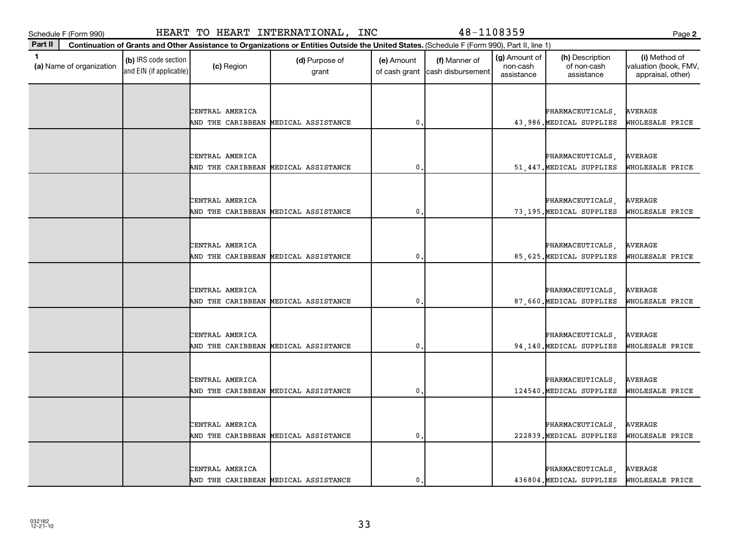Schedule F (Form 990) HEART TO HEART INTERNATIONAL, INC 48-1108359

**Part II** **Continuation of Grants and Other Assistance to Organizations or Entities Outside the United States.** (Schedule F (Form 990), Part II, line 1)

| 1 (a) Name of organization | (b) IRS code section and EIN (if applicable) | (c) Region | (d) Purpose of grant | (e) Amount of cash grant | (f) Manner of cash disbursement | (g) Amount of non-cash assistance | (h) Description of non-cash assistance | (i) Method of valuation (book, FMV, appraisal, other) |
|---|---|---|---|---|---|---|---|---|
| | | CENTRAL AMERICA AND THE CARIBBEAN | MEDICAL ASSISTANCE | 0. | | 43,986. | PHARMACEUTICALS, MEDICAL SUPPLIES | AVERAGE WHOLESALE PRICE |
| | | CENTRAL AMERICA AND THE CARIBBEAN | MEDICAL ASSISTANCE | 0. | | 51,447. | PHARMACEUTICALS, MEDICAL SUPPLIES | AVERAGE WHOLESALE PRICE |
| | | CENTRAL AMERICA AND THE CARIBBEAN | MEDICAL ASSISTANCE | 0. | | 73,195. | PHARMACEUTICALS, MEDICAL SUPPLIES | AVERAGE WHOLESALE PRICE |
| | | CENTRAL AMERICA AND THE CARIBBEAN | MEDICAL ASSISTANCE | 0. | | 85,625. | PHARMACEUTICALS, MEDICAL SUPPLIES | AVERAGE WHOLESALE PRICE |
| | | CENTRAL AMERICA AND THE CARIBBEAN | MEDICAL ASSISTANCE | 0. | | 87,660. | PHARMACEUTICALS, MEDICAL SUPPLIES | AVERAGE WHOLESALE PRICE |
| | | CENTRAL AMERICA AND THE CARIBBEAN | MEDICAL ASSISTANCE | 0. | | 94,140. | PHARMACEUTICALS, MEDICAL SUPPLIES | AVERAGE WHOLESALE PRICE |
| | | CENTRAL AMERICA AND THE CARIBBEAN | MEDICAL ASSISTANCE | 0. | | 124540. | PHARMACEUTICALS, MEDICAL SUPPLIES | AVERAGE WHOLESALE PRICE |
| | | CENTRAL AMERICA AND THE CARIBBEAN | MEDICAL ASSISTANCE | 0. | | 222839. | PHARMACEUTICALS, MEDICAL SUPPLIES | AVERAGE WHOLESALE PRICE |
| | | CENTRAL AMERICA AND THE CARIBBEAN | MEDICAL ASSISTANCE | 0. | | 436804. | PHARMACEUTICALS, MEDICAL SUPPLIES | AVERAGE WHOLESALE PRICE |

032182 12-21-10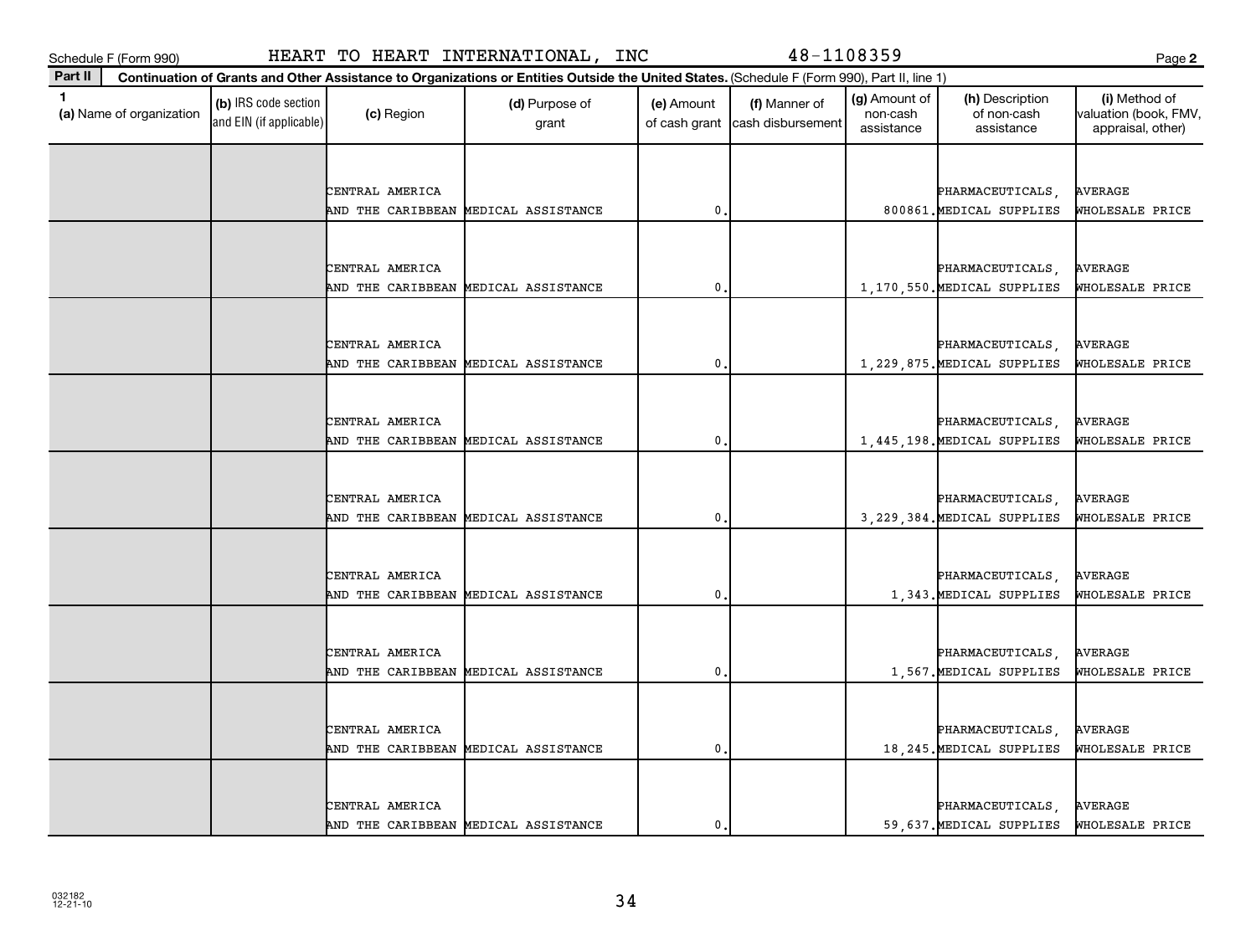Schedule F (Form 990) HEART TO HEART INTERNATIONAL, INC 48-1108359

**Part II** **Continuation of Grants and Other Assistance to Organizations or Entities Outside the United States.** (Schedule F (Form 990), Part II, line 1)

| 1 (a) Name of organization | (b) IRS code section and EIN (if applicable) | (c) Region | (d) Purpose of grant | (e) Amount of cash grant | (f) Manner of cash disbursement | (g) Amount of non-cash assistance | (h) Description of non-cash assistance | (i) Method of valuation (book, FMV, appraisal, other) |
|---|---|---|---|---|---|---|---|---|
| | | CENTRAL AMERICA AND THE CARIBBEAN | MEDICAL ASSISTANCE | 0. | | 800861. | PHARMACEUTICALS, MEDICAL SUPPLIES | AVERAGE WHOLESALE PRICE |
| | | CENTRAL AMERICA AND THE CARIBBEAN | MEDICAL ASSISTANCE | 0. | | 1,170,550. | PHARMACEUTICALS, MEDICAL SUPPLIES | AVERAGE WHOLESALE PRICE |
| | | CENTRAL AMERICA AND THE CARIBBEAN | MEDICAL ASSISTANCE | 0. | | 1,229,875. | PHARMACEUTICALS, MEDICAL SUPPLIES | AVERAGE WHOLESALE PRICE |
| | | CENTRAL AMERICA AND THE CARIBBEAN | MEDICAL ASSISTANCE | 0. | | 1,445,198. | PHARMACEUTICALS, MEDICAL SUPPLIES | AVERAGE WHOLESALE PRICE |
| | | CENTRAL AMERICA AND THE CARIBBEAN | MEDICAL ASSISTANCE | 0. | | 3,229,384. | PHARMACEUTICALS, MEDICAL SUPPLIES | AVERAGE WHOLESALE PRICE |
| | | CENTRAL AMERICA AND THE CARIBBEAN | MEDICAL ASSISTANCE | 0. | | 1,343. | PHARMACEUTICALS, MEDICAL SUPPLIES | AVERAGE WHOLESALE PRICE |
| | | CENTRAL AMERICA AND THE CARIBBEAN | MEDICAL ASSISTANCE | 0. | | 1,567. | PHARMACEUTICALS, MEDICAL SUPPLIES | AVERAGE WHOLESALE PRICE |
| | | CENTRAL AMERICA AND THE CARIBBEAN | MEDICAL ASSISTANCE | 0. | | 18,245. | PHARMACEUTICALS, MEDICAL SUPPLIES | AVERAGE WHOLESALE PRICE |
| | | CENTRAL AMERICA AND THE CARIBBEAN | MEDICAL ASSISTANCE | 0. | | 59,637. | PHARMACEUTICALS, MEDICAL SUPPLIES | AVERAGE WHOLESALE PRICE |

032182 12-21-10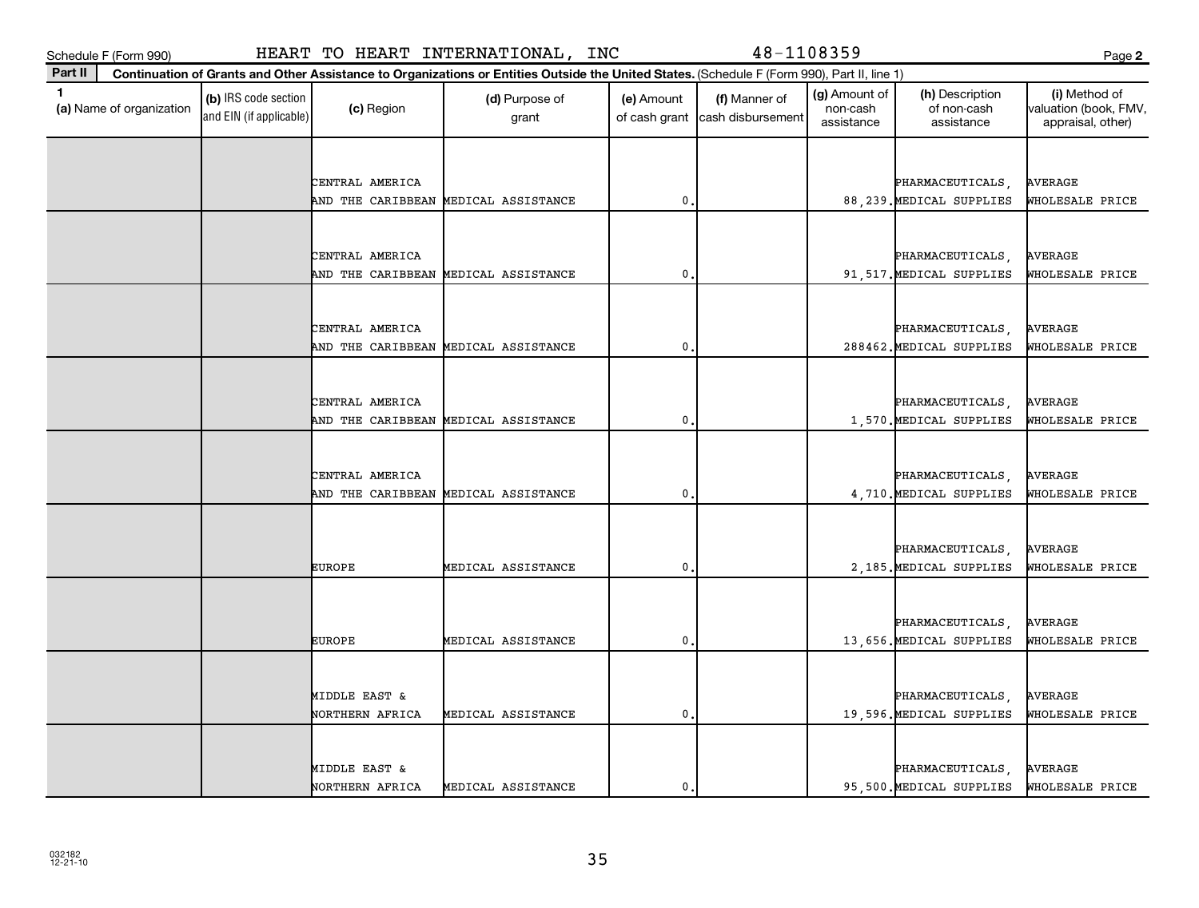Schedule F (Form 990) HEART TO HEART INTERNATIONAL, INC 48-1108359

**Part II Continuation of Grants and Other Assistance to Organizations or Entities Outside the United States.** (Schedule F (Form 990), Part II, line 1)

| 1 (a) Name of organization | (b) IRS code section and EIN (if applicable) | (c) Region | (d) Purpose of grant | (e) Amount of cash grant | (f) Manner of cash disbursement | (g) Amount of non-cash assistance | (h) Description of non-cash assistance | (i) Method of valuation (book, FMV, appraisal, other) |
|---|---|---|---|---|---|---|---|---|
| | | CENTRAL AMERICA AND THE CARIBBEAN | MEDICAL ASSISTANCE | 0. | | 88,239. | PHARMACEUTICALS, MEDICAL SUPPLIES | AVERAGE WHOLESALE PRICE |
| | | CENTRAL AMERICA AND THE CARIBBEAN | MEDICAL ASSISTANCE | 0. | | 91,517. | PHARMACEUTICALS, MEDICAL SUPPLIES | AVERAGE WHOLESALE PRICE |
| | | CENTRAL AMERICA AND THE CARIBBEAN | MEDICAL ASSISTANCE | 0. | | 288462. | PHARMACEUTICALS, MEDICAL SUPPLIES | AVERAGE WHOLESALE PRICE |
| | | CENTRAL AMERICA AND THE CARIBBEAN | MEDICAL ASSISTANCE | 0. | | 1,570. | PHARMACEUTICALS, MEDICAL SUPPLIES | AVERAGE WHOLESALE PRICE |
| | | CENTRAL AMERICA AND THE CARIBBEAN | MEDICAL ASSISTANCE | 0. | | 4,710. | PHARMACEUTICALS, MEDICAL SUPPLIES | AVERAGE WHOLESALE PRICE |
| | | EUROPE | MEDICAL ASSISTANCE | 0. | | 2,185. | PHARMACEUTICALS, MEDICAL SUPPLIES | AVERAGE WHOLESALE PRICE |
| | | EUROPE | MEDICAL ASSISTANCE | 0. | | 13,656. | PHARMACEUTICALS, MEDICAL SUPPLIES | AVERAGE WHOLESALE PRICE |
| | | MIDDLE EAST & NORTHERN AFRICA | MEDICAL ASSISTANCE | 0. | | 19,596. | PHARMACEUTICALS, MEDICAL SUPPLIES | AVERAGE WHOLESALE PRICE |
| | | MIDDLE EAST & NORTHERN AFRICA | MEDICAL ASSISTANCE | 0. | | 95,500. | PHARMACEUTICALS, MEDICAL SUPPLIES | AVERAGE WHOLESALE PRICE |

032182 12-21-10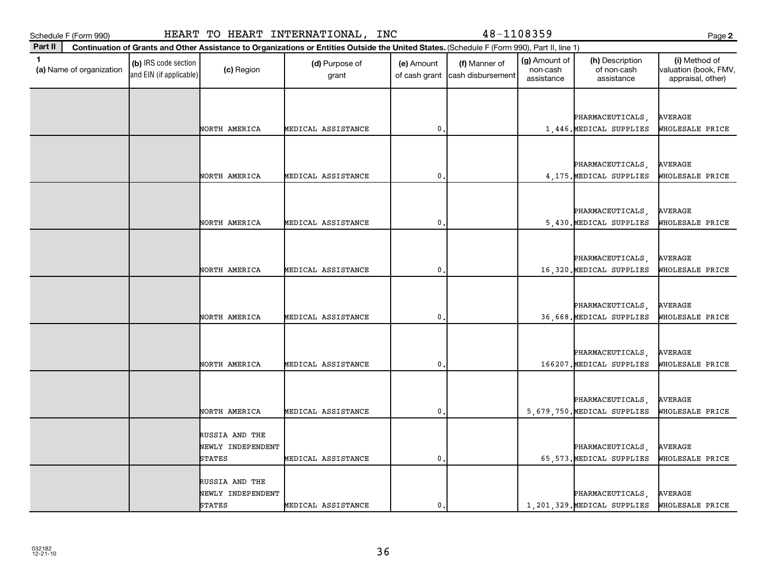Schedule F (Form 990) HEART TO HEART INTERNATIONAL, INC 48-1108359

**Part II** Continuation of Grants and Other Assistance to Organizations or Entities Outside the United States. (Schedule F (Form 990), Part II, line 1)

| 1 (a) Name of organization | (b) IRS code section and EIN (if applicable) | (c) Region | (d) Purpose of grant | (e) Amount of cash grant | (f) Manner of cash disbursement | (g) Amount of non-cash assistance | (h) Description of non-cash assistance | (i) Method of valuation (book, FMV, appraisal, other) |
|---|---|---|---|---|---|---|---|---|
| | | NORTH AMERICA | MEDICAL ASSISTANCE | 0. | | 1,446. | PHARMACEUTICALS, MEDICAL SUPPLIES | AVERAGE WHOLESALE PRICE |
| | | NORTH AMERICA | MEDICAL ASSISTANCE | 0. | | 4,175. | PHARMACEUTICALS, MEDICAL SUPPLIES | AVERAGE WHOLESALE PRICE |
| | | NORTH AMERICA | MEDICAL ASSISTANCE | 0. | | 5,430. | PHARMACEUTICALS, MEDICAL SUPPLIES | AVERAGE WHOLESALE PRICE |
| | | NORTH AMERICA | MEDICAL ASSISTANCE | 0. | | 16,320. | PHARMACEUTICALS, MEDICAL SUPPLIES | AVERAGE WHOLESALE PRICE |
| | | NORTH AMERICA | MEDICAL ASSISTANCE | 0. | | 36,668. | PHARMACEUTICALS, MEDICAL SUPPLIES | AVERAGE WHOLESALE PRICE |
| | | NORTH AMERICA | MEDICAL ASSISTANCE | 0. | | 166207. | PHARMACEUTICALS, MEDICAL SUPPLIES | AVERAGE WHOLESALE PRICE |
| | | NORTH AMERICA | MEDICAL ASSISTANCE | 0. | | 5,679,750. | PHARMACEUTICALS, MEDICAL SUPPLIES | AVERAGE WHOLESALE PRICE |
| | | RUSSIA AND THE NEWLY INDEPENDENT STATES | MEDICAL ASSISTANCE | 0. | | 65,573. | PHARMACEUTICALS, MEDICAL SUPPLIES | AVERAGE WHOLESALE PRICE |
| | | RUSSIA AND THE NEWLY INDEPENDENT STATES | MEDICAL ASSISTANCE | 0. | | 1,201,329. | PHARMACEUTICALS, MEDICAL SUPPLIES | AVERAGE WHOLESALE PRICE |

032182
12-21-10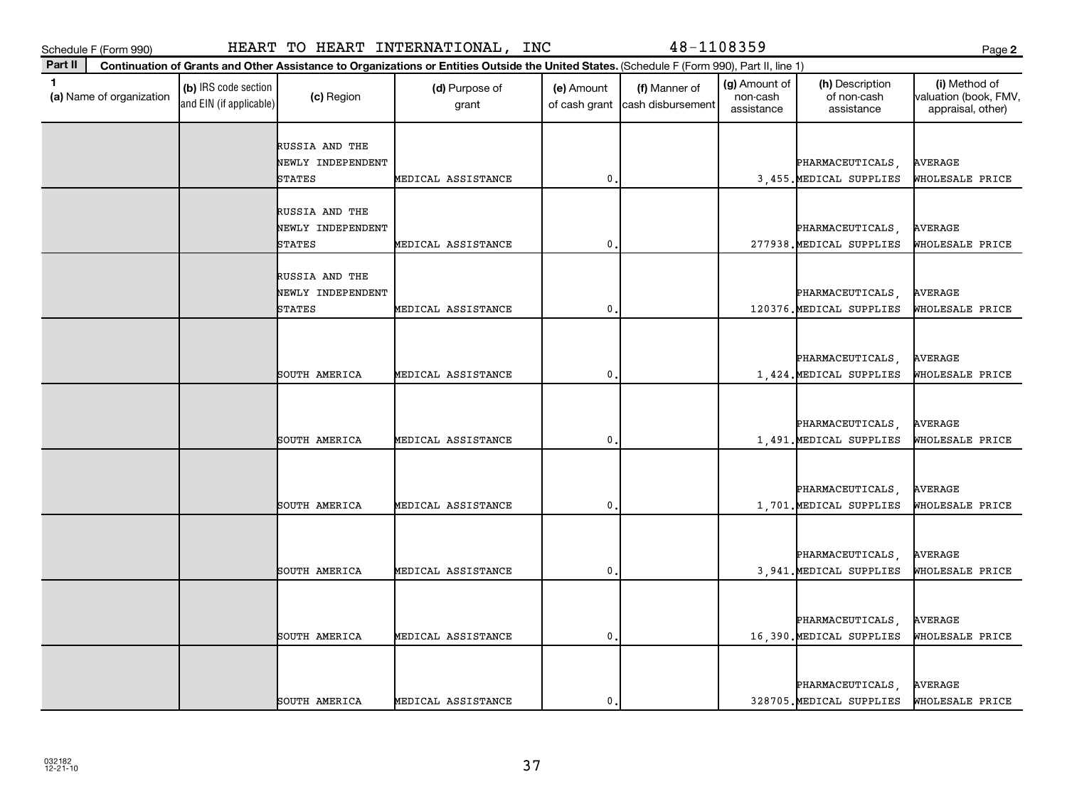Schedule F (Form 990) HEART TO HEART INTERNATIONAL, INC 48-1108359 Page 2

**Part II** **Continuation of Grants and Other Assistance to Organizations or Entities Outside the United States.** (Schedule F (Form 990), Part II, line 1)

| 1 (a) Name of organization | (b) IRS code section and EIN (if applicable) | (c) Region | (d) Purpose of grant | (e) Amount of cash grant | (f) Manner of cash disbursement | (g) Amount of non-cash assistance | (h) Description of non-cash assistance | (i) Method of valuation (book, FMV, appraisal, other) |
|---|---|---|---|---|---|---|---|---|
| | | RUSSIA AND THE NEWLY INDEPENDENT STATES | MEDICAL ASSISTANCE | 0. | | 3,455. | PHARMACEUTICALS, MEDICAL SUPPLIES | AVERAGE WHOLESALE PRICE |
| | | RUSSIA AND THE NEWLY INDEPENDENT STATES | MEDICAL ASSISTANCE | 0. | | 277938. | PHARMACEUTICALS, MEDICAL SUPPLIES | AVERAGE WHOLESALE PRICE |
| | | RUSSIA AND THE NEWLY INDEPENDENT STATES | MEDICAL ASSISTANCE | 0. | | 120376. | PHARMACEUTICALS, MEDICAL SUPPLIES | AVERAGE WHOLESALE PRICE |
| | | SOUTH AMERICA | MEDICAL ASSISTANCE | 0. | | 1,424. | PHARMACEUTICALS, MEDICAL SUPPLIES | AVERAGE WHOLESALE PRICE |
| | | SOUTH AMERICA | MEDICAL ASSISTANCE | 0. | | 1,491. | PHARMACEUTICALS, MEDICAL SUPPLIES | AVERAGE WHOLESALE PRICE |
| | | SOUTH AMERICA | MEDICAL ASSISTANCE | 0. | | 1,701. | PHARMACEUTICALS, MEDICAL SUPPLIES | AVERAGE WHOLESALE PRICE |
| | | SOUTH AMERICA | MEDICAL ASSISTANCE | 0. | | 3,941. | PHARMACEUTICALS, MEDICAL SUPPLIES | AVERAGE WHOLESALE PRICE |
| | | SOUTH AMERICA | MEDICAL ASSISTANCE | 0. | | 16,390. | PHARMACEUTICALS, MEDICAL SUPPLIES | AVERAGE WHOLESALE PRICE |
| | | SOUTH AMERICA | MEDICAL ASSISTANCE | 0. | | 328705. | PHARMACEUTICALS, MEDICAL SUPPLIES | AVERAGE WHOLESALE PRICE |

032182
12-21-10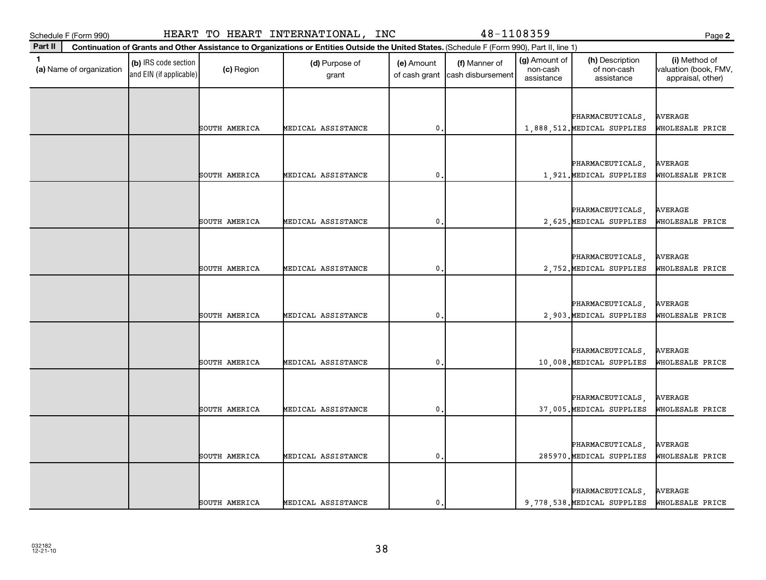Schedule F (Form 990) HEART TO HEART INTERNATIONAL, INC 48-1108359

**Part II** **Continuation of Grants and Other Assistance to Organizations or Entities Outside the United States.** (Schedule F (Form 990), Part II, line 1)

| 1 (a) Name of organization | (b) IRS code section and EIN (if applicable) | (c) Region | (d) Purpose of grant | (e) Amount of cash grant | (f) Manner of cash disbursement | (g) Amount of non-cash assistance | (h) Description of non-cash assistance | (i) Method of valuation (book, FMV, appraisal, other) |
|---|---|---|---|---|---|---|---|---|
| | | SOUTH AMERICA | MEDICAL ASSISTANCE | 0. | | 1,888,512. | PHARMACEUTICALS, MEDICAL SUPPLIES | AVERAGE WHOLESALE PRICE |
| | | SOUTH AMERICA | MEDICAL ASSISTANCE | 0. | | 1,921. | PHARMACEUTICALS, MEDICAL SUPPLIES | AVERAGE WHOLESALE PRICE |
| | | SOUTH AMERICA | MEDICAL ASSISTANCE | 0. | | 2,625. | PHARMACEUTICALS, MEDICAL SUPPLIES | AVERAGE WHOLESALE PRICE |
| | | SOUTH AMERICA | MEDICAL ASSISTANCE | 0. | | 2,752. | PHARMACEUTICALS, MEDICAL SUPPLIES | AVERAGE WHOLESALE PRICE |
| | | SOUTH AMERICA | MEDICAL ASSISTANCE | 0. | | 2,903. | PHARMACEUTICALS, MEDICAL SUPPLIES | AVERAGE WHOLESALE PRICE |
| | | SOUTH AMERICA | MEDICAL ASSISTANCE | 0. | | 10,008. | PHARMACEUTICALS, MEDICAL SUPPLIES | AVERAGE WHOLESALE PRICE |
| | | SOUTH AMERICA | MEDICAL ASSISTANCE | 0. | | 37,005. | PHARMACEUTICALS, MEDICAL SUPPLIES | AVERAGE WHOLESALE PRICE |
| | | SOUTH AMERICA | MEDICAL ASSISTANCE | 0. | | 285970. | PHARMACEUTICALS, MEDICAL SUPPLIES | AVERAGE WHOLESALE PRICE |
| | | SOUTH AMERICA | MEDICAL ASSISTANCE | 0. | | 9,778,538. | PHARMACEUTICALS, MEDICAL SUPPLIES | AVERAGE WHOLESALE PRICE |

032182 12-21-10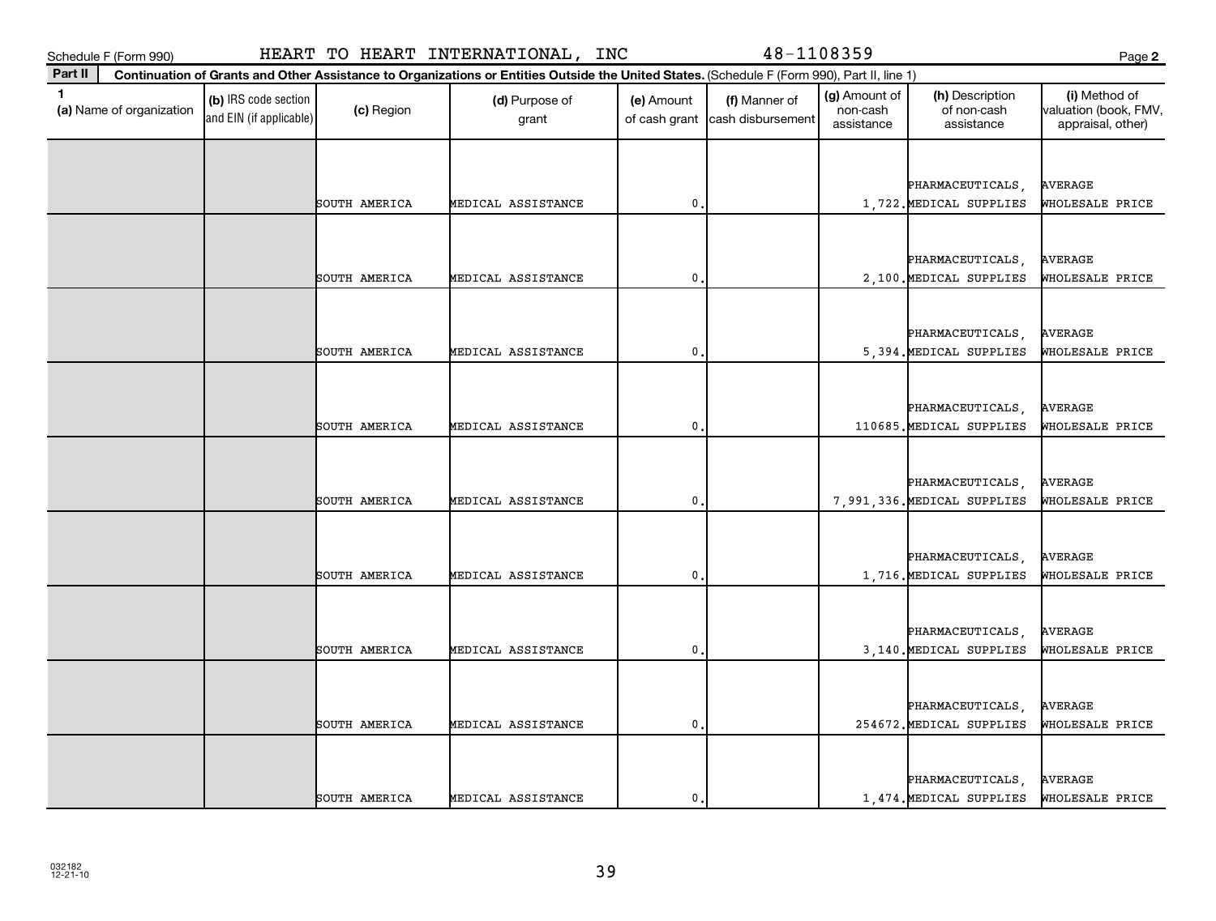Schedule F (Form 990) HEART TO HEART INTERNATIONAL, INC 48-1108359 Page **2**

**Part II** **Continuation of Grants and Other Assistance to Organizations or Entities Outside the United States.** (Schedule F (Form 990), Part II, line 1)

| 1 (a) Name of organization | (b) IRS code section and EIN (if applicable) | (c) Region | (d) Purpose of grant | (e) Amount of cash grant | (f) Manner of cash disbursement | (g) Amount of non-cash assistance | (h) Description of non-cash assistance | (i) Method of valuation (book, FMV, appraisal, other) |
|---|---|---|---|---|---|---|---|---|
| | | SOUTH AMERICA | MEDICAL ASSISTANCE | 0. | | 1,722. | PHARMACEUTICALS, MEDICAL SUPPLIES | AVERAGE WHOLESALE PRICE |
| | | SOUTH AMERICA | MEDICAL ASSISTANCE | 0. | | 2,100. | PHARMACEUTICALS, MEDICAL SUPPLIES | AVERAGE WHOLESALE PRICE |
| | | SOUTH AMERICA | MEDICAL ASSISTANCE | 0. | | 5,394. | PHARMACEUTICALS, MEDICAL SUPPLIES | AVERAGE WHOLESALE PRICE |
| | | SOUTH AMERICA | MEDICAL ASSISTANCE | 0. | | 110685. | PHARMACEUTICALS, MEDICAL SUPPLIES | AVERAGE WHOLESALE PRICE |
| | | SOUTH AMERICA | MEDICAL ASSISTANCE | 0. | | 7,991,336. | PHARMACEUTICALS, MEDICAL SUPPLIES | AVERAGE WHOLESALE PRICE |
| | | SOUTH AMERICA | MEDICAL ASSISTANCE | 0. | | 1,716. | PHARMACEUTICALS, MEDICAL SUPPLIES | AVERAGE WHOLESALE PRICE |
| | | SOUTH AMERICA | MEDICAL ASSISTANCE | 0. | | 3,140. | PHARMACEUTICALS, MEDICAL SUPPLIES | AVERAGE WHOLESALE PRICE |
| | | SOUTH AMERICA | MEDICAL ASSISTANCE | 0. | | 254672. | PHARMACEUTICALS, MEDICAL SUPPLIES | AVERAGE WHOLESALE PRICE |
| | | SOUTH AMERICA | MEDICAL ASSISTANCE | 0. | | 1,474. | PHARMACEUTICALS, MEDICAL SUPPLIES | AVERAGE WHOLESALE PRICE |

032182
12-21-10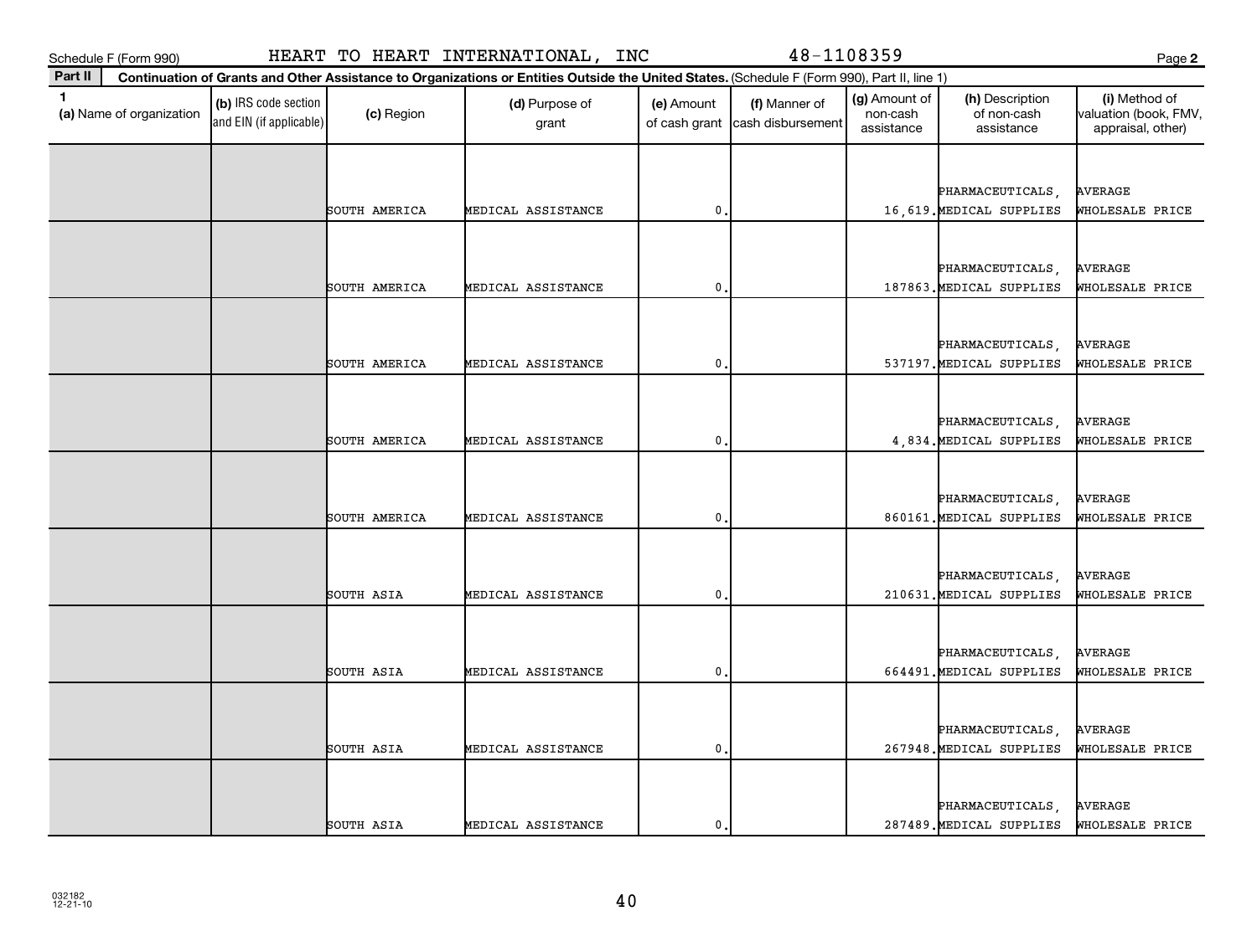Schedule F (Form 990) HEART TO HEART INTERNATIONAL, INC 48-1108359 Page 2

**Part II** **Continuation of Grants and Other Assistance to Organizations or Entities Outside the United States.** (Schedule F (Form 990), Part II, line 1)

| 1 (a) Name of organization | (b) IRS code section and EIN (if applicable) | (c) Region | (d) Purpose of grant | (e) Amount of cash grant | (f) Manner of cash disbursement | (g) Amount of non-cash assistance | (h) Description of non-cash assistance | (i) Method of valuation (book, FMV, appraisal, other) |
|---|---|---|---|---|---|---|---|---|
| | | SOUTH AMERICA | MEDICAL ASSISTANCE | 0. | | 16,619. | PHARMACEUTICALS, MEDICAL SUPPLIES | AVERAGE WHOLESALE PRICE |
| | | SOUTH AMERICA | MEDICAL ASSISTANCE | 0. | | 187863. | PHARMACEUTICALS, MEDICAL SUPPLIES | AVERAGE WHOLESALE PRICE |
| | | SOUTH AMERICA | MEDICAL ASSISTANCE | 0. | | 537197. | PHARMACEUTICALS, MEDICAL SUPPLIES | AVERAGE WHOLESALE PRICE |
| | | SOUTH AMERICA | MEDICAL ASSISTANCE | 0. | | 4,834. | PHARMACEUTICALS, MEDICAL SUPPLIES | AVERAGE WHOLESALE PRICE |
| | | SOUTH AMERICA | MEDICAL ASSISTANCE | 0. | | 860161. | PHARMACEUTICALS, MEDICAL SUPPLIES | AVERAGE WHOLESALE PRICE |
| | | SOUTH ASIA | MEDICAL ASSISTANCE | 0. | | 210631. | PHARMACEUTICALS, MEDICAL SUPPLIES | AVERAGE WHOLESALE PRICE |
| | | SOUTH ASIA | MEDICAL ASSISTANCE | 0. | | 664491. | PHARMACEUTICALS, MEDICAL SUPPLIES | AVERAGE WHOLESALE PRICE |
| | | SOUTH ASIA | MEDICAL ASSISTANCE | 0. | | 267948. | PHARMACEUTICALS, MEDICAL SUPPLIES | AVERAGE WHOLESALE PRICE |
| | | SOUTH ASIA | MEDICAL ASSISTANCE | 0. | | 287489. | PHARMACEUTICALS, MEDICAL SUPPLIES | AVERAGE WHOLESALE PRICE |

032182 12-21-10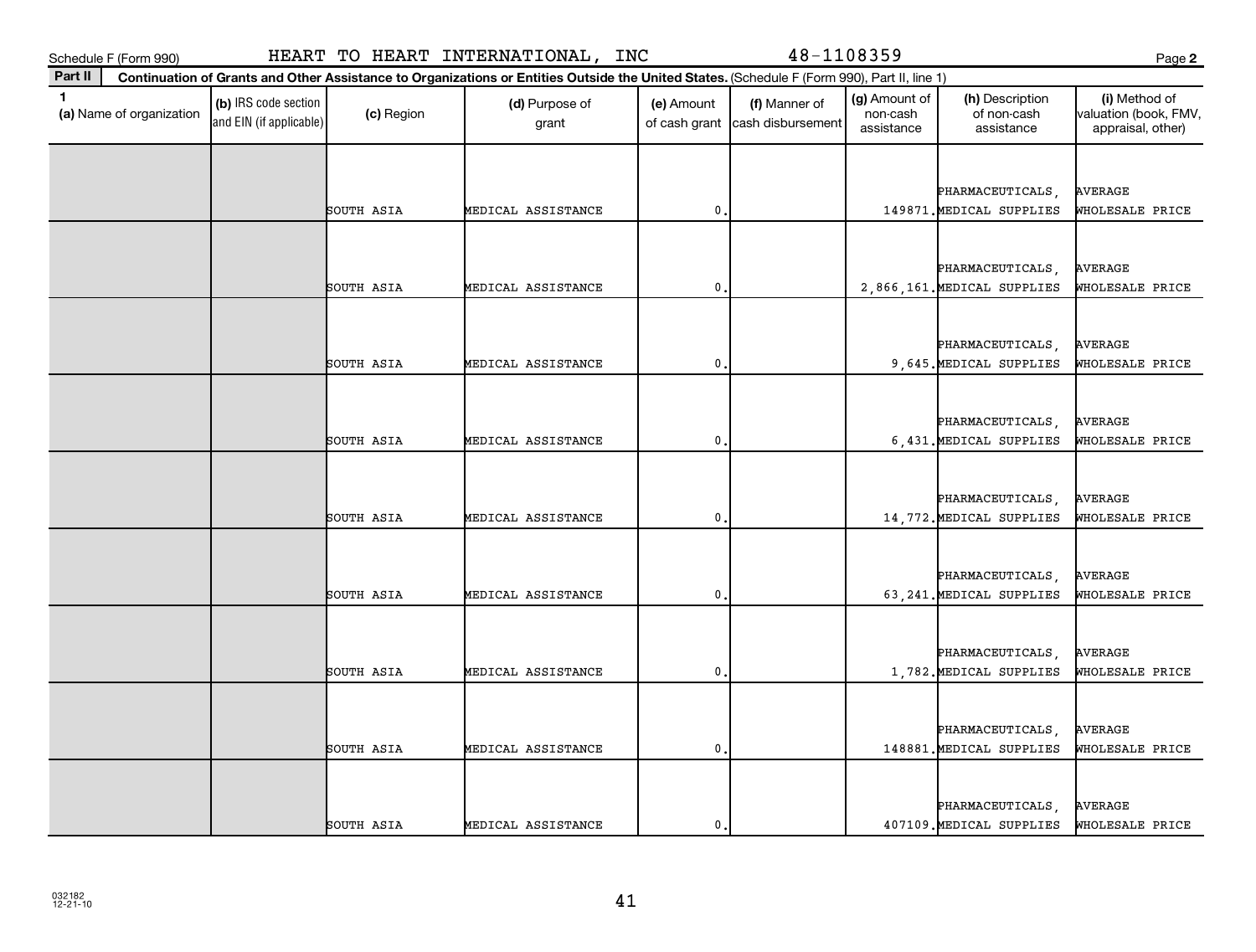Schedule F (Form 990) HEART TO HEART INTERNATIONAL, INC 48-1108359

**Part II** Continuation of Grants and Other Assistance to Organizations or Entities Outside the United States. (Schedule F (Form 990), Part II, line 1)

| 1 (a) Name of organization | (b) IRS code section and EIN (if applicable) | (c) Region | (d) Purpose of grant | (e) Amount of cash grant | (f) Manner of cash disbursement | (g) Amount of non-cash assistance | (h) Description of non-cash assistance | (i) Method of valuation (book, FMV, appraisal, other) |
|---|---|---|---|---|---|---|---|---|
| | | SOUTH ASIA | MEDICAL ASSISTANCE | 0. | | 149871. | PHARMACEUTICALS, MEDICAL SUPPLIES | AVERAGE WHOLESALE PRICE |
| | | SOUTH ASIA | MEDICAL ASSISTANCE | 0. | | 2,866,161. | PHARMACEUTICALS, MEDICAL SUPPLIES | AVERAGE WHOLESALE PRICE |
| | | SOUTH ASIA | MEDICAL ASSISTANCE | 0. | | 9,645. | PHARMACEUTICALS, MEDICAL SUPPLIES | AVERAGE WHOLESALE PRICE |
| | | SOUTH ASIA | MEDICAL ASSISTANCE | 0. | | 6,431. | PHARMACEUTICALS, MEDICAL SUPPLIES | AVERAGE WHOLESALE PRICE |
| | | SOUTH ASIA | MEDICAL ASSISTANCE | 0. | | 14,772. | PHARMACEUTICALS, MEDICAL SUPPLIES | AVERAGE WHOLESALE PRICE |
| | | SOUTH ASIA | MEDICAL ASSISTANCE | 0. | | 63,241. | PHARMACEUTICALS, MEDICAL SUPPLIES | AVERAGE WHOLESALE PRICE |
| | | SOUTH ASIA | MEDICAL ASSISTANCE | 0. | | 1,782. | PHARMACEUTICALS, MEDICAL SUPPLIES | AVERAGE WHOLESALE PRICE |
| | | SOUTH ASIA | MEDICAL ASSISTANCE | 0. | | 148881. | PHARMACEUTICALS, MEDICAL SUPPLIES | AVERAGE WHOLESALE PRICE |
| | | SOUTH ASIA | MEDICAL ASSISTANCE | 0. | | 407109. | PHARMACEUTICALS, MEDICAL SUPPLIES | AVERAGE WHOLESALE PRICE |

032182 12-21-10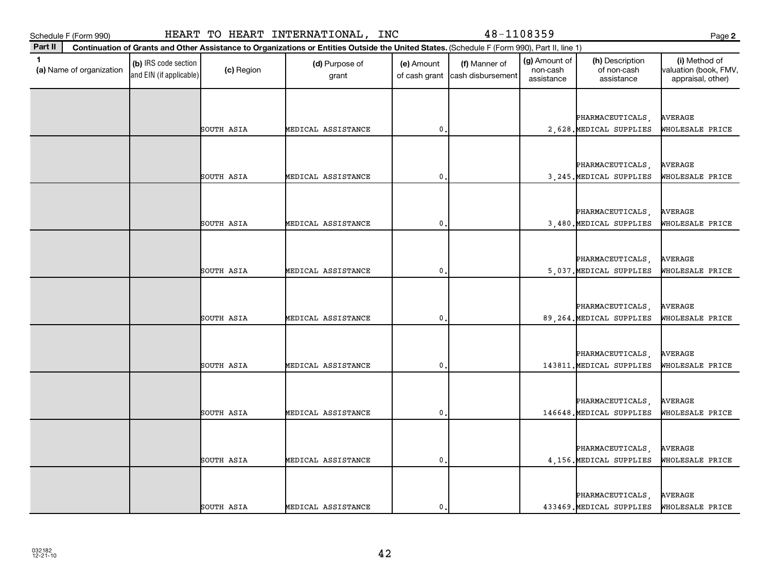Schedule F (Form 990) HEART TO HEART INTERNATIONAL, INC 48-1108359

**Part II** **Continuation of Grants and Other Assistance to Organizations or Entities Outside the United States.** (Schedule F (Form 990), Part II, line 1)

| 1 (a) Name of organization | (b) IRS code section and EIN (if applicable) | (c) Region | (d) Purpose of grant | (e) Amount of cash grant | (f) Manner of cash disbursement | (g) Amount of non-cash assistance | (h) Description of non-cash assistance | (i) Method of valuation (book, FMV, appraisal, other) |
|---|---|---|---|---|---|---|---|---|
| | | SOUTH ASIA | MEDICAL ASSISTANCE | 0. | | 2,628. | PHARMACEUTICALS, MEDICAL SUPPLIES | AVERAGE WHOLESALE PRICE |
| | | SOUTH ASIA | MEDICAL ASSISTANCE | 0. | | 3,245. | PHARMACEUTICALS, MEDICAL SUPPLIES | AVERAGE WHOLESALE PRICE |
| | | SOUTH ASIA | MEDICAL ASSISTANCE | 0. | | 3,480. | PHARMACEUTICALS, MEDICAL SUPPLIES | AVERAGE WHOLESALE PRICE |
| | | SOUTH ASIA | MEDICAL ASSISTANCE | 0. | | 5,037. | PHARMACEUTICALS, MEDICAL SUPPLIES | AVERAGE WHOLESALE PRICE |
| | | SOUTH ASIA | MEDICAL ASSISTANCE | 0. | | 89,264. | PHARMACEUTICALS, MEDICAL SUPPLIES | AVERAGE WHOLESALE PRICE |
| | | SOUTH ASIA | MEDICAL ASSISTANCE | 0. | | 143811. | PHARMACEUTICALS, MEDICAL SUPPLIES | AVERAGE WHOLESALE PRICE |
| | | SOUTH ASIA | MEDICAL ASSISTANCE | 0. | | 146648. | PHARMACEUTICALS, MEDICAL SUPPLIES | AVERAGE WHOLESALE PRICE |
| | | SOUTH ASIA | MEDICAL ASSISTANCE | 0. | | 4,156. | PHARMACEUTICALS, MEDICAL SUPPLIES | AVERAGE WHOLESALE PRICE |
| | | SOUTH ASIA | MEDICAL ASSISTANCE | 0. | | 433469. | PHARMACEUTICALS, MEDICAL SUPPLIES | AVERAGE WHOLESALE PRICE |

032182 12-21-10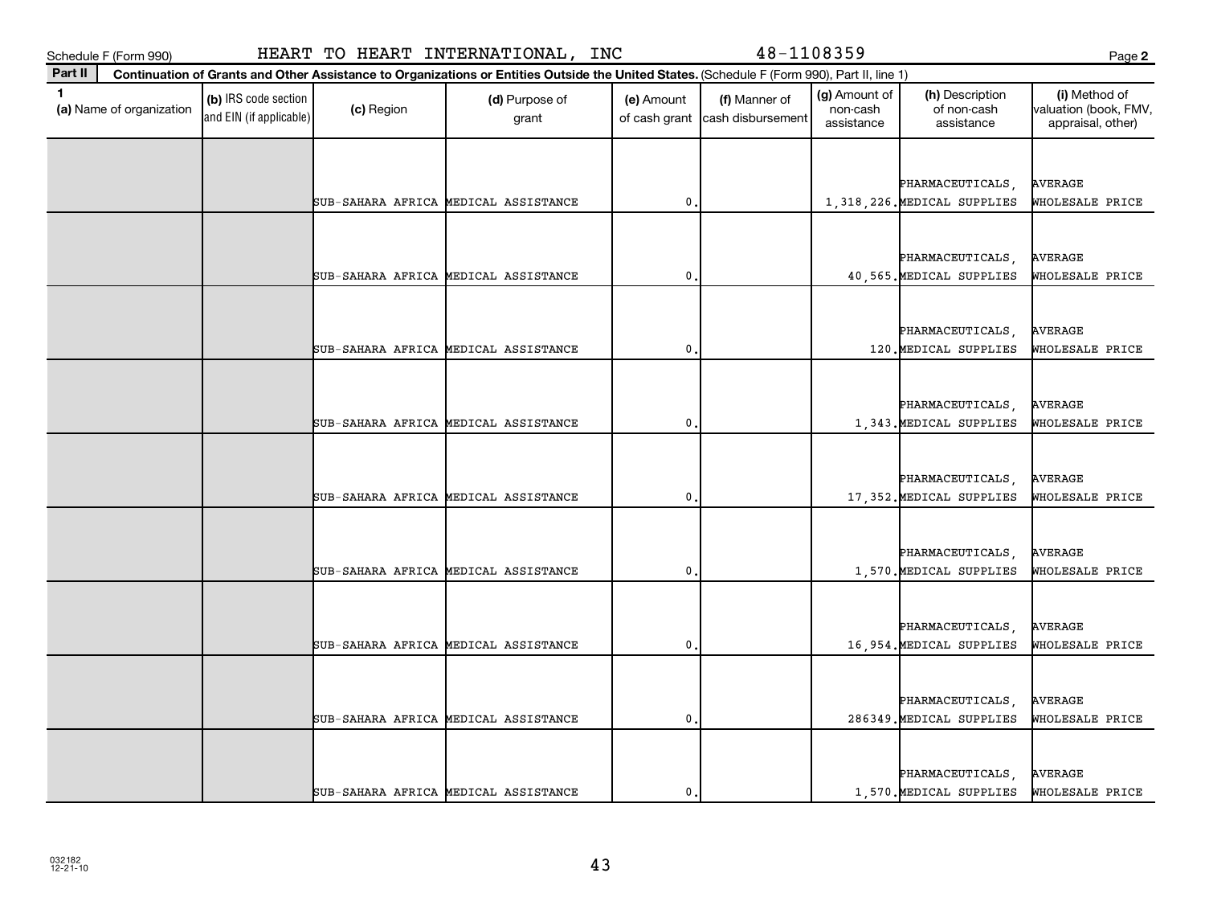Schedule F (Form 990) HEART TO HEART INTERNATIONAL, INC 48-1108359

**Part II** Continuation of Grants and Other Assistance to Organizations or Entities Outside the United States. (Schedule F (Form 990), Part II, line 1)

| 1 (a) Name of organization | (b) IRS code section and EIN (if applicable) | (c) Region | (d) Purpose of grant | (e) Amount of cash grant | (f) Manner of cash disbursement | (g) Amount of non-cash assistance | (h) Description of non-cash assistance | (i) Method of valuation (book, FMV, appraisal, other) |
|---|---|---|---|---|---|---|---|---|
| | | SUB-SAHARA AFRICA | MEDICAL ASSISTANCE | 0. | | 1,318,226. | PHARMACEUTICALS, MEDICAL SUPPLIES | AVERAGE WHOLESALE PRICE |
| | | SUB-SAHARA AFRICA | MEDICAL ASSISTANCE | 0. | | 40,565. | PHARMACEUTICALS, MEDICAL SUPPLIES | AVERAGE WHOLESALE PRICE |
| | | SUB-SAHARA AFRICA | MEDICAL ASSISTANCE | 0. | | 120. | PHARMACEUTICALS, MEDICAL SUPPLIES | AVERAGE WHOLESALE PRICE |
| | | SUB-SAHARA AFRICA | MEDICAL ASSISTANCE | 0. | | 1,343. | PHARMACEUTICALS, MEDICAL SUPPLIES | AVERAGE WHOLESALE PRICE |
| | | SUB-SAHARA AFRICA | MEDICAL ASSISTANCE | 0. | | 17,352. | PHARMACEUTICALS, MEDICAL SUPPLIES | AVERAGE WHOLESALE PRICE |
| | | SUB-SAHARA AFRICA | MEDICAL ASSISTANCE | 0. | | 1,570. | PHARMACEUTICALS, MEDICAL SUPPLIES | AVERAGE WHOLESALE PRICE |
| | | SUB-SAHARA AFRICA | MEDICAL ASSISTANCE | 0. | | 16,954. | PHARMACEUTICALS, MEDICAL SUPPLIES | AVERAGE WHOLESALE PRICE |
| | | SUB-SAHARA AFRICA | MEDICAL ASSISTANCE | 0. | | 286349. | PHARMACEUTICALS, MEDICAL SUPPLIES | AVERAGE WHOLESALE PRICE |
| | | SUB-SAHARA AFRICA | MEDICAL ASSISTANCE | 0. | | 1,570. | PHARMACEUTICALS, MEDICAL SUPPLIES | AVERAGE WHOLESALE PRICE |

032182 12-21-10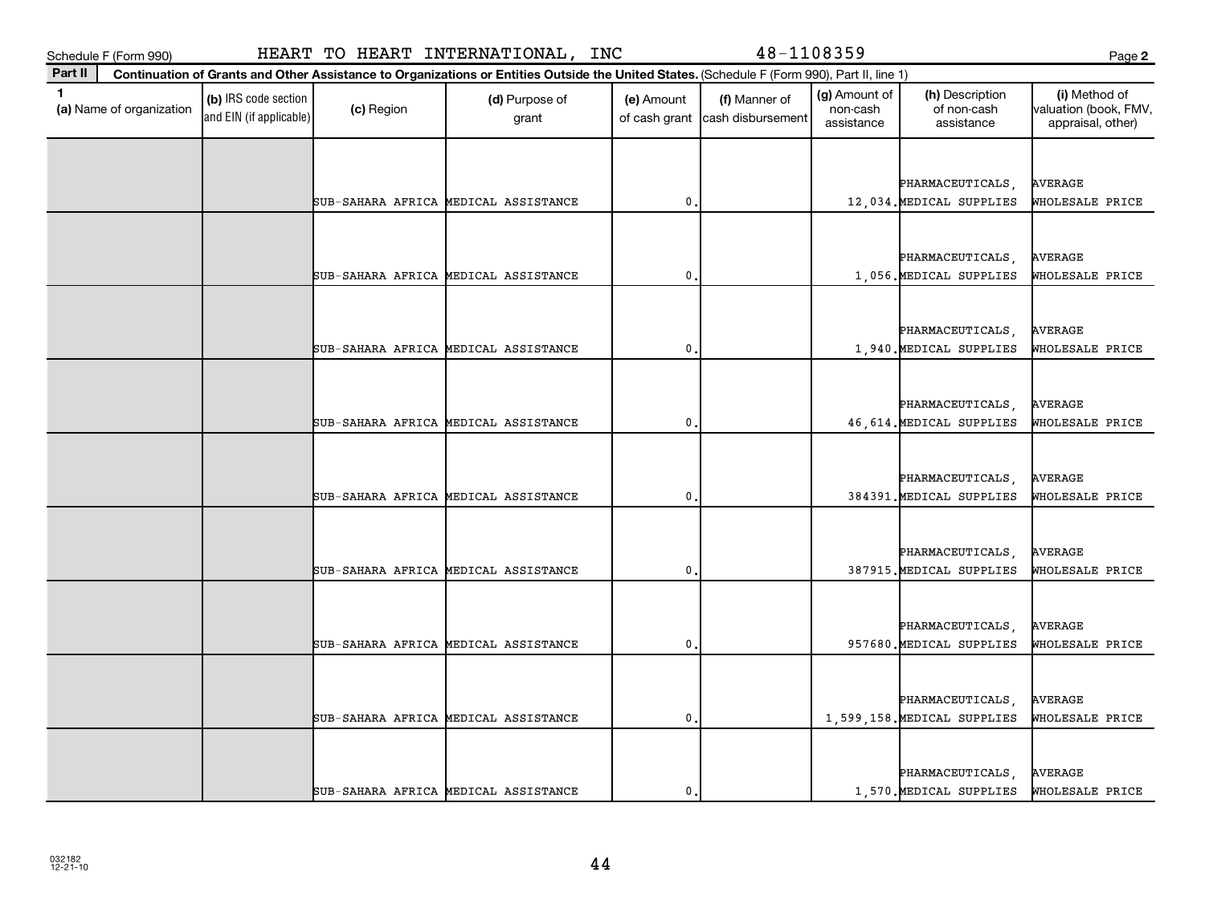Schedule F (Form 990) HEART TO HEART INTERNATIONAL, INC 48-1108359

**Part II** **Continuation of Grants and Other Assistance to Organizations or Entities Outside the United States.** (Schedule F (Form 990), Part II, line 1)

| 1 (a) Name of organization | (b) IRS code section and EIN (if applicable) | (c) Region | (d) Purpose of grant | (e) Amount of cash grant | (f) Manner of cash disbursement | (g) Amount of non-cash assistance | (h) Description of non-cash assistance | (i) Method of valuation (book, FMV, appraisal, other) |
|---|---|---|---|---|---|---|---|---|
| | | SUB-SAHARA AFRICA | MEDICAL ASSISTANCE | 0. | | 12,034. | PHARMACEUTICALS, MEDICAL SUPPLIES | AVERAGE WHOLESALE PRICE |
| | | SUB-SAHARA AFRICA | MEDICAL ASSISTANCE | 0. | | 1,056. | PHARMACEUTICALS, MEDICAL SUPPLIES | AVERAGE WHOLESALE PRICE |
| | | SUB-SAHARA AFRICA | MEDICAL ASSISTANCE | 0. | | 1,940. | PHARMACEUTICALS, MEDICAL SUPPLIES | AVERAGE WHOLESALE PRICE |
| | | SUB-SAHARA AFRICA | MEDICAL ASSISTANCE | 0. | | 46,614. | PHARMACEUTICALS, MEDICAL SUPPLIES | AVERAGE WHOLESALE PRICE |
| | | SUB-SAHARA AFRICA | MEDICAL ASSISTANCE | 0. | | 384391. | PHARMACEUTICALS, MEDICAL SUPPLIES | AVERAGE WHOLESALE PRICE |
| | | SUB-SAHARA AFRICA | MEDICAL ASSISTANCE | 0. | | 387915. | PHARMACEUTICALS, MEDICAL SUPPLIES | AVERAGE WHOLESALE PRICE |
| | | SUB-SAHARA AFRICA | MEDICAL ASSISTANCE | 0. | | 957680. | PHARMACEUTICALS, MEDICAL SUPPLIES | AVERAGE WHOLESALE PRICE |
| | | SUB-SAHARA AFRICA | MEDICAL ASSISTANCE | 0. | | 1,599,158. | PHARMACEUTICALS, MEDICAL SUPPLIES | AVERAGE WHOLESALE PRICE |
| | | SUB-SAHARA AFRICA | MEDICAL ASSISTANCE | 0. | | 1,570. | PHARMACEUTICALS, MEDICAL SUPPLIES | AVERAGE WHOLESALE PRICE |

032182 12-21-10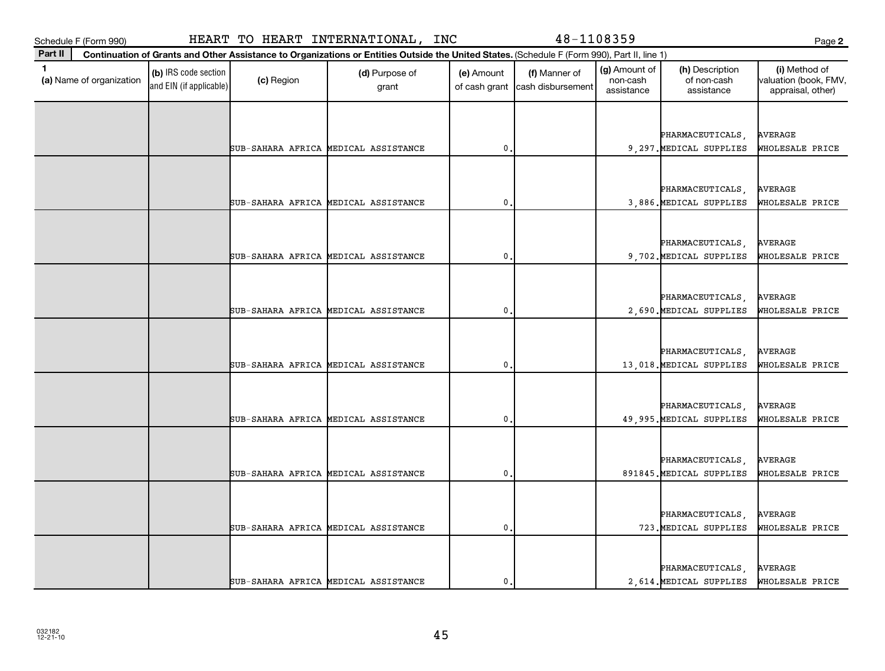Schedule F (Form 990) HEART TO HEART INTERNATIONAL, INC 48-1108359

**Part II** Continuation of Grants and Other Assistance to Organizations or Entities Outside the United States. (Schedule F (Form 990), Part II, line 1)

| 1 (a) Name of organization | (b) IRS code section and EIN (if applicable) | (c) Region | (d) Purpose of grant | (e) Amount of cash grant | (f) Manner of cash disbursement | (g) Amount of non-cash assistance | (h) Description of non-cash assistance | (i) Method of valuation (book, FMV, appraisal, other) |
|---|---|---|---|---|---|---|---|---|
| | | SUB-SAHARA AFRICA | MEDICAL ASSISTANCE | 0. | | 9,297. | PHARMACEUTICALS, MEDICAL SUPPLIES | AVERAGE WHOLESALE PRICE |
| | | SUB-SAHARA AFRICA | MEDICAL ASSISTANCE | 0. | | 3,886. | PHARMACEUTICALS, MEDICAL SUPPLIES | AVERAGE WHOLESALE PRICE |
| | | SUB-SAHARA AFRICA | MEDICAL ASSISTANCE | 0. | | 9,702. | PHARMACEUTICALS, MEDICAL SUPPLIES | AVERAGE WHOLESALE PRICE |
| | | SUB-SAHARA AFRICA | MEDICAL ASSISTANCE | 0. | | 2,690. | PHARMACEUTICALS, MEDICAL SUPPLIES | AVERAGE WHOLESALE PRICE |
| | | SUB-SAHARA AFRICA | MEDICAL ASSISTANCE | 0. | | 13,018. | PHARMACEUTICALS, MEDICAL SUPPLIES | AVERAGE WHOLESALE PRICE |
| | | SUB-SAHARA AFRICA | MEDICAL ASSISTANCE | 0. | | 49,995. | PHARMACEUTICALS, MEDICAL SUPPLIES | AVERAGE WHOLESALE PRICE |
| | | SUB-SAHARA AFRICA | MEDICAL ASSISTANCE | 0. | | 891845. | PHARMACEUTICALS, MEDICAL SUPPLIES | AVERAGE WHOLESALE PRICE |
| | | SUB-SAHARA AFRICA | MEDICAL ASSISTANCE | 0. | | 723. | PHARMACEUTICALS, MEDICAL SUPPLIES | AVERAGE WHOLESALE PRICE |
| | | SUB-SAHARA AFRICA | MEDICAL ASSISTANCE | 0. | | 2,614. | PHARMACEUTICALS, MEDICAL SUPPLIES | AVERAGE WHOLESALE PRICE |

032182 12-21-10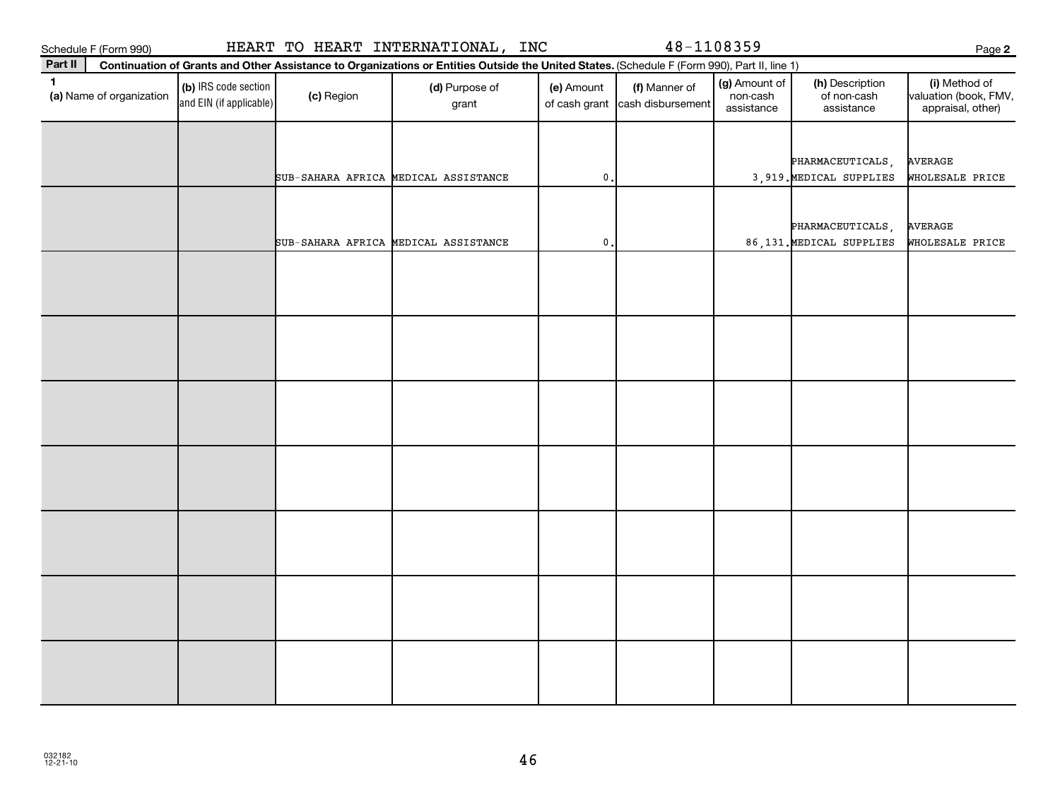Schedule F (Form 990) HEART TO HEART INTERNATIONAL, INC 48-1108359

**Part II** **Continuation of Grants and Other Assistance to Organizations or Entities Outside the United States.** (Schedule F (Form 990), Part II, line 1)

| 1 (a) Name of organization | (b) IRS code section and EIN (if applicable) | (c) Region | (d) Purpose of grant | (e) Amount of cash grant | (f) Manner of cash disbursement | (g) Amount of non-cash assistance | (h) Description of non-cash assistance | (i) Method of valuation (book, FMV, appraisal, other) |
|---|---|---|---|---|---|---|---|---|
| | | SUB-SAHARA AFRICA | MEDICAL ASSISTANCE | 0. | | 3,919. | PHARMACEUTICALS, MEDICAL SUPPLIES | AVERAGE WHOLESALE PRICE |
| | | SUB-SAHARA AFRICA | MEDICAL ASSISTANCE | 0. | | 86,131. | PHARMACEUTICALS, MEDICAL SUPPLIES | AVERAGE WHOLESALE PRICE |
| | | | | | | | | |
| | | | | | | | | |
| | | | | | | | | |
| | | | | | | | | |
| | | | | | | | | |
| | | | | | | | | |
| | | | | | | | | |

032182 12-21-10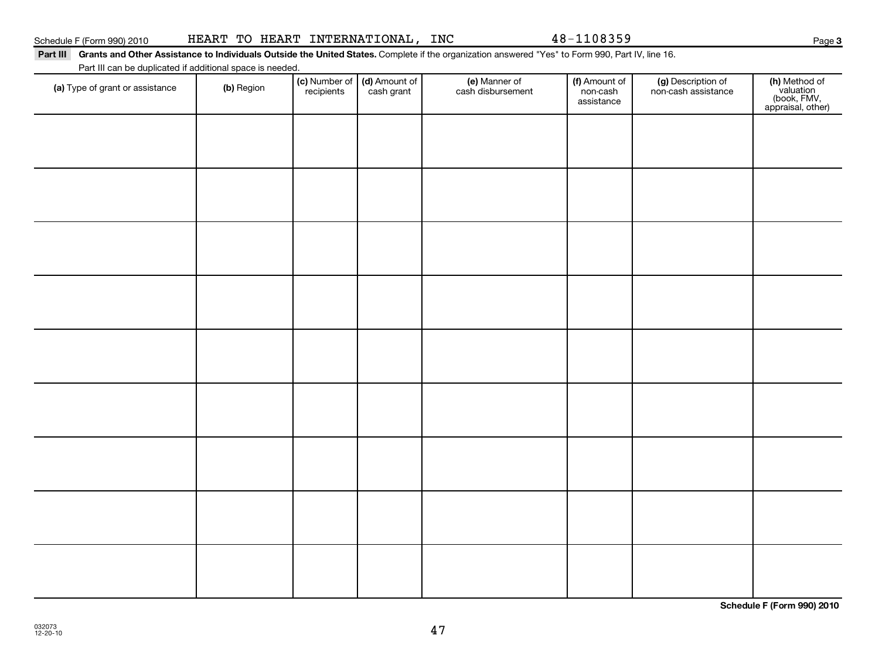Schedule F (Form 990) 2010 HEART TO HEART INTERNATIONAL, INC 48-1108359

**Part III** **Grants and Other Assistance to Individuals Outside the United States.** Complete if the organization answered "Yes" to Form 990, Part IV, line 16.

Part III can be duplicated if additional space is needed.

| (a) Type of grant or assistance | (b) Region | (c) Number of recipients | (d) Amount of cash grant | (e) Manner of cash disbursement | (f) Amount of non-cash assistance | (g) Description of non-cash assistance | (h) Method of valuation (book, FMV, appraisal, other) |
|---|---|---|---|---|---|---|---|
| | | | | | | | |
| | | | | | | | |
| | | | | | | | |
| | | | | | | | |
| | | | | | | | |
| | | | | | | | |
| | | | | | | | |
| | | | | | | | |
| | | | | | | | |

**Schedule F (Form 990) 2010**

032073
12-20-10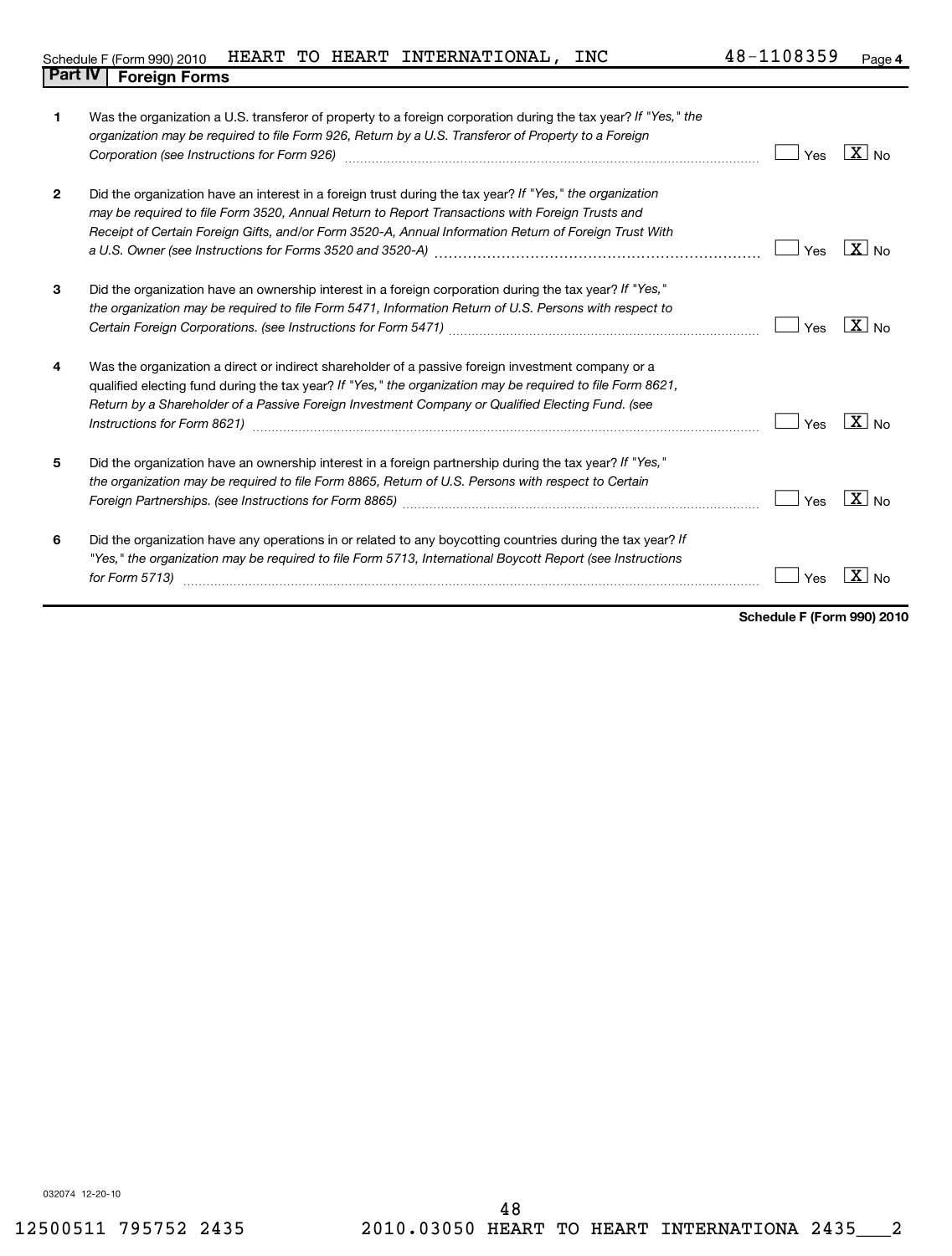Schedule F (Form 990) 2010 HEART TO HEART INTERNATIONAL, INC 48-1108359 Page 4

## Part IV Foreign Forms

| | | Yes | No |
|---|---|---|---|
| 1 | Was the organization a U.S. transferor of property to a foreign corporation during the tax year? *If "Yes," the organization may be required to file Form 926, Return by a U.S. Transferor of Property to a Foreign Corporation (see Instructions for Form 926)* | | X |
| 2 | Did the organization have an interest in a foreign trust during the tax year? *If "Yes," the organization may be required to file Form 3520, Annual Return to Report Transactions with Foreign Trusts and Receipt of Certain Foreign Gifts, and/or Form 3520-A, Annual Information Return of Foreign Trust With a U.S. Owner (see Instructions for Forms 3520 and 3520-A)* | | X |
| 3 | Did the organization have an ownership interest in a foreign corporation during the tax year? *If "Yes," the organization may be required to file Form 5471, Information Return of U.S. Persons with respect to Certain Foreign Corporations. (see Instructions for Form 5471)* | | X |
| 4 | Was the organization a direct or indirect shareholder of a passive foreign investment company or a qualified electing fund during the tax year? *If "Yes," the organization may be required to file Form 8621, Return by a Shareholder of a Passive Foreign Investment Company or Qualified Electing Fund. (see Instructions for Form 8621)* | | X |
| 5 | Did the organization have an ownership interest in a foreign partnership during the tax year? *If "Yes," the organization may be required to file Form 8865, Return of U.S. Persons with respect to Certain Foreign Partnerships. (see Instructions for Form 8865)* | | X |
| 6 | Did the organization have any operations in or related to any boycotting countries during the tax year? *If "Yes," the organization may be required to file Form 5713, International Boycott Report (see Instructions for Form 5713)* | | X |

**Schedule F (Form 990) 2010**

032074 12-20-10

12500511 795752 2435 2010.03050 HEART TO HEART INTERNATIONA 2435___2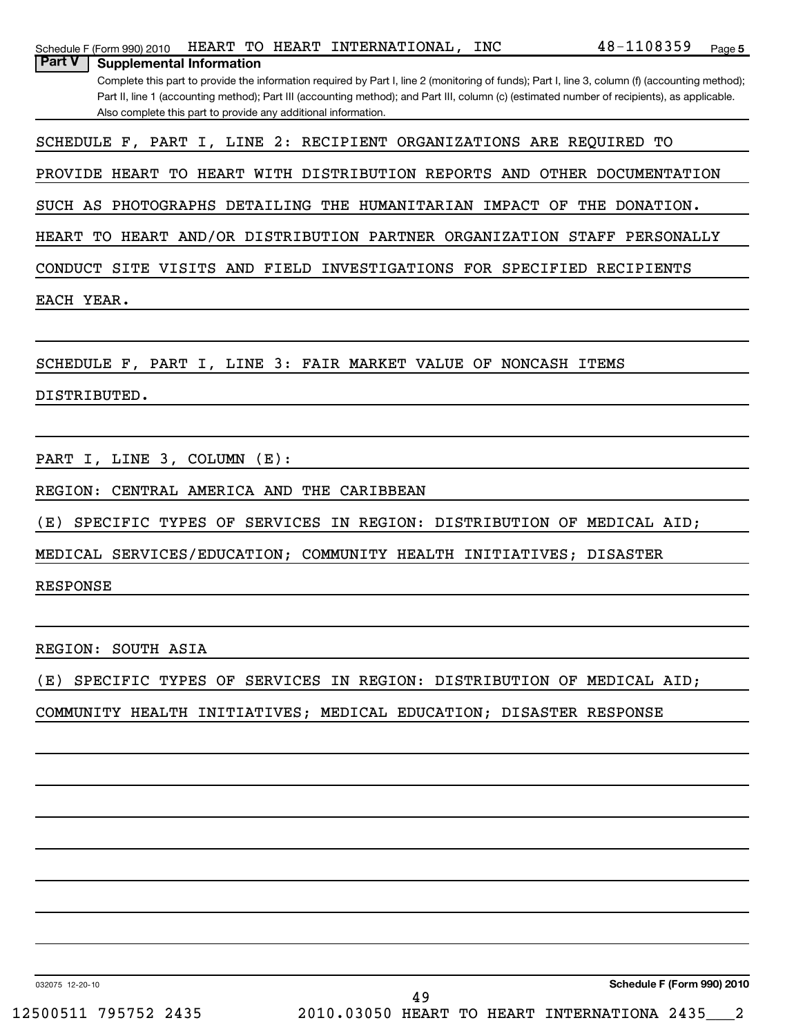## Part V Supplemental Information

Complete this part to provide the information required by Part I, line 2 (monitoring of funds); Part I, line 3, column (f) (accounting method); Part II, line 1 (accounting method); Part III (accounting method); and Part III, column (c) (estimated number of recipients), as applicable. Also complete this part to provide any additional information.

SCHEDULE F, PART I, LINE 2: RECIPIENT ORGANIZATIONS ARE REQUIRED TO PROVIDE HEART TO HEART WITH DISTRIBUTION REPORTS AND OTHER DOCUMENTATION SUCH AS PHOTOGRAPHS DETAILING THE HUMANITARIAN IMPACT OF THE DONATION. HEART TO HEART AND/OR DISTRIBUTION PARTNER ORGANIZATION STAFF PERSONALLY CONDUCT SITE VISITS AND FIELD INVESTIGATIONS FOR SPECIFIED RECIPIENTS EACH YEAR.

SCHEDULE F, PART I, LINE 3: FAIR MARKET VALUE OF NONCASH ITEMS DISTRIBUTED.

PART I, LINE 3, COLUMN (E):

REGION: CENTRAL AMERICA AND THE CARIBBEAN

(E) SPECIFIC TYPES OF SERVICES IN REGION: DISTRIBUTION OF MEDICAL AID; MEDICAL SERVICES/EDUCATION; COMMUNITY HEALTH INITIATIVES; DISASTER RESPONSE

REGION: SOUTH ASIA

(E) SPECIFIC TYPES OF SERVICES IN REGION: DISTRIBUTION OF MEDICAL AID; COMMUNITY HEALTH INITIATIVES; MEDICAL EDUCATION; DISASTER RESPONSE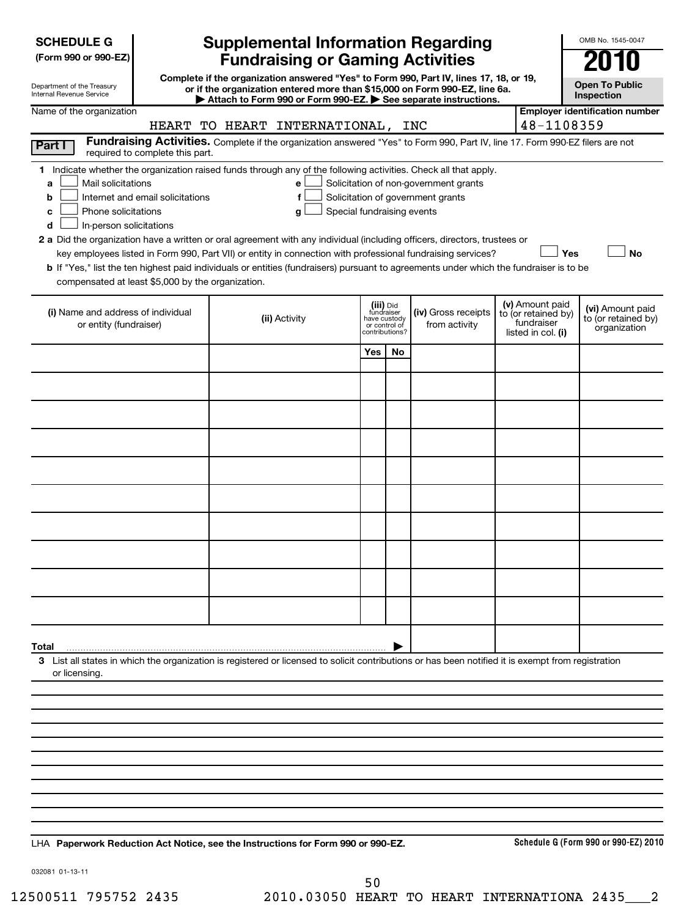**SCHEDULE G**
**(Form 990 or 990-EZ)**

Department of the Treasury
Internal Revenue Service

# Supplemental Information Regarding Fundraising or Gaming Activities

**Complete if the organization answered "Yes" to Form 990, Part IV, lines 17, 18, or 19, or if the organization entered more than $15,000 on Form 990-EZ, line 6a.**
**▶ Attach to Form 990 or Form 990-EZ. ▶ See separate instructions.**

OMB No. 1545-0047

**2010**

**Open To Public Inspection**

Name of the organization: HEART TO HEART INTERNATIONAL, INC

**Employer identification number** 48-1108359

**Part I** **Fundraising Activities.** Complete if the organization answered "Yes" to Form 990, Part IV, line 17. Form 990-EZ filers are not required to complete this part.

**1** Indicate whether the organization raised funds through any of the following activities. Check all that apply.

- **a** ☐ Mail solicitations
- **b** ☐ Internet and email solicitations
- **c** ☐ Phone solicitations
- **d** ☐ In-person solicitations
- **e** ☐ Solicitation of non-government grants
- **f** ☐ Solicitation of government grants
- **g** ☐ Special fundraising events

**2 a** Did the organization have a written or oral agreement with any individual (including officers, directors, trustees or key employees listed in Form 990, Part VII) or entity in connection with professional fundraising services? ☐ **Yes** ☐ **No**

**b** If "Yes," list the ten highest paid individuals or entities (fundraisers) pursuant to agreements under which the fundraiser is to be compensated at least $5,000 by the organization.

| (i) Name and address of individual or entity (fundraiser) | (ii) Activity | (iii) Did fundraiser have custody or control of contributions? Yes | No | (iv) Gross receipts from activity | (v) Amount paid to (or retained by) fundraiser listed in col. (i) | (vi) Amount paid to (or retained by) organization |
|---|---|---|---|---|---|---|
| | | | | | | |
| | | | | | | |
| | | | | | | |
| | | | | | | |
| | | | | | | |
| | | | | | | |
| | | | | | | |
| | | | | | | |
| | | | | | | |
| | | | | | | |
| **Total** ▶ | | | | | | |

**3** List all states in which the organization is registered or licensed to solicit contributions or has been notified it is exempt from registration or licensing.

LHA **Paperwork Reduction Act Notice, see the Instructions for Form 990 or 990-EZ.** **Schedule G (Form 990 or 990-EZ) 2010**

032081 01-13-11

12500511 795752 2435 2010.03050 HEART TO HEART INTERNATIONA 2435___2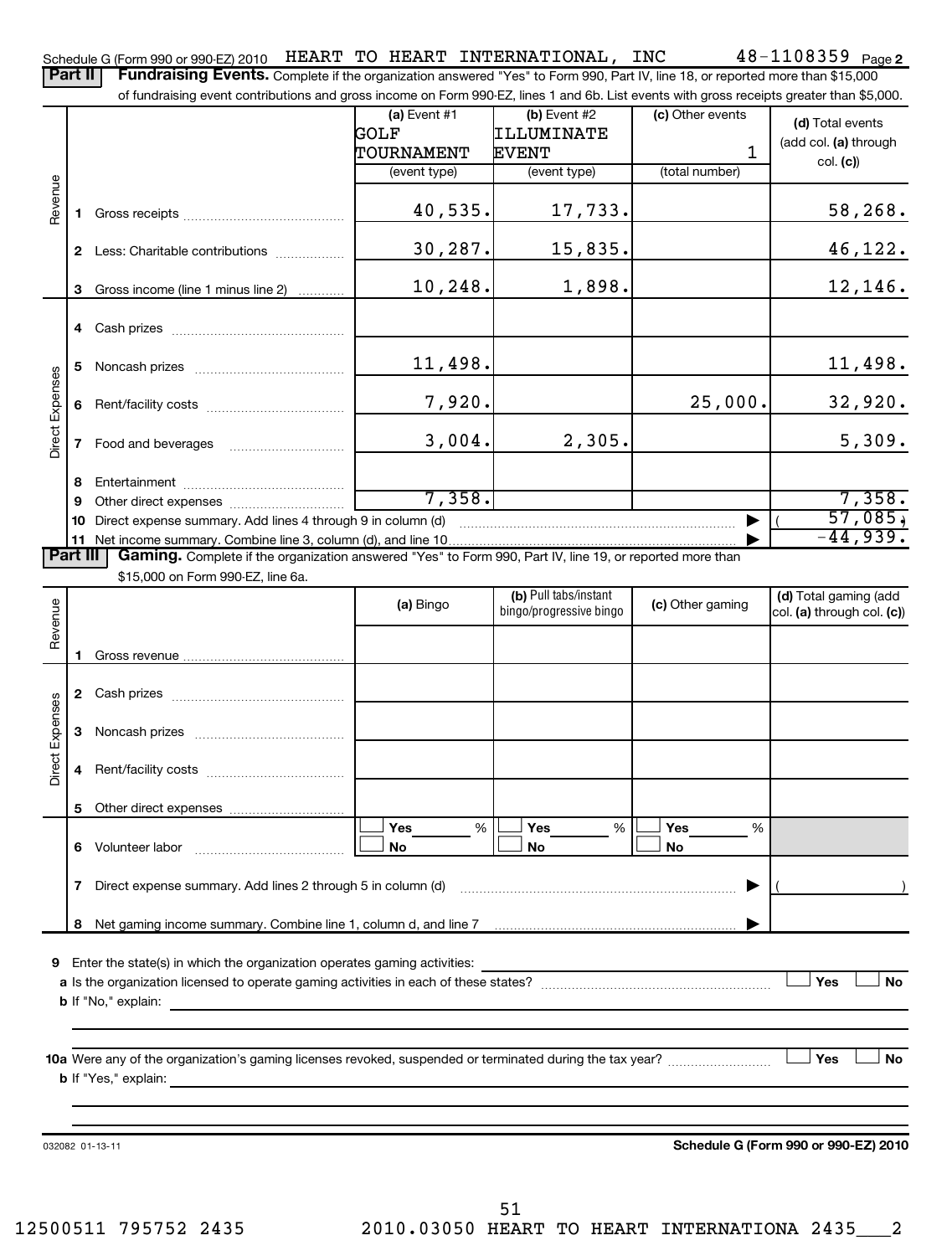Schedule G (Form 990 or 990-EZ) 2010 HEART TO HEART INTERNATIONAL, INC 48-1108359 Page 2

## Part II Fundraising Events.

Complete if the organization answered "Yes" to Form 990, Part IV, line 18, or reported more than $15,000 of fundraising event contributions and gross income on Form 990-EZ, lines 1 and 6b. List events with gross receipts greater than $5,000.

| | | (a) Event #1 GOLF TOURNAMENT (event type) | (b) Event #2 ILLUMINATE EVENT (event type) | (c) Other events 1 (total number) | (d) Total events (add col. (a) through col. (c)) |
|---|---|---|---|---|---|
| Revenue | 1 Gross receipts | 40,535. | 17,733. | | 58,268. |
| | 2 Less: Charitable contributions | 30,287. | 15,835. | | 46,122. |
| | 3 Gross income (line 1 minus line 2) | 10,248. | 1,898. | | 12,146. |
| Direct Expenses | 4 Cash prizes | | | | |
| | 5 Noncash prizes | 11,498. | | | 11,498. |
| | 6 Rent/facility costs | 7,920. | | 25,000. | 32,920. |
| | 7 Food and beverages | 3,004. | 2,305. | | 5,309. |
| | 8 Entertainment | | | | |
| | 9 Other direct expenses | 7,358. | | | 7,358. |
| | 10 Direct expense summary. Add lines 4 through 9 in column (d) | | | | ( 57,085.) |
| | 11 Net income summary. Combine line 3, column (d), and line 10 | | | | -44,939. |

## Part III Gaming.

Complete if the organization answered "Yes" to Form 990, Part IV, line 19, or reported more than $15,000 on Form 990-EZ, line 6a.

| | | (a) Bingo | (b) Pull tabs/instant bingo/progressive bingo | (c) Other gaming | (d) Total gaming (add col. (a) through col. (c)) |
|---|---|---|---|---|---|
| Revenue | 1 Gross revenue | | | | |
| Direct Expenses | 2 Cash prizes | | | | |
| | 3 Noncash prizes | | | | |
| | 4 Rent/facility costs | | | | |
| | 5 Other direct expenses | | | | |
| | 6 Volunteer labor | ☐ Yes ___ % ☐ No | ☐ Yes ___ % ☐ No | ☐ Yes ___ % ☐ No | |
| | 7 Direct expense summary. Add lines 2 through 5 in column (d) | | | | ( ) |
| | 8 Net gaming income summary. Combine line 1, column d, and line 7 | | | | |

9 Enter the state(s) in which the organization operates gaming activities: ____________

a Is the organization licensed to operate gaming activities in each of these states? ☐ Yes ☐ No

b If "No," explain: ____________

10a Were any of the organization's gaming licenses revoked, suspended or terminated during the tax year? ☐ Yes ☐ No

b If "Yes," explain: ____________

032082 01-13-11

**Schedule G (Form 990 or 990-EZ) 2010**

12500511 795752 2435 2010.03050 HEART TO HEART INTERNATIONA 2435___2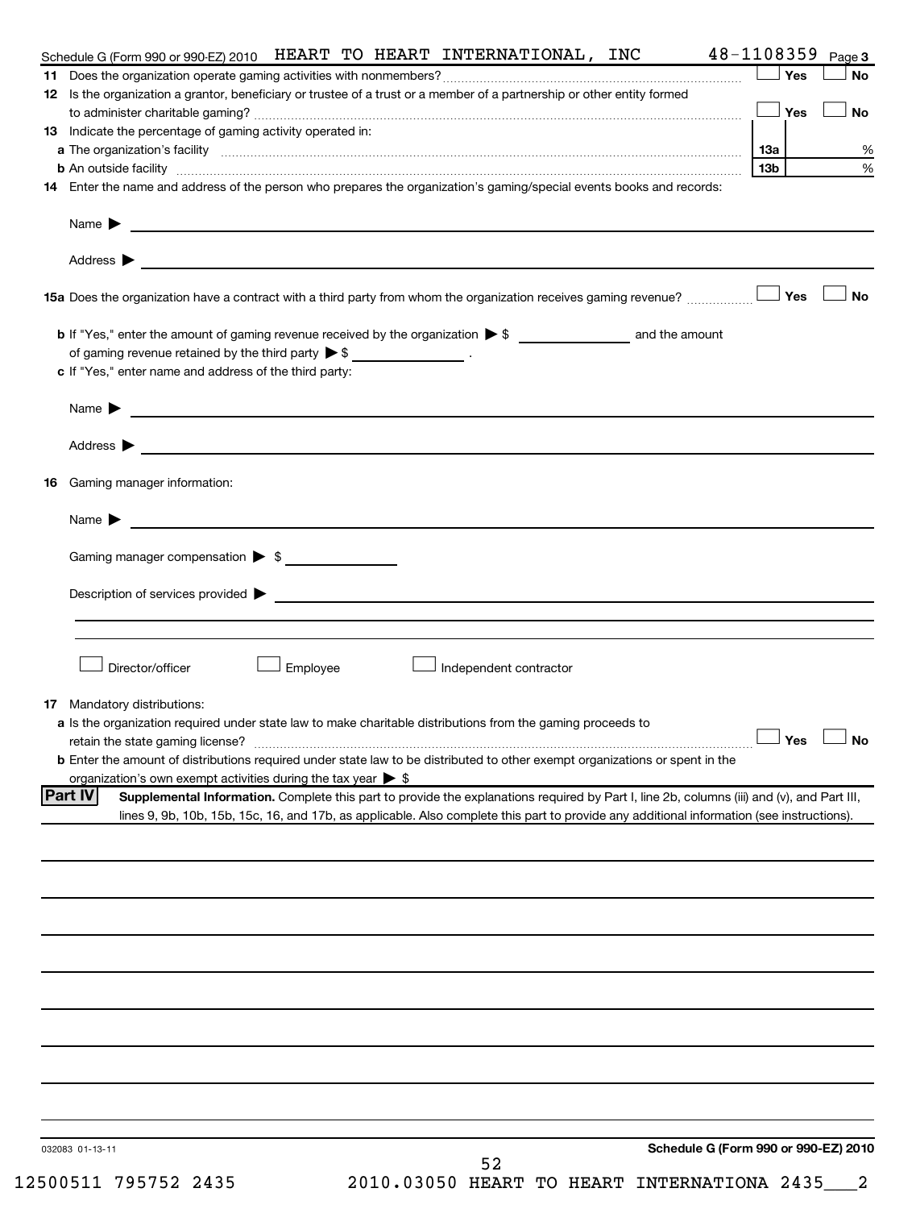Schedule G (Form 990 or 990-EZ) 2010 HEART TO HEART INTERNATIONAL, INC 48-1108359 Page 3

**11** Does the organization operate gaming activities with nonmembers? ☐ **Yes** ☐ **No**

**12** Is the organization a grantor, beneficiary or trustee of a trust or a member of a partnership or other entity formed to administer charitable gaming? ☐ **Yes** ☐ **No**

**13** Indicate the percentage of gaming activity operated in:

**a** The organization's facility **13a** %

**b** An outside facility **13b** %

**14** Enter the name and address of the person who prepares the organization's gaming/special events books and records:

Name ▶

Address ▶

**15a** Does the organization have a contract with a third party from whom the organization receives gaming revenue? ☐ **Yes** ☐ **No**

**b** If "Yes," enter the amount of gaming revenue received by the organization ▶ $ ______________ and the amount of gaming revenue retained by the third party ▶ $ ______________ .

**c** If "Yes," enter name and address of the third party:

Name ▶

Address ▶

**16** Gaming manager information:

Name ▶

Gaming manager compensation ▶ $

Description of services provided ▶

☐ Director/officer ☐ Employee ☐ Independent contractor

**17** Mandatory distributions:

**a** Is the organization required under state law to make charitable distributions from the gaming proceeds to retain the state gaming license? ☐ **Yes** ☐ **No**

**b** Enter the amount of distributions required under state law to be distributed to other exempt organizations or spent in the organization's own exempt activities during the tax year ▶ $

**Part IV** **Supplemental Information.** Complete this part to provide the explanations required by Part I, line 2b, columns (iii) and (v), and Part III, lines 9, 9b, 10b, 15b, 15c, 16, and 17b, as applicable. Also complete this part to provide any additional information (see instructions).

032083 01-13-11

**Schedule G (Form 990 or 990-EZ) 2010**

12500511 795752 2435 2010.03050 HEART TO HEART INTERNATIONA 2435___2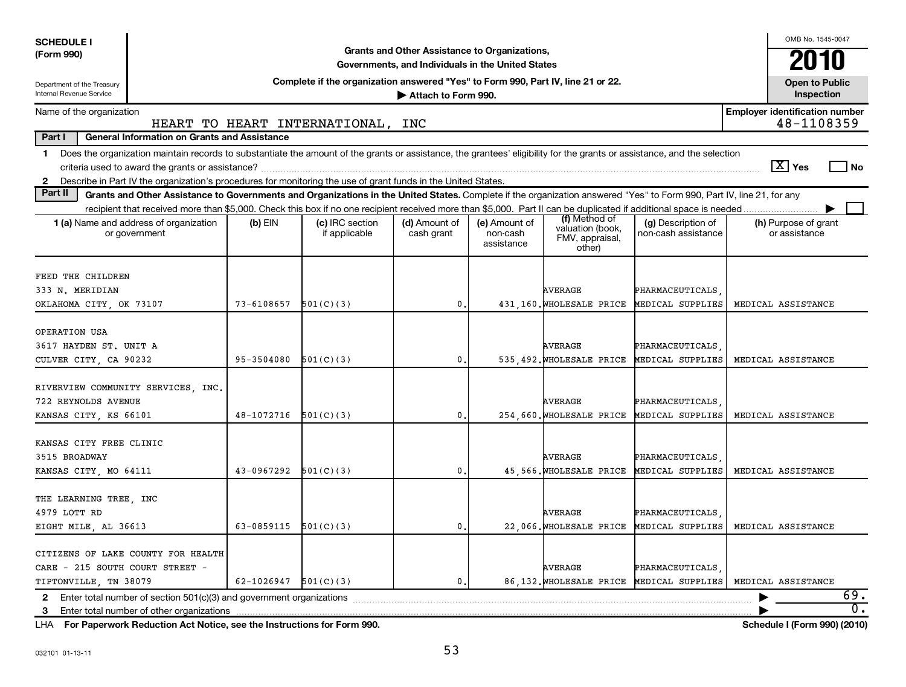**SCHEDULE I**
**(Form 990)**

Department of the Treasury
Internal Revenue Service

**Grants and Other Assistance to Organizations, Governments, and Individuals in the United States**

**Complete if the organization answered "Yes" to Form 990, Part IV, line 21 or 22.**
**▶ Attach to Form 990.**

OMB No. 1545-0047

**2010**

**Open to Public Inspection**

Name of the organization: HEART TO HEART INTERNATIONAL, INC

**Employer identification number** 48-1108359

**Part I General Information on Grants and Assistance**

1 Does the organization maintain records to substantiate the amount of the grants or assistance, the grantees' eligibility for the grants or assistance, and the selection criteria used to award the grants or assistance? [X] Yes [ ] No

2 Describe in Part IV the organization's procedures for monitoring the use of grant funds in the United States.

**Part II Grants and Other Assistance to Governments and Organizations in the United States.** Complete if the organization answered "Yes" to Form 990, Part IV, line 21, for any recipient that received more than $5,000. Check this box if no one recipient received more than $5,000. Part II can be duplicated if additional space is needed ▶ [ ]

| 1 (a) Name and address of organization or government | (b) EIN | (c) IRC section if applicable | (d) Amount of cash grant | (e) Amount of non-cash assistance | (f) Method of valuation (book, FMV, appraisal, other) | (g) Description of non-cash assistance | (h) Purpose of grant or assistance |
|---|---|---|---|---|---|---|---|
| FEED THE CHILDREN<br>333 N. MERIDIAN<br>OKLAHOMA CITY, OK 73107 | 73-6108657 | 501(C)(3) | 0. | 431,160. | AVERAGE WHOLESALE PRICE | PHARMACEUTICALS, MEDICAL SUPPLIES | MEDICAL ASSISTANCE |
| OPERATION USA<br>3617 HAYDEN ST. UNIT A<br>CULVER CITY, CA 90232 | 95-3504080 | 501(C)(3) | 0. | 535,492. | AVERAGE WHOLESALE PRICE | PHARMACEUTICALS, MEDICAL SUPPLIES | MEDICAL ASSISTANCE |
| RIVERVIEW COMMUNITY SERVICES, INC.<br>722 REYNOLDS AVENUE<br>KANSAS CITY, KS 66101 | 48-1072716 | 501(C)(3) | 0. | 254,660. | AVERAGE WHOLESALE PRICE | PHARMACEUTICALS, MEDICAL SUPPLIES | MEDICAL ASSISTANCE |
| KANSAS CITY FREE CLINIC<br>3515 BROADWAY<br>KANSAS CITY, MO 64111 | 43-0967292 | 501(C)(3) | 0. | 45,566. | AVERAGE WHOLESALE PRICE | PHARMACEUTICALS, MEDICAL SUPPLIES | MEDICAL ASSISTANCE |
| THE LEARNING TREE, INC<br>4979 LOTT RD<br>EIGHT MILE, AL 36613 | 63-0859115 | 501(C)(3) | 0. | 22,066. | AVERAGE WHOLESALE PRICE | PHARMACEUTICALS, MEDICAL SUPPLIES | MEDICAL ASSISTANCE |
| CITIZENS OF LAKE COUNTY FOR HEALTH CARE - 215 SOUTH COURT STREET - TIPTONVILLE, TN 38079 | 62-1026947 | 501(C)(3) | 0. | 86,132. | AVERAGE WHOLESALE PRICE | PHARMACEUTICALS, MEDICAL SUPPLIES | MEDICAL ASSISTANCE |

2 Enter total number of section 501(c)(3) and government organizations ▶ 69.

3 Enter total number of other organizations ▶ 0.

LHA **For Paperwork Reduction Act Notice, see the Instructions for Form 990.** **Schedule I (Form 990) (2010)**

032101 01-13-11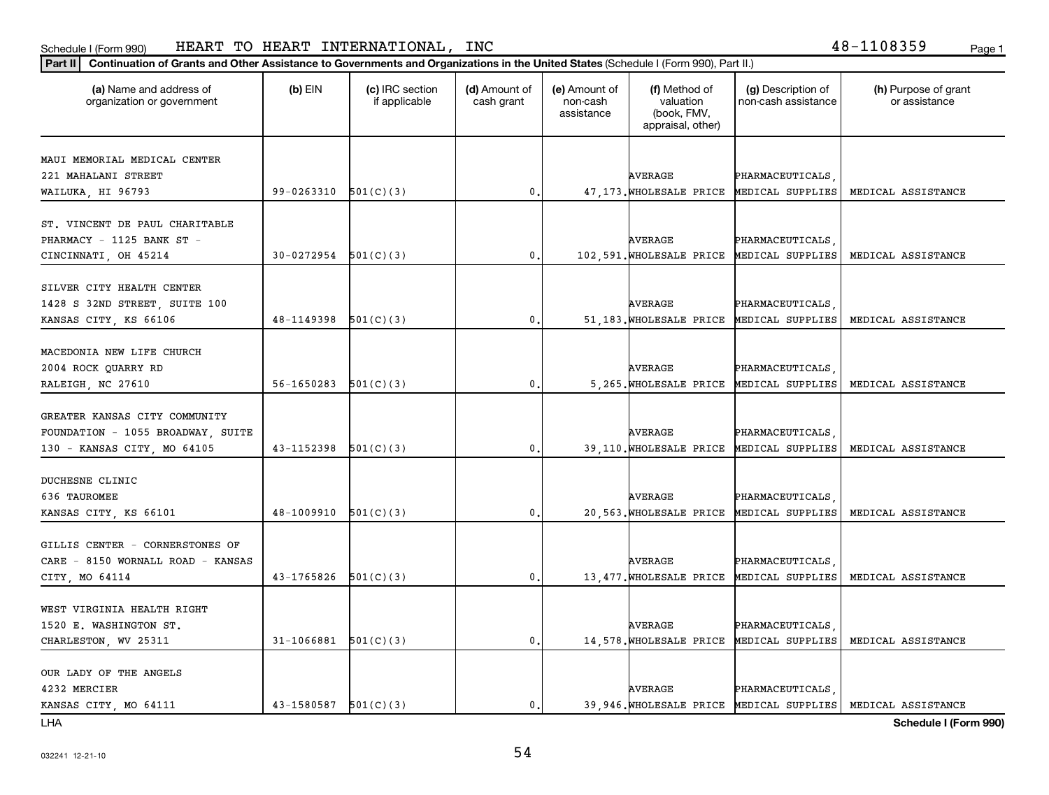Schedule I (Form 990) HEART TO HEART INTERNATIONAL, INC 48-1108359

**Part II** Continuation of Grants and Other Assistance to Governments and Organizations in the United States (Schedule I (Form 990), Part II.)

| (a) Name and address of organization or government | (b) EIN | (c) IRC section if applicable | (d) Amount of cash grant | (e) Amount of non-cash assistance | (f) Method of valuation (book, FMV, appraisal, other) | (g) Description of non-cash assistance | (h) Purpose of grant or assistance |
|---|---|---|---|---|---|---|---|
| MAUI MEMORIAL MEDICAL CENTER 221 MAHALANI STREET WAILUKA, HI 96793 | 99-0263310 | 501(C)(3) | 0. | 47,173. | AVERAGE WHOLESALE PRICE | PHARMACEUTICALS, MEDICAL SUPPLIES | MEDICAL ASSISTANCE |
| ST. VINCENT DE PAUL CHARITABLE PHARMACY - 1125 BANK ST - CINCINNATI, OH 45214 | 30-0272954 | 501(C)(3) | 0. | 102,591. | AVERAGE WHOLESALE PRICE | PHARMACEUTICALS, MEDICAL SUPPLIES | MEDICAL ASSISTANCE |
| SILVER CITY HEALTH CENTER 1428 S 32ND STREET, SUITE 100 KANSAS CITY, KS 66106 | 48-1149398 | 501(C)(3) | 0. | 51,183. | AVERAGE WHOLESALE PRICE | PHARMACEUTICALS, MEDICAL SUPPLIES | MEDICAL ASSISTANCE |
| MACEDONIA NEW LIFE CHURCH 2004 ROCK QUARRY RD RALEIGH, NC 27610 | 56-1650283 | 501(C)(3) | 0. | 5,265. | AVERAGE WHOLESALE PRICE | PHARMACEUTICALS, MEDICAL SUPPLIES | MEDICAL ASSISTANCE |
| GREATER KANSAS CITY COMMUNITY FOUNDATION - 1055 BROADWAY, SUITE 130 - KANSAS CITY, MO 64105 | 43-1152398 | 501(C)(3) | 0. | 39,110. | AVERAGE WHOLESALE PRICE | PHARMACEUTICALS, MEDICAL SUPPLIES | MEDICAL ASSISTANCE |
| DUCHESNE CLINIC 636 TAUROMEE KANSAS CITY, KS 66101 | 48-1009910 | 501(C)(3) | 0. | 20,563. | AVERAGE WHOLESALE PRICE | PHARMACEUTICALS, MEDICAL SUPPLIES | MEDICAL ASSISTANCE |
| GILLIS CENTER - CORNERSTONES OF CARE - 8150 WORNALL ROAD - KANSAS CITY, MO 64114 | 43-1765826 | 501(C)(3) | 0. | 13,477. | AVERAGE WHOLESALE PRICE | PHARMACEUTICALS, MEDICAL SUPPLIES | MEDICAL ASSISTANCE |
| WEST VIRGINIA HEALTH RIGHT 1520 E. WASHINGTON ST. CHARLESTON, WV 25311 | 31-1066881 | 501(C)(3) | 0. | 14,578. | AVERAGE WHOLESALE PRICE | PHARMACEUTICALS, MEDICAL SUPPLIES | MEDICAL ASSISTANCE |
| OUR LADY OF THE ANGELS 4232 MERCIER KANSAS CITY, MO 64111 | 43-1580587 | 501(C)(3) | 0. | 39,946. | AVERAGE WHOLESALE PRICE | PHARMACEUTICALS, MEDICAL SUPPLIES | MEDICAL ASSISTANCE |

LHA Schedule I (Form 990)

032241 12-21-10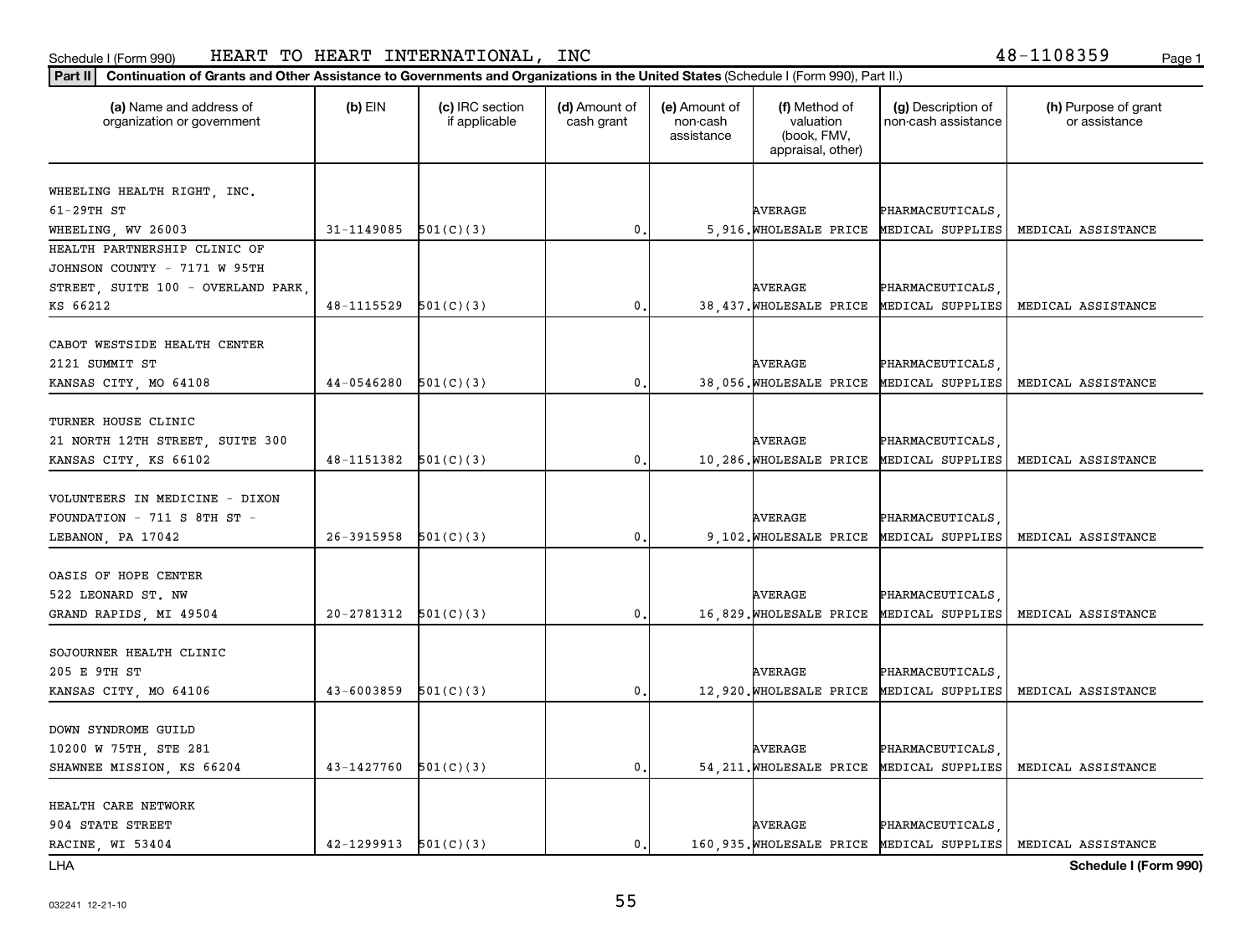Schedule I (Form 990) HEART TO HEART INTERNATIONAL, INC 48-1108359

**Part II** **Continuation of Grants and Other Assistance to Governments and Organizations in the United States** (Schedule I (Form 990), Part II.)

| (a) Name and address of organization or government | (b) EIN | (c) IRC section if applicable | (d) Amount of cash grant | (e) Amount of non-cash assistance | (f) Method of valuation (book, FMV, appraisal, other) | (g) Description of non-cash assistance | (h) Purpose of grant or assistance |
|---|---|---|---|---|---|---|---|
| WHEELING HEALTH RIGHT, INC. 61-29TH ST WHEELING, WV 26003 | 31-1149085 | 501(C)(3) | 0. | 5,916. | AVERAGE WHOLESALE PRICE | PHARMACEUTICALS, MEDICAL SUPPLIES | MEDICAL ASSISTANCE |
| HEALTH PARTNERSHIP CLINIC OF JOHNSON COUNTY - 7171 W 95TH STREET, SUITE 100 - OVERLAND PARK, KS 66212 | 48-1115529 | 501(C)(3) | 0. | 38,437. | AVERAGE WHOLESALE PRICE | PHARMACEUTICALS, MEDICAL SUPPLIES | MEDICAL ASSISTANCE |
| CABOT WESTSIDE HEALTH CENTER 2121 SUMMIT ST KANSAS CITY, MO 64108 | 44-0546280 | 501(C)(3) | 0. | 38,056. | AVERAGE WHOLESALE PRICE | PHARMACEUTICALS, MEDICAL SUPPLIES | MEDICAL ASSISTANCE |
| TURNER HOUSE CLINIC 21 NORTH 12TH STREET, SUITE 300 KANSAS CITY, KS 66102 | 48-1151382 | 501(C)(3) | 0. | 10,286. | AVERAGE WHOLESALE PRICE | PHARMACEUTICALS, MEDICAL SUPPLIES | MEDICAL ASSISTANCE |
| VOLUNTEERS IN MEDICINE - DIXON FOUNDATION - 711 S 8TH ST - LEBANON, PA 17042 | 26-3915958 | 501(C)(3) | 0. | 9,102. | AVERAGE WHOLESALE PRICE | PHARMACEUTICALS, MEDICAL SUPPLIES | MEDICAL ASSISTANCE |
| OASIS OF HOPE CENTER 522 LEONARD ST. NW GRAND RAPIDS, MI 49504 | 20-2781312 | 501(C)(3) | 0. | 16,829. | AVERAGE WHOLESALE PRICE | PHARMACEUTICALS, MEDICAL SUPPLIES | MEDICAL ASSISTANCE |
| SOJOURNER HEALTH CLINIC 205 E 9TH ST KANSAS CITY, MO 64106 | 43-6003859 | 501(C)(3) | 0. | 12,920. | AVERAGE WHOLESALE PRICE | PHARMACEUTICALS, MEDICAL SUPPLIES | MEDICAL ASSISTANCE |
| DOWN SYNDROME GUILD 10200 W 75TH, STE 281 SHAWNEE MISSION, KS 66204 | 43-1427760 | 501(C)(3) | 0. | 54,211. | AVERAGE WHOLESALE PRICE | PHARMACEUTICALS, MEDICAL SUPPLIES | MEDICAL ASSISTANCE |
| HEALTH CARE NETWORK 904 STATE STREET RACINE, WI 53404 | 42-1299913 | 501(C)(3) | 0. | 160,935. | AVERAGE WHOLESALE PRICE | PHARMACEUTICALS, MEDICAL SUPPLIES | MEDICAL ASSISTANCE |

LHA **Schedule I (Form 990)**

032241 12-21-10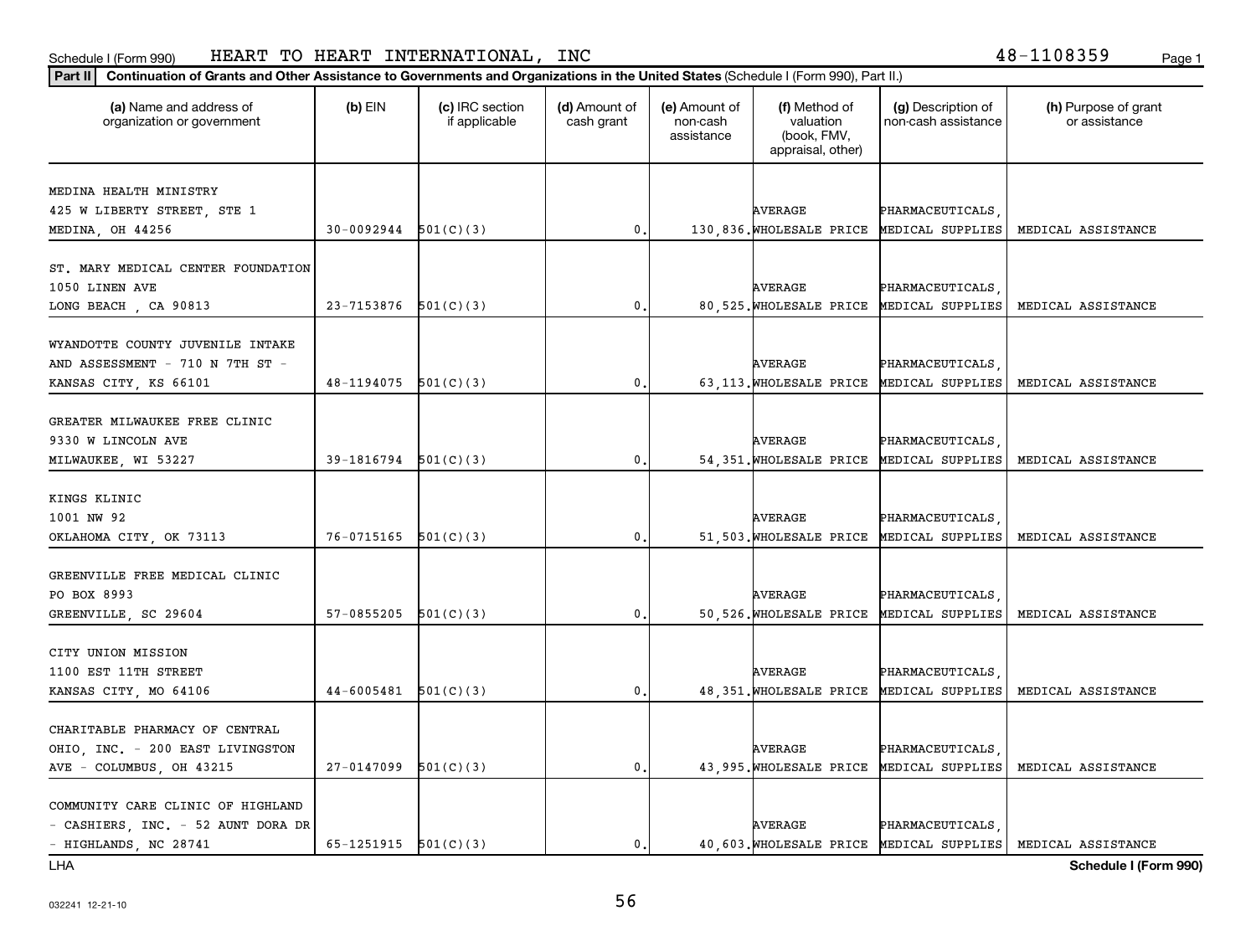Schedule I (Form 990) HEART TO HEART INTERNATIONAL, INC 48-1108359

**Part II** Continuation of Grants and Other Assistance to Governments and Organizations in the United States (Schedule I (Form 990), Part II.)

| (a) Name and address of organization or government | (b) EIN | (c) IRC section if applicable | (d) Amount of cash grant | (e) Amount of non-cash assistance | (f) Method of valuation (book, FMV, appraisal, other) | (g) Description of non-cash assistance | (h) Purpose of grant or assistance |
|---|---|---|---|---|---|---|---|
| MEDINA HEALTH MINISTRY 425 W LIBERTY STREET, STE 1 MEDINA, OH 44256 | 30-0092944 | 501(C)(3) | 0. | 130,836. | AVERAGE WHOLESALE PRICE | PHARMACEUTICALS, MEDICAL SUPPLIES | MEDICAL ASSISTANCE |
| ST. MARY MEDICAL CENTER FOUNDATION 1050 LINEN AVE LONG BEACH , CA 90813 | 23-7153876 | 501(C)(3) | 0. | 80,525. | AVERAGE WHOLESALE PRICE | PHARMACEUTICALS, MEDICAL SUPPLIES | MEDICAL ASSISTANCE |
| WYANDOTTE COUNTY JUVENILE INTAKE AND ASSESSMENT - 710 N 7TH ST - KANSAS CITY, KS 66101 | 48-1194075 | 501(C)(3) | 0. | 63,113. | AVERAGE WHOLESALE PRICE | PHARMACEUTICALS, MEDICAL SUPPLIES | MEDICAL ASSISTANCE |
| GREATER MILWAUKEE FREE CLINIC 9330 W LINCOLN AVE MILWAUKEE, WI 53227 | 39-1816794 | 501(C)(3) | 0. | 54,351. | AVERAGE WHOLESALE PRICE | PHARMACEUTICALS, MEDICAL SUPPLIES | MEDICAL ASSISTANCE |
| KINGS KLINIC 1001 NW 92 OKLAHOMA CITY, OK 73113 | 76-0715165 | 501(C)(3) | 0. | 51,503. | AVERAGE WHOLESALE PRICE | PHARMACEUTICALS, MEDICAL SUPPLIES | MEDICAL ASSISTANCE |
| GREENVILLE FREE MEDICAL CLINIC PO BOX 8993 GREENVILLE, SC 29604 | 57-0855205 | 501(C)(3) | 0. | 50,526. | AVERAGE WHOLESALE PRICE | PHARMACEUTICALS, MEDICAL SUPPLIES | MEDICAL ASSISTANCE |
| CITY UNION MISSION 1100 EST 11TH STREET KANSAS CITY, MO 64106 | 44-6005481 | 501(C)(3) | 0. | 48,351. | AVERAGE WHOLESALE PRICE | PHARMACEUTICALS, MEDICAL SUPPLIES | MEDICAL ASSISTANCE |
| CHARITABLE PHARMACY OF CENTRAL OHIO, INC. - 200 EAST LIVINGSTON AVE - COLUMBUS, OH 43215 | 27-0147099 | 501(C)(3) | 0. | 43,995. | AVERAGE WHOLESALE PRICE | PHARMACEUTICALS, MEDICAL SUPPLIES | MEDICAL ASSISTANCE |
| COMMUNITY CARE CLINIC OF HIGHLAND - CASHIERS, INC. - 52 AUNT DORA DR - HIGHLANDS, NC 28741 | 65-1251915 | 501(C)(3) | 0. | 40,603. | AVERAGE WHOLESALE PRICE | PHARMACEUTICALS, MEDICAL SUPPLIES | MEDICAL ASSISTANCE |

LHA Schedule I (Form 990)

032241 12-21-10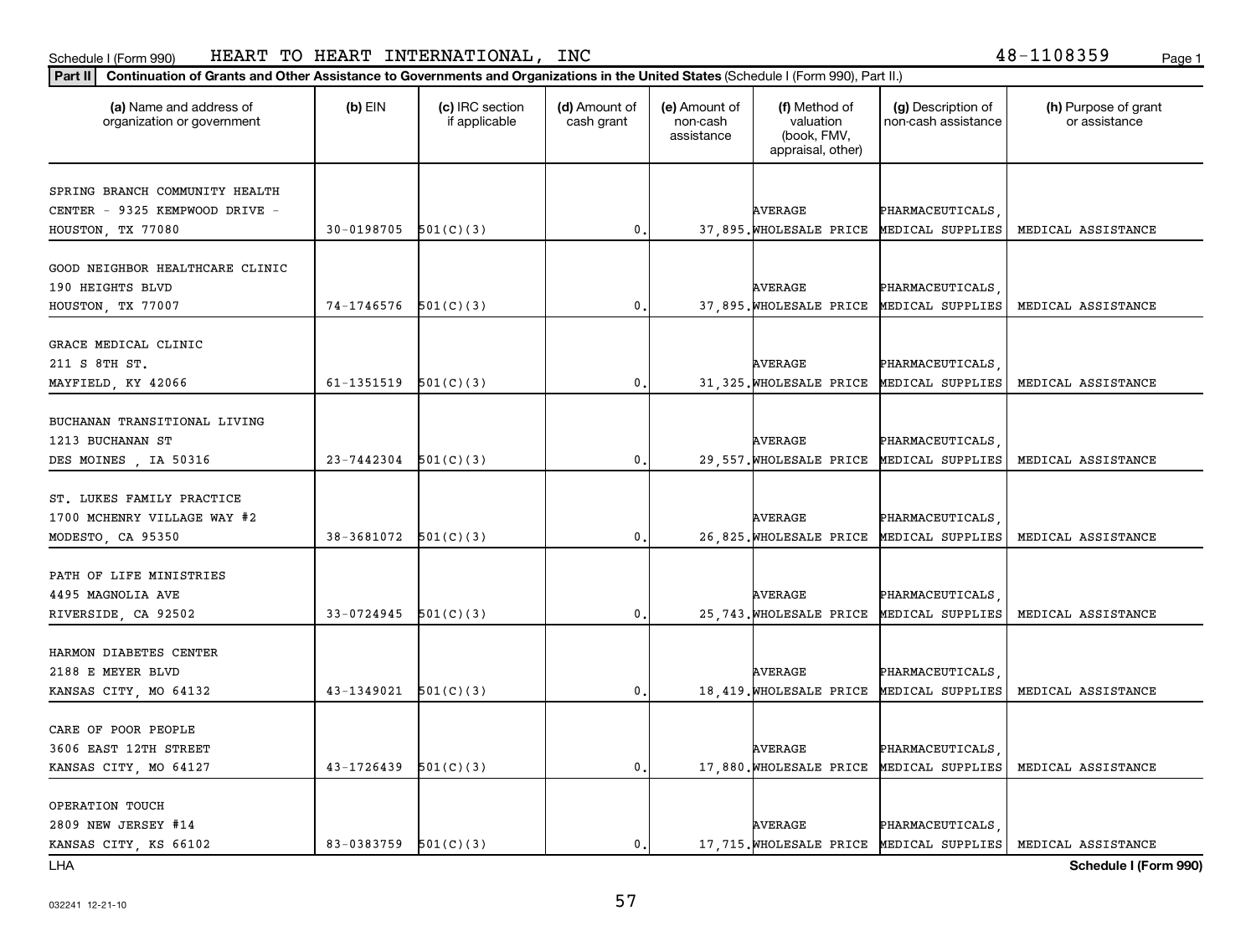**Part II** | **Continuation of Grants and Other Assistance to Governments and Organizations in the United States** (Schedule I (Form 990), Part II.)

| (a) Name and address of organization or government | (b) EIN | (c) IRC section if applicable | (d) Amount of cash grant | (e) Amount of non-cash assistance | (f) Method of valuation (book, FMV, appraisal, other) | (g) Description of non-cash assistance | (h) Purpose of grant or assistance |
|---|---|---|---|---|---|---|---|
| SPRING BRANCH COMMUNITY HEALTH CENTER - 9325 KEMPWOOD DRIVE - HOUSTON, TX 77080 | 30-0198705 | 501(C)(3) | 0. | 37,895. | AVERAGE WHOLESALE PRICE | PHARMACEUTICALS, MEDICAL SUPPLIES | MEDICAL ASSISTANCE |
| GOOD NEIGHBOR HEALTHCARE CLINIC 190 HEIGHTS BLVD HOUSTON, TX 77007 | 74-1746576 | 501(C)(3) | 0. | 37,895. | AVERAGE WHOLESALE PRICE | PHARMACEUTICALS, MEDICAL SUPPLIES | MEDICAL ASSISTANCE |
| GRACE MEDICAL CLINIC 211 S 8TH ST. MAYFIELD, KY 42066 | 61-1351519 | 501(C)(3) | 0. | 31,325. | AVERAGE WHOLESALE PRICE | PHARMACEUTICALS, MEDICAL SUPPLIES | MEDICAL ASSISTANCE |
| BUCHANAN TRANSITIONAL LIVING 1213 BUCHANAN ST DES MOINES , IA 50316 | 23-7442304 | 501(C)(3) | 0. | 29,557. | AVERAGE WHOLESALE PRICE | PHARMACEUTICALS, MEDICAL SUPPLIES | MEDICAL ASSISTANCE |
| ST. LUKES FAMILY PRACTICE 1700 MCHENRY VILLAGE WAY #2 MODESTO, CA 95350 | 38-3681072 | 501(C)(3) | 0. | 26,825. | AVERAGE WHOLESALE PRICE | PHARMACEUTICALS, MEDICAL SUPPLIES | MEDICAL ASSISTANCE |
| PATH OF LIFE MINISTRIES 4495 MAGNOLIA AVE RIVERSIDE, CA 92502 | 33-0724945 | 501(C)(3) | 0. | 25,743. | AVERAGE WHOLESALE PRICE | PHARMACEUTICALS, MEDICAL SUPPLIES | MEDICAL ASSISTANCE |
| HARMON DIABETES CENTER 2188 E MEYER BLVD KANSAS CITY, MO 64132 | 43-1349021 | 501(C)(3) | 0. | 18,419. | AVERAGE WHOLESALE PRICE | PHARMACEUTICALS, MEDICAL SUPPLIES | MEDICAL ASSISTANCE |
| CARE OF POOR PEOPLE 3606 EAST 12TH STREET KANSAS CITY, MO 64127 | 43-1726439 | 501(C)(3) | 0. | 17,880. | AVERAGE WHOLESALE PRICE | PHARMACEUTICALS, MEDICAL SUPPLIES | MEDICAL ASSISTANCE |
| OPERATION TOUCH 2809 NEW JERSEY #14 KANSAS CITY, KS 66102 | 83-0383759 | 501(C)(3) | 0. | 17,715. | AVERAGE WHOLESALE PRICE | PHARMACEUTICALS, MEDICAL SUPPLIES | MEDICAL ASSISTANCE |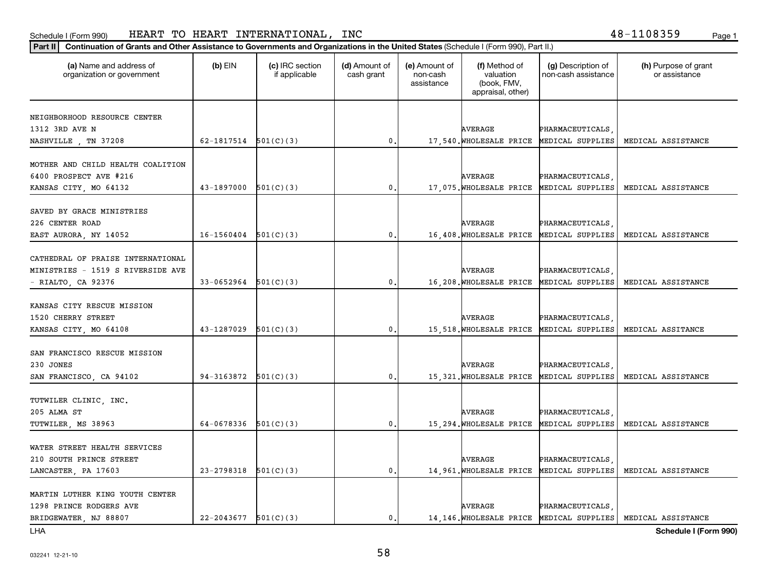Schedule I (Form 990) HEART TO HEART INTERNATIONAL, INC 48-1108359

**Part II** **Continuation of Grants and Other Assistance to Governments and Organizations in the United States** (Schedule I (Form 990), Part II.)

| (a) Name and address of organization or government | (b) EIN | (c) IRC section if applicable | (d) Amount of cash grant | (e) Amount of non-cash assistance | (f) Method of valuation (book, FMV, appraisal, other) | (g) Description of non-cash assistance | (h) Purpose of grant or assistance |
|---|---|---|---|---|---|---|---|
| NEIGHBORHOOD RESOURCE CENTER 1312 3RD AVE N NASHVILLE , TN 37208 | 62-1817514 | 501(C)(3) | 0. | 17,540. | AVERAGE WHOLESALE PRICE | PHARMACEUTICALS, MEDICAL SUPPLIES | MEDICAL ASSISTANCE |
| MOTHER AND CHILD HEALTH COALITION 6400 PROSPECT AVE #216 KANSAS CITY, MO 64132 | 43-1897000 | 501(C)(3) | 0. | 17,075. | AVERAGE WHOLESALE PRICE | PHARMACEUTICALS, MEDICAL SUPPLIES | MEDICAL ASSISTANCE |
| SAVED BY GRACE MINISTRIES 226 CENTER ROAD EAST AURORA, NY 14052 | 16-1560404 | 501(C)(3) | 0. | 16,408. | AVERAGE WHOLESALE PRICE | PHARMACEUTICALS, MEDICAL SUPPLIES | MEDICAL ASSISTANCE |
| CATHEDRAL OF PRAISE INTERNATIONAL MINISTRIES - 1519 S RIVERSIDE AVE - RIALTO, CA 92376 | 33-0652964 | 501(C)(3) | 0. | 16,208. | AVERAGE WHOLESALE PRICE | PHARMACEUTICALS, MEDICAL SUPPLIES | MEDICAL ASSISTANCE |
| KANSAS CITY RESCUE MISSION 1520 CHERRY STREET KANSAS CITY, MO 64108 | 43-1287029 | 501(C)(3) | 0. | 15,518. | AVERAGE WHOLESALE PRICE | PHARMACEUTICALS, MEDICAL SUPPLIES | MEDICAL ASSITANCE |
| SAN FRANCISCO RESCUE MISSION 230 JONES SAN FRANCISCO, CA 94102 | 94-3163872 | 501(C)(3) | 0. | 15,321. | AVERAGE WHOLESALE PRICE | PHARMACEUTICALS, MEDICAL SUPPLIES | MEDICAL ASSISTANCE |
| TUTWILER CLINIC, INC. 205 ALMA ST TUTWILER, MS 38963 | 64-0678336 | 501(C)(3) | 0. | 15,294. | AVERAGE WHOLESALE PRICE | PHARMACEUTICALS, MEDICAL SUPPLIES | MEDICAL ASSISTANCE |
| WATER STREET HEALTH SERVICES 210 SOUTH PRINCE STREET LANCASTER, PA 17603 | 23-2798318 | 501(C)(3) | 0. | 14,961. | AVERAGE WHOLESALE PRICE | PHARMACEUTICALS, MEDICAL SUPPLIES | MEDICAL ASSISTANCE |
| MARTIN LUTHER KING YOUTH CENTER 1298 PRINCE RODGERS AVE BRIDGEWATER, NJ 88807 | 22-2043677 | 501(C)(3) | 0. | 14,146. | AVERAGE WHOLESALE PRICE | PHARMACEUTICALS, MEDICAL SUPPLIES | MEDICAL ASSISTANCE |

LHA Schedule I (Form 990)

032241 12-21-10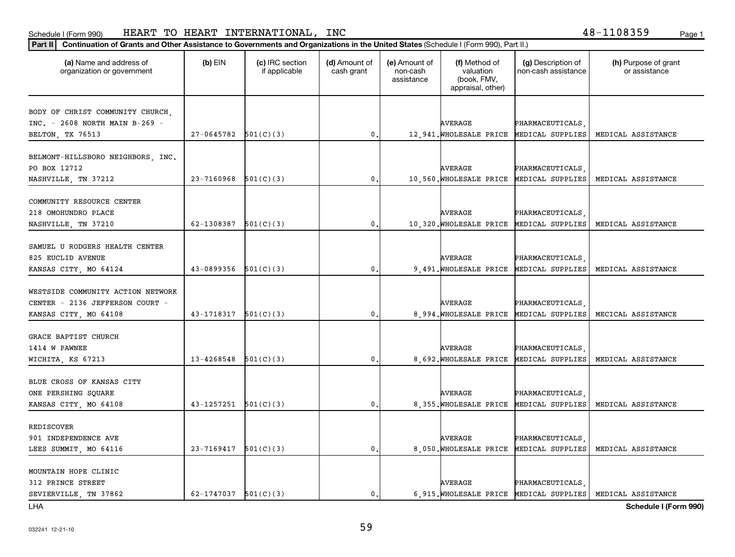Schedule I (Form 990) HEART TO HEART INTERNATIONAL, INC 48-1108359

**Part II** **Continuation of Grants and Other Assistance to Governments and Organizations in the United States** (Schedule I (Form 990), Part II.)

| (a) Name and address of organization or government | (b) EIN | (c) IRC section if applicable | (d) Amount of cash grant | (e) Amount of non-cash assistance | (f) Method of valuation (book, FMV, appraisal, other) | (g) Description of non-cash assistance | (h) Purpose of grant or assistance |
|---|---|---|---|---|---|---|---|
| BODY OF CHRIST COMMUNITY CHURCH, INC. - 2608 NORTH MAIN B-269 - BELTON, TX 76513 | 27-0645782 | 501(C)(3) | 0. | 12,941. | AVERAGE WHOLESALE PRICE | PHARMACEUTICALS, MEDICAL SUPPLIES | MEDICAL ASSISTANCE |
| BELMONT-HILLSBORO NEIGHBORS, INC. PO BOX 12712 NASHVILLE, TN 37212 | 23-7160968 | 501(C)(3) | 0. | 10,560. | AVERAGE WHOLESALE PRICE | PHARMACEUTICALS, MEDICAL SUPPLIES | MEDICAL ASSISTANCE |
| COMMUNITY RESOURCE CENTER 218 OMOHUNDRO PLACE NASHVILLE, TN 37210 | 62-1308387 | 501(C)(3) | 0. | 10,320. | AVERAGE WHOLESALE PRICE | PHARMACEUTICALS, MEDICAL SUPPLIES | MEDICAL ASSISTANCE |
| SAMUEL U RODGERS HEALTH CENTER 825 EUCLID AVENUE KANSAS CITY, MO 64124 | 43-0899356 | 501(C)(3) | 0. | 9,491. | AVERAGE WHOLESALE PRICE | PHARMACEUTICALS, MEDICAL SUPPLIES | MEDICAL ASSISTANCE |
| WESTSIDE COMMUNITY ACTION NETWORK CENTER - 2136 JEFFERSON COURT - KANSAS CITY, MO 64108 | 43-1718317 | 501(C)(3) | 0. | 8,994. | AVERAGE WHOLESALE PRICE | PHARMACEUTICALS, MEDICAL SUPPLIES | MECICAL ASSISTANCE |
| GRACE BAPTIST CHURCH 1414 W PAWNEE WICHITA, KS 67213 | 13-4268548 | 501(C)(3) | 0. | 8,692. | AVERAGE WHOLESALE PRICE | PHARMACEUTICALS, MEDICAL SUPPLIES | MEDICAL ASSISTANCE |
| BLUE CROSS OF KANSAS CITY ONE PERSHING SQUARE KANSAS CITY, MO 64108 | 43-1257251 | 501(C)(3) | 0. | 8,355. | AVERAGE WHOLESALE PRICE | PHARMACEUTICALS, MEDICAL SUPPLIES | MEDICAL ASSISTANCE |
| REDISCOVER 901 INDEPENDENCE AVE LEES SUMMIT, MO 64116 | 23-7169417 | 501(C)(3) | 0. | 8,050. | AVERAGE WHOLESALE PRICE | PHARMACEUTICALS, MEDICAL SUPPLIES | MEDICAL ASSISTANCE |
| MOUNTAIN HOPE CLINIC 312 PRINCE STREET SEVIERVILLE, TN 37862 | 62-1747037 | 501(C)(3) | 0. | 6,915. | AVERAGE WHOLESALE PRICE | PHARMACEUTICALS, MEDICAL SUPPLIES | MEDICAL ASSISTANCE |

LHA **Schedule I (Form 990)**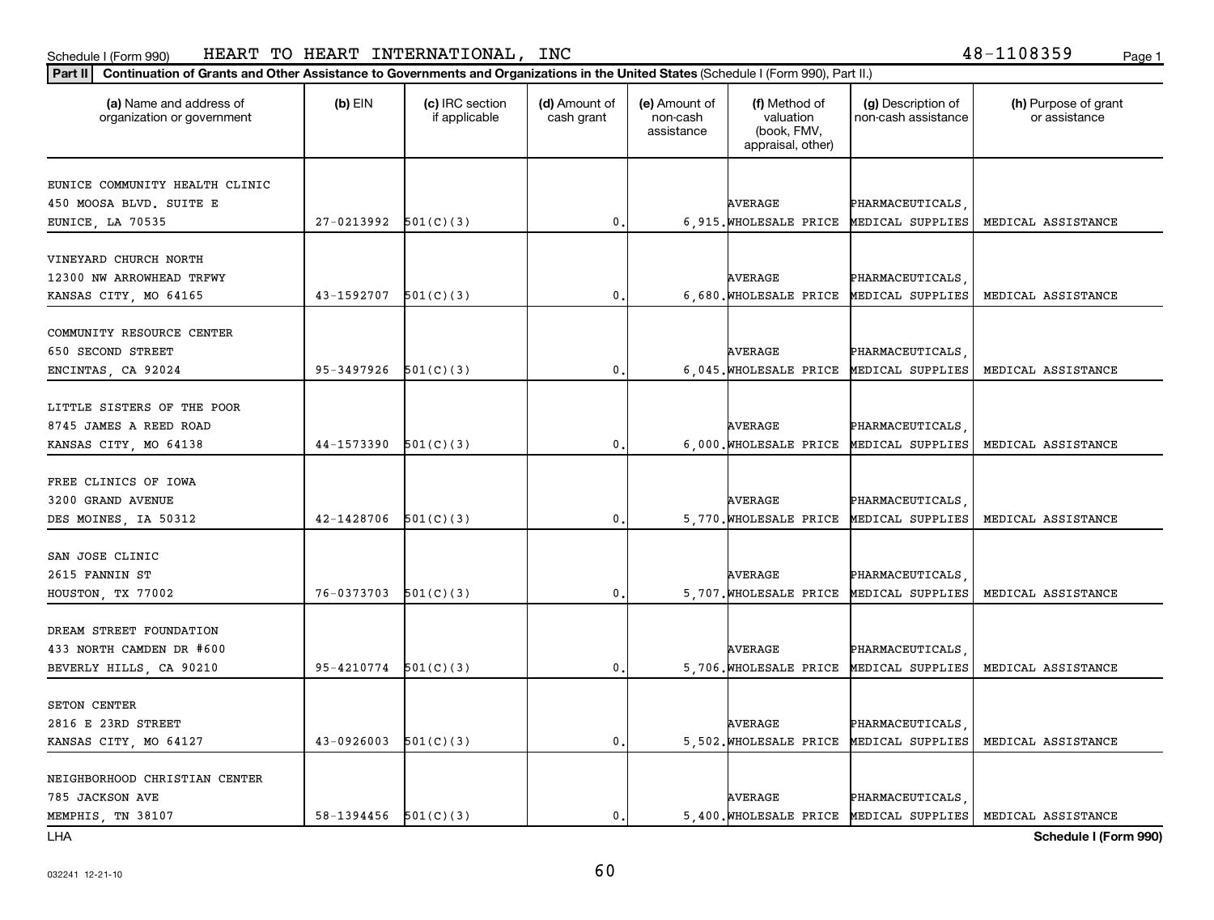Schedule I (Form 990) HEART TO HEART INTERNATIONAL, INC 48-1108359

**Part II** **Continuation of Grants and Other Assistance to Governments and Organizations in the United States** (Schedule I (Form 990), Part II.)

| (a) Name and address of organization or government | (b) EIN | (c) IRC section if applicable | (d) Amount of cash grant | (e) Amount of non-cash assistance | (f) Method of valuation (book, FMV, appraisal, other) | (g) Description of non-cash assistance | (h) Purpose of grant or assistance |
|---|---|---|---|---|---|---|---|
| EUNICE COMMUNITY HEALTH CLINIC<br>450 MOOSA BLVD. SUITE E<br>EUNICE, LA 70535 | 27-0213992 | 501(C)(3) | 0. | 6,915. | AVERAGE WHOLESALE PRICE | PHARMACEUTICALS, MEDICAL SUPPLIES | MEDICAL ASSISTANCE |
| VINEYARD CHURCH NORTH<br>12300 NW ARROWHEAD TRFWY<br>KANSAS CITY, MO 64165 | 43-1592707 | 501(C)(3) | 0. | 6,680. | AVERAGE WHOLESALE PRICE | PHARMACEUTICALS, MEDICAL SUPPLIES | MEDICAL ASSISTANCE |
| COMMUNITY RESOURCE CENTER<br>650 SECOND STREET<br>ENCINTAS, CA 92024 | 95-3497926 | 501(C)(3) | 0. | 6,045. | AVERAGE WHOLESALE PRICE | PHARMACEUTICALS, MEDICAL SUPPLIES | MEDICAL ASSISTANCE |
| LITTLE SISTERS OF THE POOR<br>8745 JAMES A REED ROAD<br>KANSAS CITY, MO 64138 | 44-1573390 | 501(C)(3) | 0. | 6,000. | AVERAGE WHOLESALE PRICE | PHARMACEUTICALS, MEDICAL SUPPLIES | MEDICAL ASSISTANCE |
| FREE CLINICS OF IOWA<br>3200 GRAND AVENUE<br>DES MOINES, IA 50312 | 42-1428706 | 501(C)(3) | 0. | 5,770. | AVERAGE WHOLESALE PRICE | PHARMACEUTICALS, MEDICAL SUPPLIES | MEDICAL ASSISTANCE |
| SAN JOSE CLINIC<br>2615 FANNIN ST<br>HOUSTON, TX 77002 | 76-0373703 | 501(C)(3) | 0. | 5,707. | AVERAGE WHOLESALE PRICE | PHARMACEUTICALS, MEDICAL SUPPLIES | MEDICAL ASSISTANCE |
| DREAM STREET FOUNDATION<br>433 NORTH CAMDEN DR #600<br>BEVERLY HILLS, CA 90210 | 95-4210774 | 501(C)(3) | 0. | 5,706. | AVERAGE WHOLESALE PRICE | PHARMACEUTICALS, MEDICAL SUPPLIES | MEDICAL ASSISTANCE |
| SETON CENTER<br>2816 E 23RD STREET<br>KANSAS CITY, MO 64127 | 43-0926003 | 501(C)(3) | 0. | 5,502. | AVERAGE WHOLESALE PRICE | PHARMACEUTICALS, MEDICAL SUPPLIES | MEDICAL ASSISTANCE |
| NEIGHBORHOOD CHRISTIAN CENTER<br>785 JACKSON AVE<br>MEMPHIS, TN 38107 | 58-1394456 | 501(C)(3) | 0. | 5,400. | AVERAGE WHOLESALE PRICE | PHARMACEUTICALS, MEDICAL SUPPLIES | MEDICAL ASSISTANCE |

LHA **Schedule I (Form 990)**

032241 12-21-10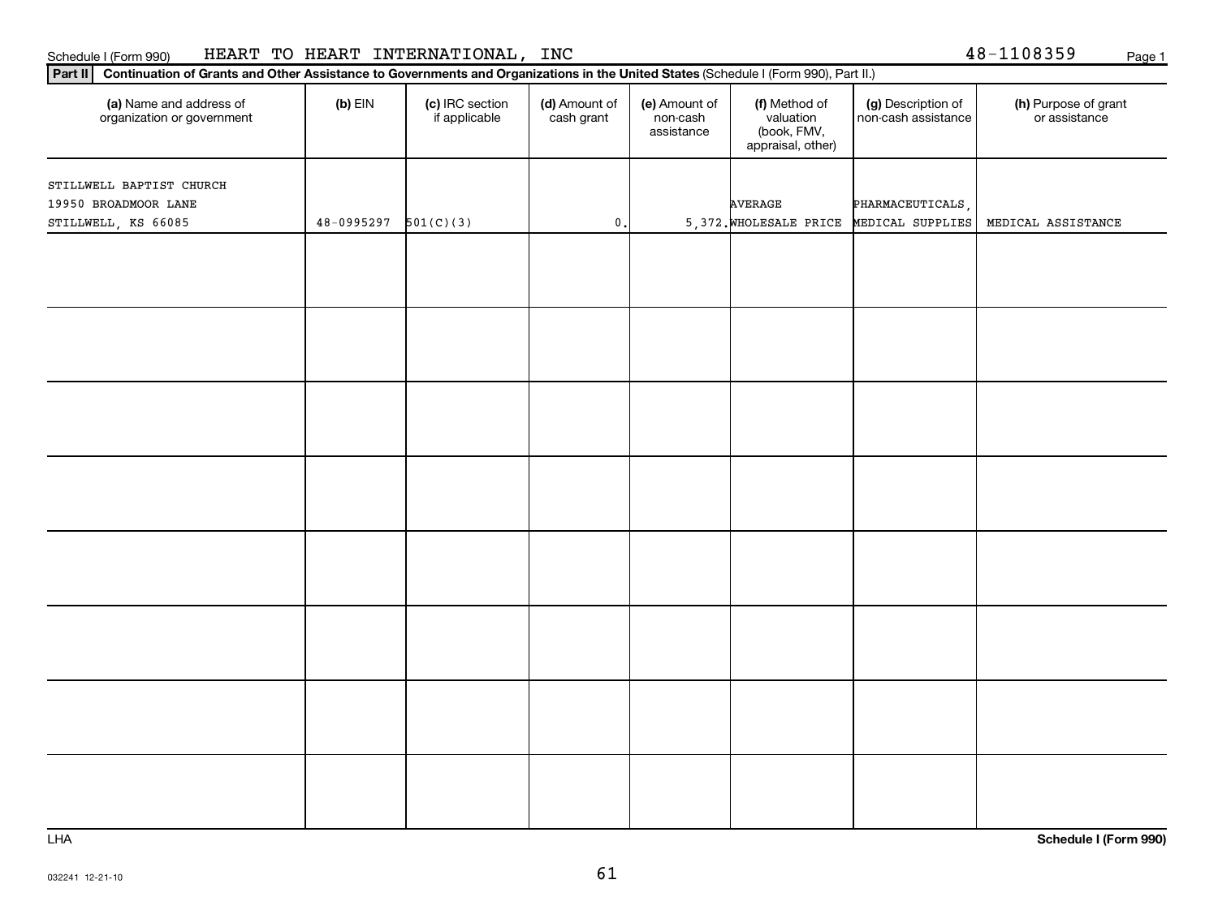Schedule I (Form 990) HEART TO HEART INTERNATIONAL, INC 48-1108359

**Part II** **Continuation of Grants and Other Assistance to Governments and Organizations in the United States** (Schedule I (Form 990), Part II.)

| (a) Name and address of organization or government | (b) EIN | (c) IRC section if applicable | (d) Amount of cash grant | (e) Amount of non-cash assistance | (f) Method of valuation (book, FMV, appraisal, other) | (g) Description of non-cash assistance | (h) Purpose of grant or assistance |
|---|---|---|---|---|---|---|---|
| STILLWELL BAPTIST CHURCH<br>19950 BROADMOOR LANE<br>STILLWELL, KS 66085 | 48-0995297 | 501(C)(3) | 0. | 5,372. | AVERAGE WHOLESALE PRICE | PHARMACEUTICALS, MEDICAL SUPPLIES | MEDICAL ASSISTANCE |
| | | | | | | | |
| | | | | | | | |
| | | | | | | | |
| | | | | | | | |
| | | | | | | | |
| | | | | | | | |
| | | | | | | | |
| | | | | | | | |

LHA **Schedule I (Form 990)**

032241 12-21-10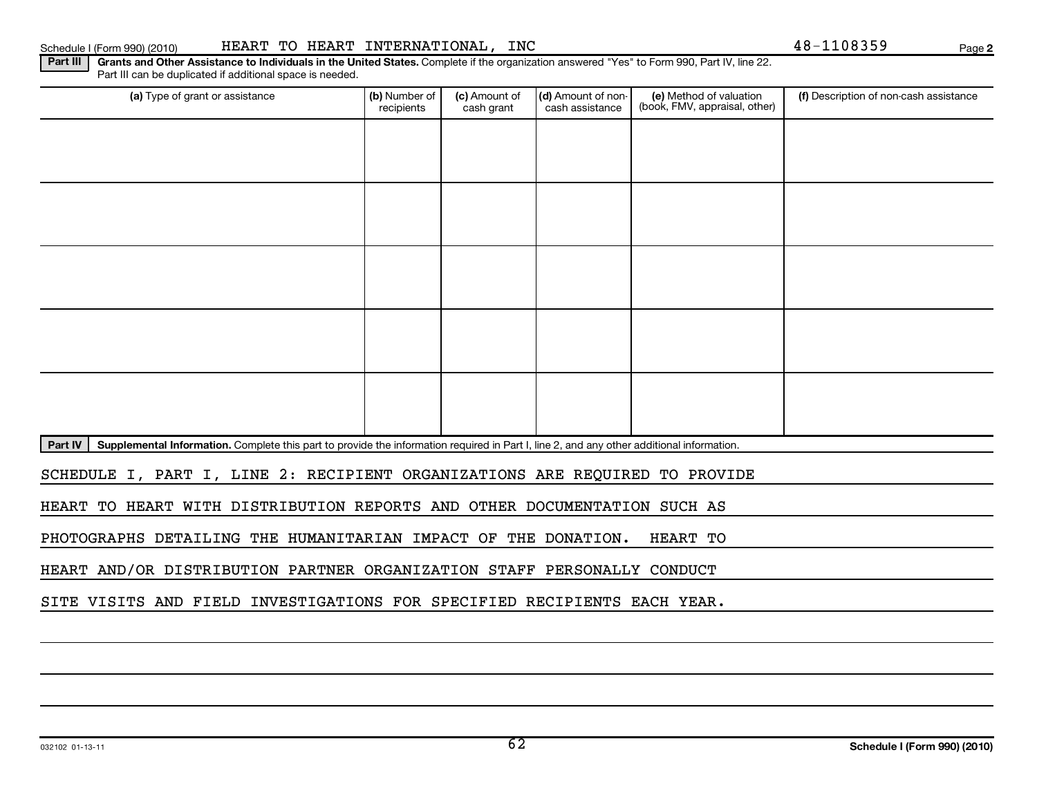Schedule I (Form 990) (2010) HEART TO HEART INTERNATIONAL, INC 48-1108359

**Part III** **Grants and Other Assistance to Individuals in the United States.** Complete if the organization answered "Yes" to Form 990, Part IV, line 22. Part III can be duplicated if additional space is needed.

| (a) Type of grant or assistance | (b) Number of recipients | (c) Amount of cash grant | (d) Amount of non-cash assistance | (e) Method of valuation (book, FMV, appraisal, other) | (f) Description of non-cash assistance |
|---|---|---|---|---|---|
| | | | | | |
| | | | | | |
| | | | | | |
| | | | | | |
| | | | | | |

**Part IV** **Supplemental Information.** Complete this part to provide the information required in Part I, line 2, and any other additional information.

SCHEDULE I, PART I, LINE 2: RECIPIENT ORGANIZATIONS ARE REQUIRED TO PROVIDE HEART TO HEART WITH DISTRIBUTION REPORTS AND OTHER DOCUMENTATION SUCH AS PHOTOGRAPHS DETAILING THE HUMANITARIAN IMPACT OF THE DONATION. HEART TO HEART AND/OR DISTRIBUTION PARTNER ORGANIZATION STAFF PERSONALLY CONDUCT SITE VISITS AND FIELD INVESTIGATIONS FOR SPECIFIED RECIPIENTS EACH YEAR.

032102 01-13-11 Schedule I (Form 990) (2010)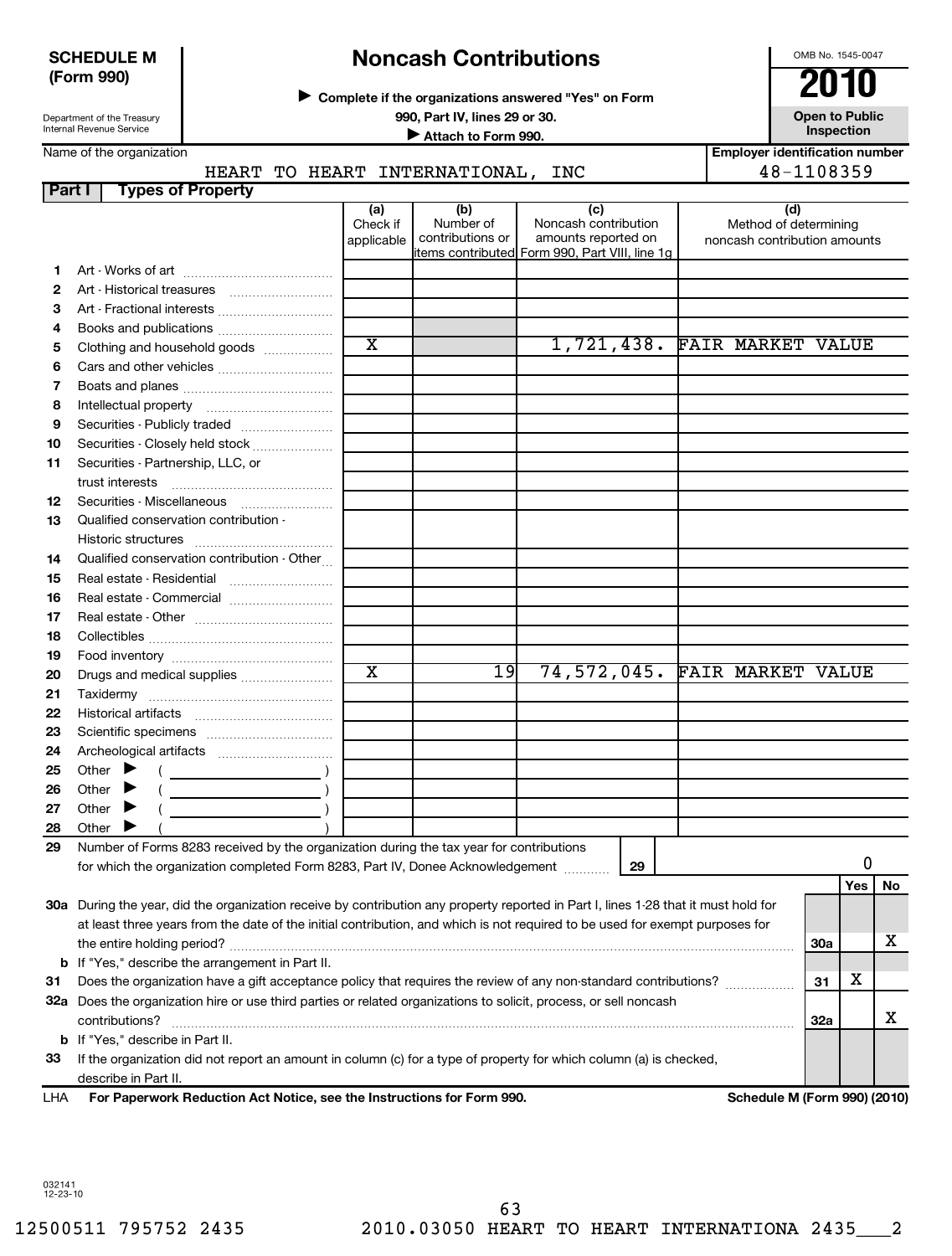**SCHEDULE M (Form 990)**

Department of the Treasury
Internal Revenue Service

# Noncash Contributions

▶ Complete if the organizations answered "Yes" on Form 990, Part IV, lines 29 or 30.

▶ Attach to Form 990.

OMB No. 1545-0047

**2010**

**Open to Public Inspection**

Name of the organization: HEART TO HEART INTERNATIONAL, INC

Employer identification number: 48-1108359

**Part I — Types of Property**

| | | (a) Check if applicable | (b) Number of contributions or items contributed | (c) Noncash contribution amounts reported on Form 990, Part VIII, line 1g | (d) Method of determining noncash contribution amounts |
|---|---|---|---|---|---|
| 1 | Art - Works of art | | | | |
| 2 | Art - Historical treasures | | | | |
| 3 | Art - Fractional interests | | | | |
| 4 | Books and publications | | | | |
| 5 | Clothing and household goods | X | | 1,721,438. | FAIR MARKET VALUE |
| 6 | Cars and other vehicles | | | | |
| 7 | Boats and planes | | | | |
| 8 | Intellectual property | | | | |
| 9 | Securities - Publicly traded | | | | |
| 10 | Securities - Closely held stock | | | | |
| 11 | Securities - Partnership, LLC, or trust interests | | | | |
| 12 | Securities - Miscellaneous | | | | |
| 13 | Qualified conservation contribution - Historic structures | | | | |
| 14 | Qualified conservation contribution - Other | | | | |
| 15 | Real estate - Residential | | | | |
| 16 | Real estate - Commercial | | | | |
| 17 | Real estate - Other | | | | |
| 18 | Collectibles | | | | |
| 19 | Food inventory | | | | |
| 20 | Drugs and medical supplies | X | 19 | 74,572,045. | FAIR MARKET VALUE |
| 21 | Taxidermy | | | | |
| 22 | Historical artifacts | | | | |
| 23 | Scientific specimens | | | | |
| 24 | Archeological artifacts | | | | |
| 25 | Other ▶ ( ) | | | | |
| 26 | Other ▶ ( ) | | | | |
| 27 | Other ▶ ( ) | | | | |
| 28 | Other ▶ ( ) | | | | |

**29** Number of Forms 8283 received by the organization during the tax year for contributions for which the organization completed Form 8283, Part IV, Donee Acknowledgement — **29**: 0

| | | | Yes | No |
|---|---|---|---|---|
| **30a** | During the year, did the organization receive by contribution any property reported in Part I, lines 1-28 that it must hold for at least three years from the date of the initial contribution, and which is not required to be used for exempt purposes for the entire holding period? | 30a | | X |
| **b** | If "Yes," describe the arrangement in Part II. | | | |
| **31** | Does the organization have a gift acceptance policy that requires the review of any non-standard contributions? | 31 | X | |
| **32a** | Does the organization hire or use third parties or related organizations to solicit, process, or sell noncash contributions? | 32a | | X |
| **b** | If "Yes," describe in Part II. | | | |
| **33** | If the organization did not report an amount in column (c) for a type of property for which column (a) is checked, describe in Part II. | | | |

LHA **For Paperwork Reduction Act Notice, see the Instructions for Form 990.** **Schedule M (Form 990) (2010)**

032141
12-23-10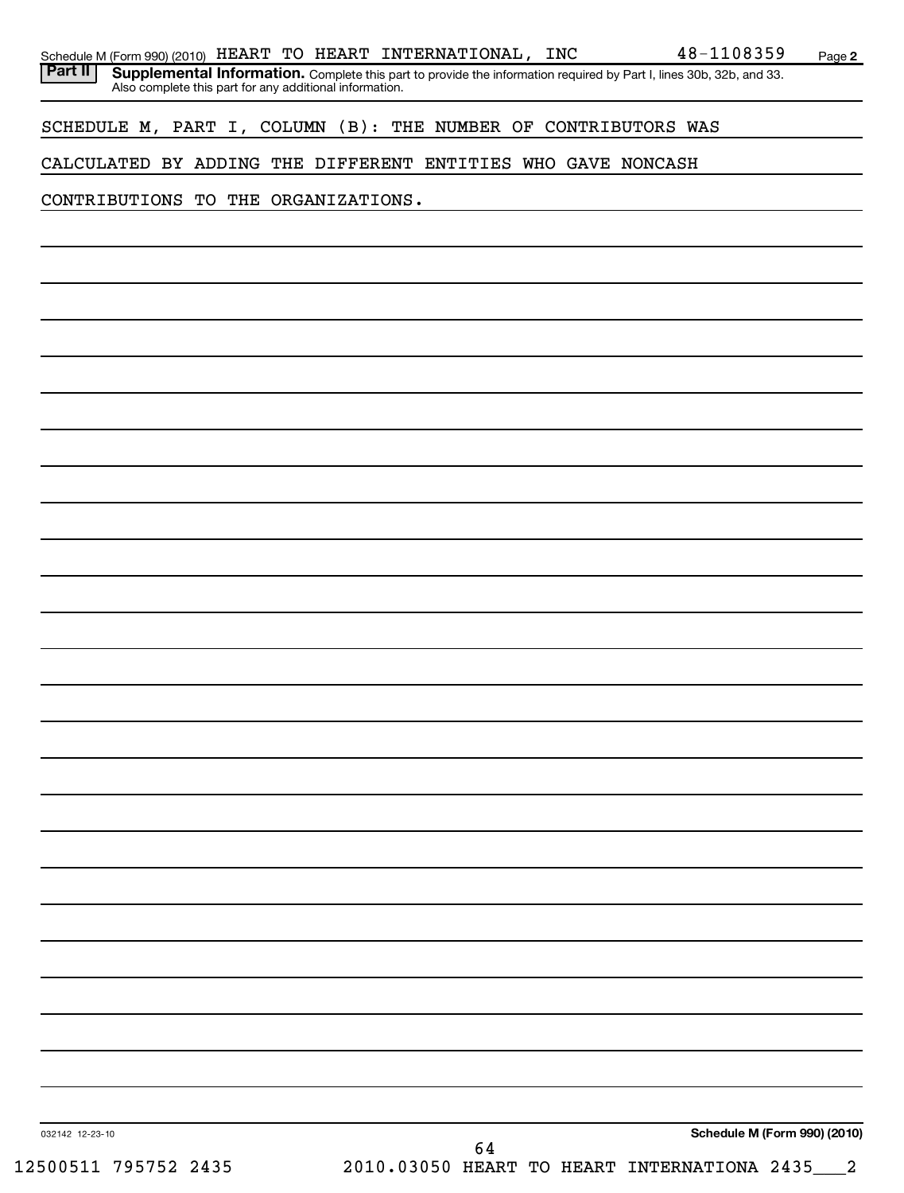Schedule M (Form 990) (2010) HEART TO HEART INTERNATIONAL, INC 48-1108359 Page **2**

**Part II** **Supplemental Information.** Complete this part to provide the information required by Part I, lines 30b, 32b, and 33. Also complete this part for any additional information.

SCHEDULE M, PART I, COLUMN (B): THE NUMBER OF CONTRIBUTORS WAS CALCULATED BY ADDING THE DIFFERENT ENTITIES WHO GAVE NONCASH CONTRIBUTIONS TO THE ORGANIZATIONS.

032142 12-23-10

**Schedule M (Form 990) (2010)**

12500511 795752 2435 2010.03050 HEART TO HEART INTERNATIONA 2435___2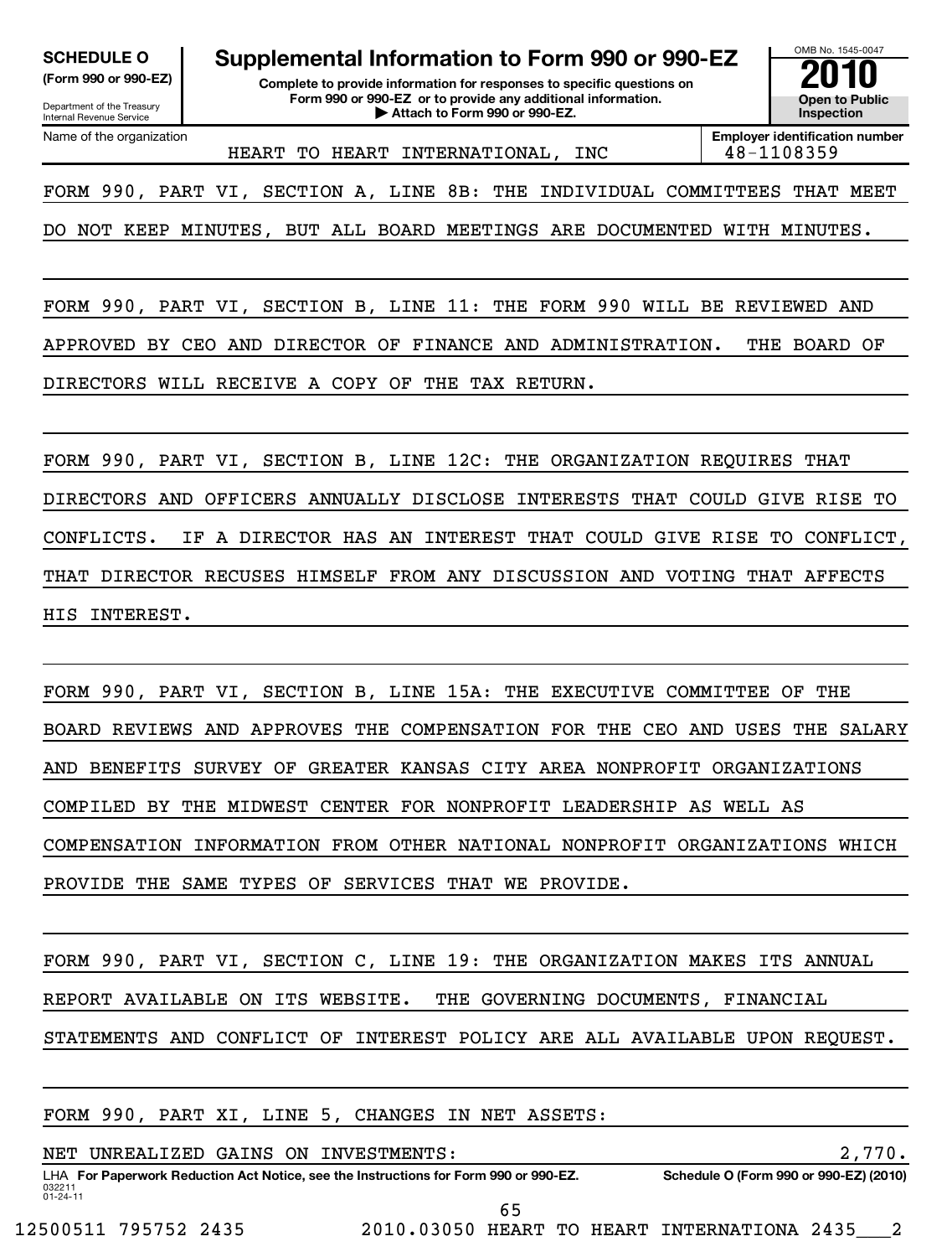**SCHEDULE O**
**(Form 990 or 990-EZ)**

Department of the Treasury
Internal Revenue Service

# Supplemental Information to Form 990 or 990-EZ

**Complete to provide information for responses to specific questions on Form 990 or 990-EZ or to provide any additional information.**
**▶ Attach to Form 990 or 990-EZ.**

OMB No. 1545-0047
**2010**
**Open to Public Inspection**

Name of the organization: HEART TO HEART INTERNATIONAL, INC

**Employer identification number:** 48-1108359

FORM 990, PART VI, SECTION A, LINE 8B: THE INDIVIDUAL COMMITTEES THAT MEET DO NOT KEEP MINUTES, BUT ALL BOARD MEETINGS ARE DOCUMENTED WITH MINUTES.

FORM 990, PART VI, SECTION B, LINE 11: THE FORM 990 WILL BE REVIEWED AND APPROVED BY CEO AND DIRECTOR OF FINANCE AND ADMINISTRATION. THE BOARD OF DIRECTORS WILL RECEIVE A COPY OF THE TAX RETURN.

FORM 990, PART VI, SECTION B, LINE 12C: THE ORGANIZATION REQUIRES THAT DIRECTORS AND OFFICERS ANNUALLY DISCLOSE INTERESTS THAT COULD GIVE RISE TO CONFLICTS. IF A DIRECTOR HAS AN INTEREST THAT COULD GIVE RISE TO CONFLICT, THAT DIRECTOR RECUSES HIMSELF FROM ANY DISCUSSION AND VOTING THAT AFFECTS HIS INTEREST.

FORM 990, PART VI, SECTION B, LINE 15A: THE EXECUTIVE COMMITTEE OF THE BOARD REVIEWS AND APPROVES THE COMPENSATION FOR THE CEO AND USES THE SALARY AND BENEFITS SURVEY OF GREATER KANSAS CITY AREA NONPROFIT ORGANIZATIONS COMPILED BY THE MIDWEST CENTER FOR NONPROFIT LEADERSHIP AS WELL AS COMPENSATION INFORMATION FROM OTHER NATIONAL NONPROFIT ORGANIZATIONS WHICH PROVIDE THE SAME TYPES OF SERVICES THAT WE PROVIDE.

FORM 990, PART VI, SECTION C, LINE 19: THE ORGANIZATION MAKES ITS ANNUAL REPORT AVAILABLE ON ITS WEBSITE. THE GOVERNING DOCUMENTS, FINANCIAL STATEMENTS AND CONFLICT OF INTEREST POLICY ARE ALL AVAILABLE UPON REQUEST.

FORM 990, PART XI, LINE 5, CHANGES IN NET ASSETS:

NET UNREALIZED GAINS ON INVESTMENTS: 2,770.

LHA **For Paperwork Reduction Act Notice, see the Instructions for Form 990 or 990-EZ.** **Schedule O (Form 990 or 990-EZ) (2010)**

032211
01-24-11

12500511 795752 2435 2010.03050 HEART TO HEART INTERNATIONA 2435___2